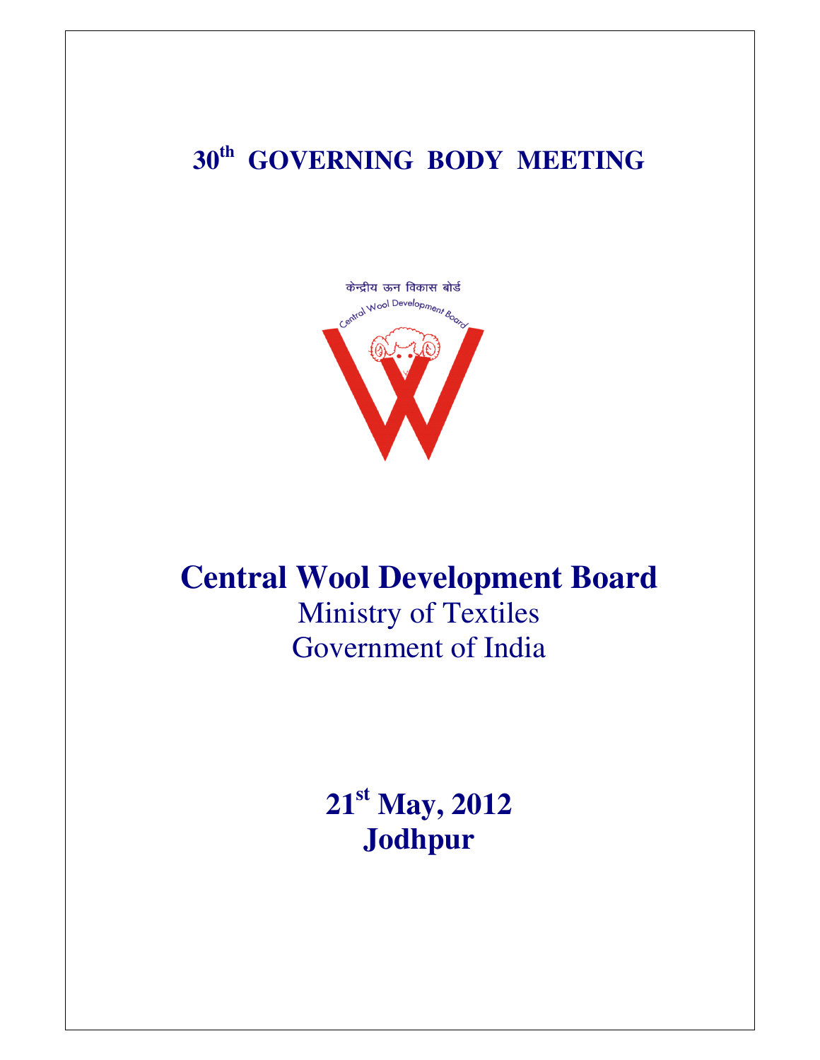# 30th GOVERNING BODY MEETING

केन्द्रीय ऊन विकास बोर्ड

Central Wool Development Board

# Central Wool Development Board

Ministry of Textiles

Government of India

## 21st May, 2012

## Jodhpur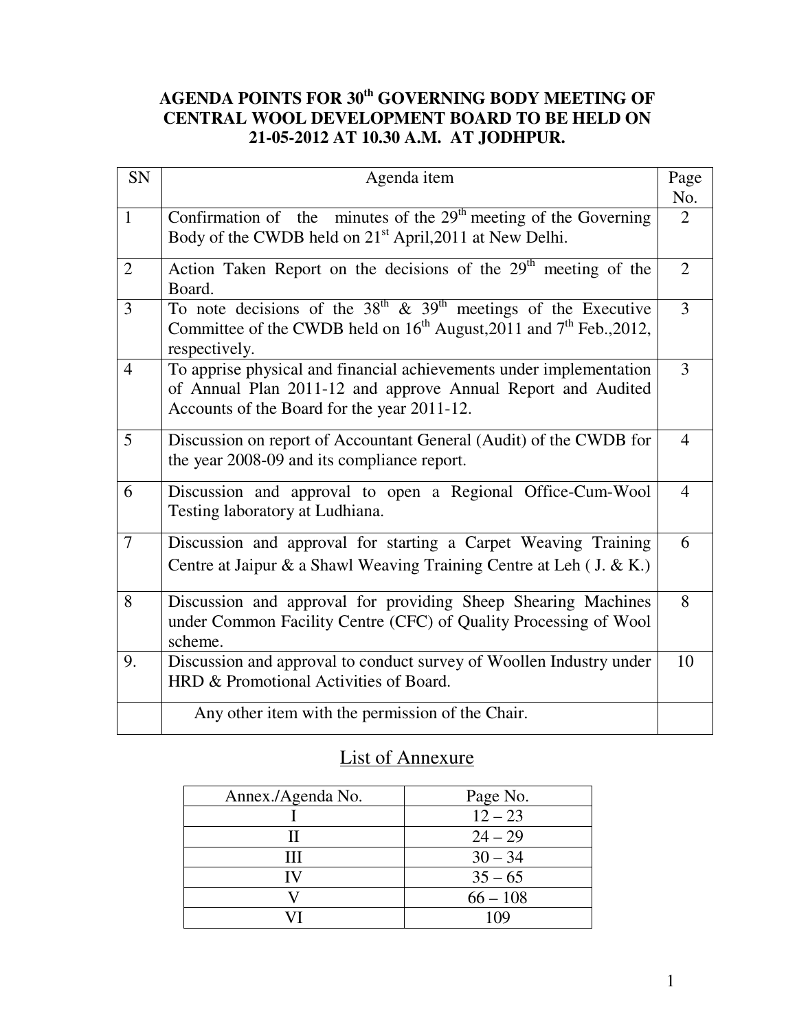# AGENDA POINTS FOR 30th GOVERNING BODY MEETING OF CENTRAL WOOL DEVELOPMENT BOARD TO BE HELD ON 21-05-2012 AT 10.30 A.M. AT JODHPUR.

| SN | Agenda item | Page No. |
|---|---|---|
| 1 | Confirmation of the minutes of the 29th meeting of the Governing Body of the CWDB held on 21st April,2011 at New Delhi. | 2 |
| 2 | Action Taken Report on the decisions of the 29th meeting of the Board. | 2 |
| 3 | To note decisions of the 38th & 39th meetings of the Executive Committee of the CWDB held on 16th August,2011 and 7th Feb.,2012, respectively. | 3 |
| 4 | To apprise physical and financial achievements under implementation of Annual Plan 2011-12 and approve Annual Report and Audited Accounts of the Board for the year 2011-12. | 3 |
| 5 | Discussion on report of Accountant General (Audit) of the CWDB for the year 2008-09 and its compliance report. | 4 |
| 6 | Discussion and approval to open a Regional Office-Cum-Wool Testing laboratory at Ludhiana. | 4 |
| 7 | Discussion and approval for starting a Carpet Weaving Training Centre at Jaipur & a Shawl Weaving Training Centre at Leh ( J. & K.) | 6 |
| 8 | Discussion and approval for providing Sheep Shearing Machines under Common Facility Centre (CFC) of Quality Processing of Wool scheme. | 8 |
| 9. | Discussion and approval to conduct survey of Woollen Industry under HRD & Promotional Activities of Board. | 10 |
| | Any other item with the permission of the Chair. | |

## List of Annexure

| Annex./Agenda No. | Page No. |
|---|---|
| I | 12 – 23 |
| II | 24 – 29 |
| III | 30 – 34 |
| IV | 35 – 65 |
| V | 66 – 108 |
| VI | 109 |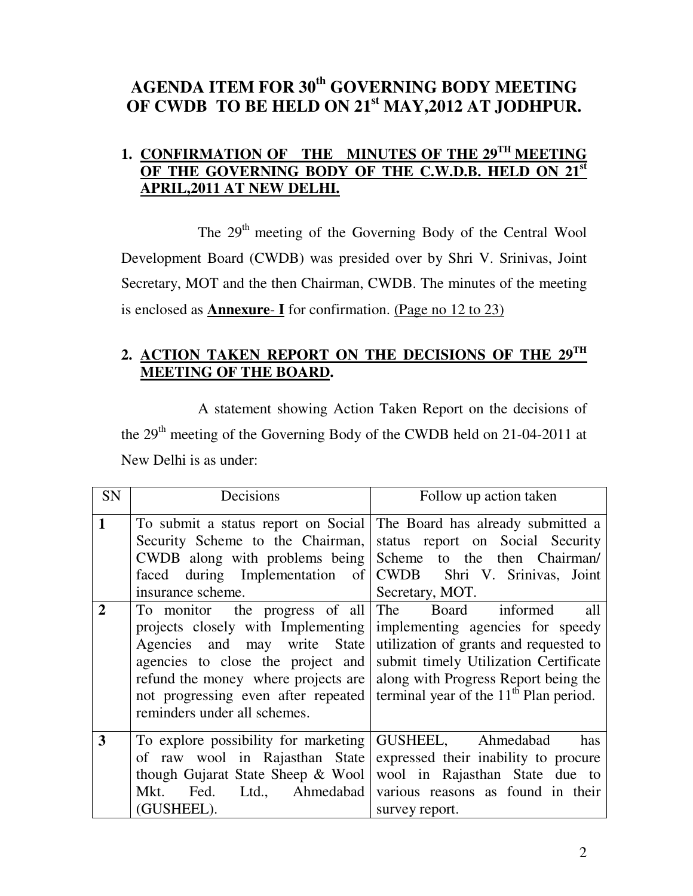# AGENDA ITEM FOR 30th GOVERNING BODY MEETING OF CWDB TO BE HELD ON 21st MAY,2012 AT JODHPUR.

## 1. CONFIRMATION OF THE MINUTES OF THE 29TH MEETING OF THE GOVERNING BODY OF THE C.W.D.B. HELD ON 21st APRIL,2011 AT NEW DELHI.

The 29th meeting of the Governing Body of the Central Wool Development Board (CWDB) was presided over by Shri V. Srinivas, Joint Secretary, MOT and the then Chairman, CWDB. The minutes of the meeting is enclosed as **Annexure- I** for confirmation. (Page no 12 to 23)

## 2. ACTION TAKEN REPORT ON THE DECISIONS OF THE 29TH MEETING OF THE BOARD.

A statement showing Action Taken Report on the decisions of the 29th meeting of the Governing Body of the CWDB held on 21-04-2011 at New Delhi is as under:

| SN | Decisions | Follow up action taken |
|---|---|---|
| **1** | To submit a status report on Social Security Scheme to the Chairman, CWDB along with problems being faced during Implementation of insurance scheme. | The Board has already submitted a status report on Social Security Scheme to the then Chairman/ CWDB Shri V. Srinivas, Joint Secretary, MOT. |
| **2** | To monitor the progress of all projects closely with Implementing Agencies and may write State agencies to close the project and refund the money where projects are not progressing even after repeated reminders under all schemes. | The Board informed all implementing agencies for speedy utilization of grants and requested to submit timely Utilization Certificate along with Progress Report being the terminal year of the 11th Plan period. |
| **3** | To explore possibility for marketing of raw wool in Rajasthan State though Gujarat State Sheep & Wool Mkt. Fed. Ltd., Ahmedabad (GUSHEEL). | GUSHEEL, Ahmedabad has expressed their inability to procure wool in Rajasthan State due to various reasons as found in their survey report. |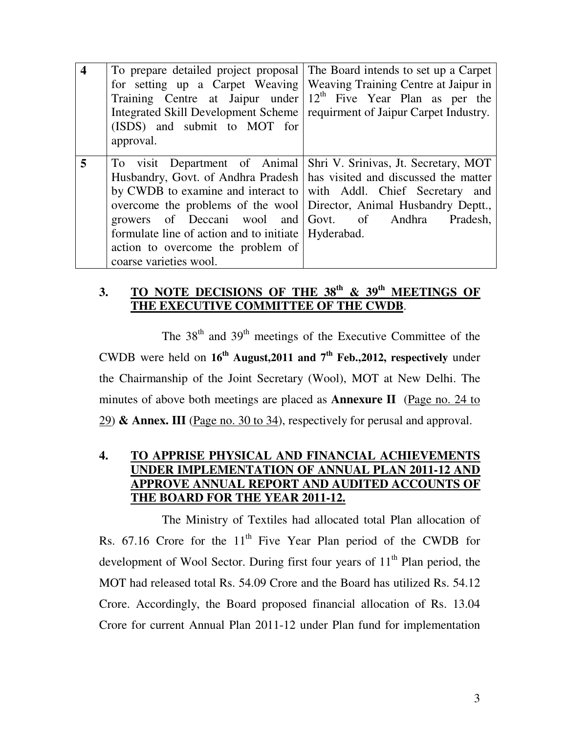| 4 | To prepare detailed project proposal for setting up a Carpet Weaving Training Centre at Jaipur under Integrated Skill Development Scheme (ISDS) and submit to MOT for approval. | The Board intends to set up a Carpet Weaving Training Centre at Jaipur in 12th Five Year Plan as per the requirment of Jaipur Carpet Industry. |
|---|---|---|
| 5 | To visit Department of Animal Husbandry, Govt. of Andhra Pradesh by CWDB to examine and interact to overcome the problems of the wool growers of Deccani wool and formulate line of action and to initiate action to overcome the problem of coarse varieties wool. | Shri V. Srinivas, Jt. Secretary, MOT has visited and discussed the matter with Addl. Chief Secretary and Director, Animal Husbandry Deptt., Govt. of Andhra Pradesh, Hyderabad. |

## 3. TO NOTE DECISIONS OF THE 38th & 39th MEETINGS OF THE EXECUTIVE COMMITTEE OF THE CWDB.

The 38th and 39th meetings of the Executive Committee of the CWDB were held on **16th August,2011 and 7th Feb.,2012, respectively** under the Chairmanship of the Joint Secretary (Wool), MOT at New Delhi. The minutes of above both meetings are placed as **Annexure II** (Page no. 24 to 29) **& Annex. III** (Page no. 30 to 34), respectively for perusal and approval.

## 4. TO APPRISE PHYSICAL AND FINANCIAL ACHIEVEMENTS UNDER IMPLEMENTATION OF ANNUAL PLAN 2011-12 AND APPROVE ANNUAL REPORT AND AUDITED ACCOUNTS OF THE BOARD FOR THE YEAR 2011-12.

The Ministry of Textiles had allocated total Plan allocation of Rs. 67.16 Crore for the 11th Five Year Plan period of the CWDB for development of Wool Sector. During first four years of 11th Plan period, the MOT had released total Rs. 54.09 Crore and the Board has utilized Rs. 54.12 Crore. Accordingly, the Board proposed financial allocation of Rs. 13.04 Crore for current Annual Plan 2011-12 under Plan fund for implementation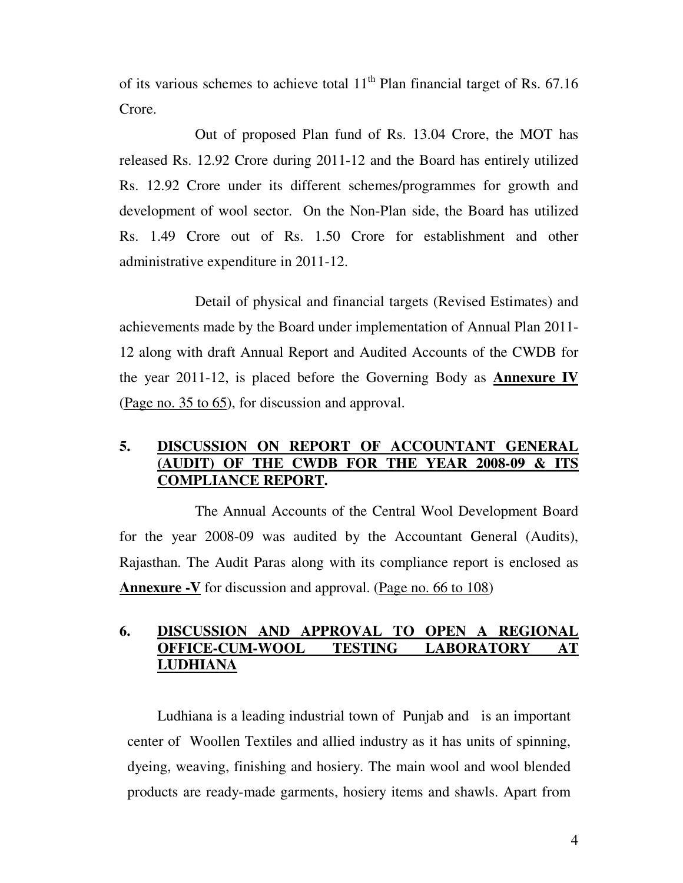of its various schemes to achieve total 11th Plan financial target of Rs. 67.16 Crore.

Out of proposed Plan fund of Rs. 13.04 Crore, the MOT has released Rs. 12.92 Crore during 2011-12 and the Board has entirely utilized Rs. 12.92 Crore under its different schemes/programmes for growth and development of wool sector. On the Non-Plan side, the Board has utilized Rs. 1.49 Crore out of Rs. 1.50 Crore for establishment and other administrative expenditure in 2011-12.

Detail of physical and financial targets (Revised Estimates) and achievements made by the Board under implementation of Annual Plan 2011-12 along with draft Annual Report and Audited Accounts of the CWDB for the year 2011-12, is placed before the Governing Body as **Annexure IV** (Page no. 35 to 65), for discussion and approval.

## 5. DISCUSSION ON REPORT OF ACCOUNTANT GENERAL (AUDIT) OF THE CWDB FOR THE YEAR 2008-09 & ITS COMPLIANCE REPORT.

The Annual Accounts of the Central Wool Development Board for the year 2008-09 was audited by the Accountant General (Audits), Rajasthan. The Audit Paras along with its compliance report is enclosed as **Annexure -V** for discussion and approval. (Page no. 66 to 108)

## 6. DISCUSSION AND APPROVAL TO OPEN A REGIONAL OFFICE-CUM-WOOL TESTING LABORATORY AT LUDHIANA

Ludhiana is a leading industrial town of Punjab and is an important center of Woollen Textiles and allied industry as it has units of spinning, dyeing, weaving, finishing and hosiery. The main wool and wool blended products are ready-made garments, hosiery items and shawls. Apart from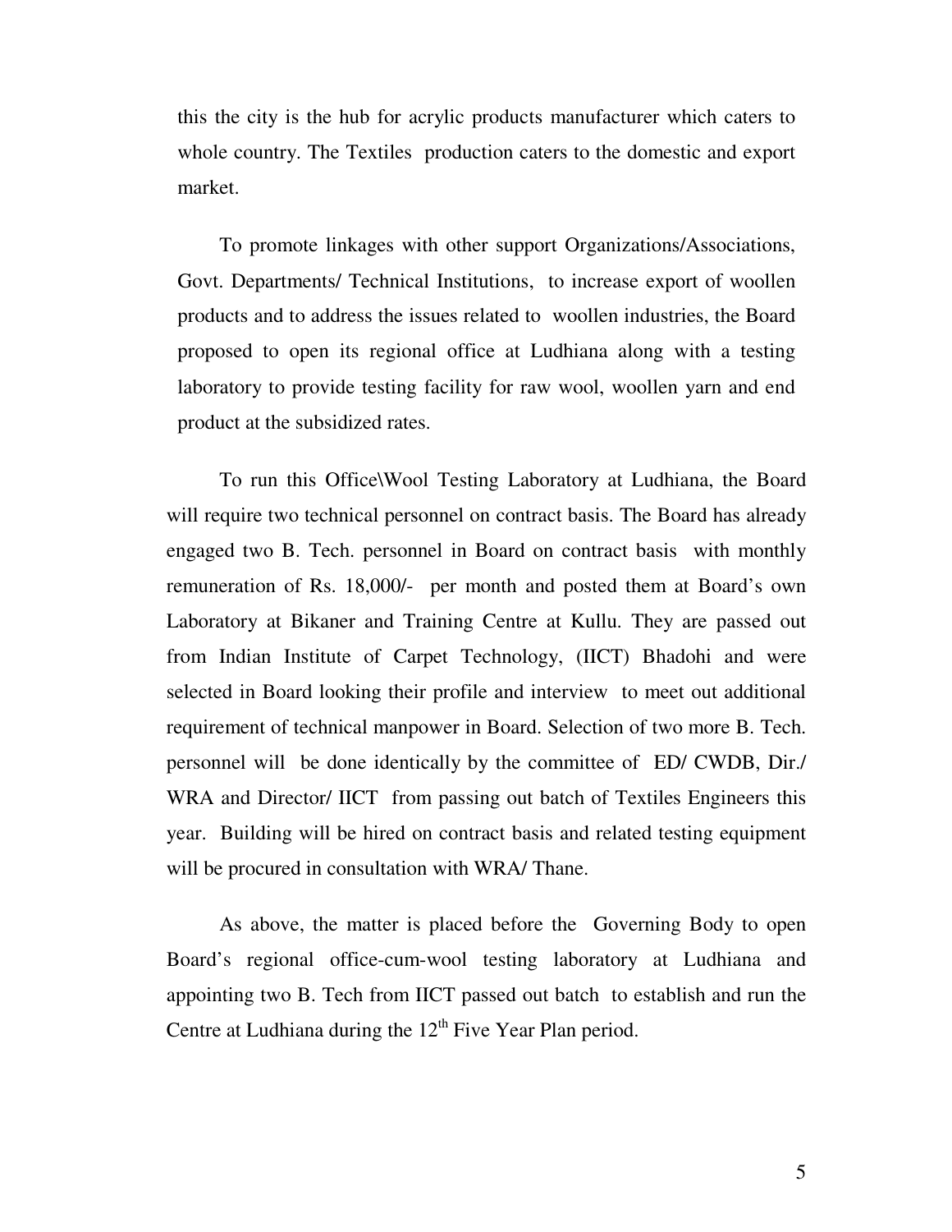this the city is the hub for acrylic products manufacturer which caters to whole country. The Textiles production caters to the domestic and export market.

To promote linkages with other support Organizations/Associations, Govt. Departments/ Technical Institutions, to increase export of woollen products and to address the issues related to woollen industries, the Board proposed to open its regional office at Ludhiana along with a testing laboratory to provide testing facility for raw wool, woollen yarn and end product at the subsidized rates.

To run this Office\Wool Testing Laboratory at Ludhiana, the Board will require two technical personnel on contract basis. The Board has already engaged two B. Tech. personnel in Board on contract basis with monthly remuneration of Rs. 18,000/- per month and posted them at Board's own Laboratory at Bikaner and Training Centre at Kullu. They are passed out from Indian Institute of Carpet Technology, (IICT) Bhadohi and were selected in Board looking their profile and interview to meet out additional requirement of technical manpower in Board. Selection of two more B. Tech. personnel will be done identically by the committee of ED/ CWDB, Dir./ WRA and Director/ IICT from passing out batch of Textiles Engineers this year. Building will be hired on contract basis and related testing equipment will be procured in consultation with WRA/ Thane.

As above, the matter is placed before the Governing Body to open Board's regional office-cum-wool testing laboratory at Ludhiana and appointing two B. Tech from IICT passed out batch to establish and run the Centre at Ludhiana during the 12th Five Year Plan period.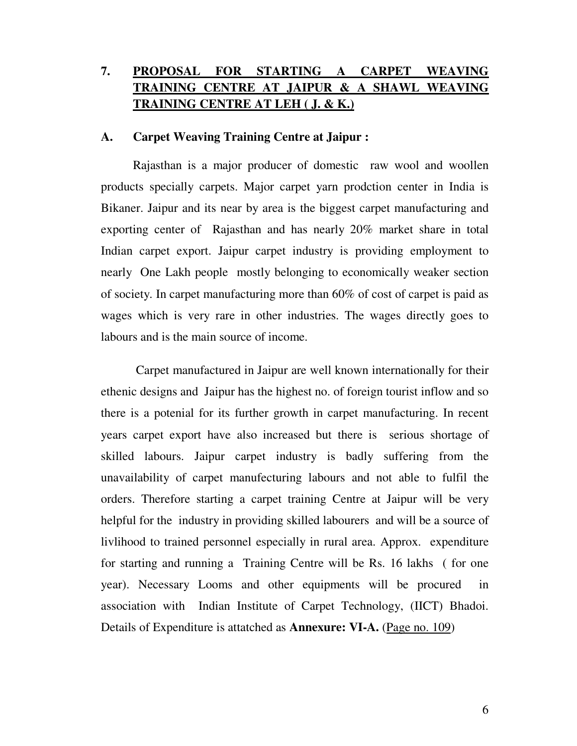## 7. PROPOSAL FOR STARTING A CARPET WEAVING TRAINING CENTRE AT JAIPUR & A SHAWL WEAVING TRAINING CENTRE AT LEH ( J. & K.)

### A. Carpet Weaving Training Centre at Jaipur :

Rajasthan is a major producer of domestic raw wool and woollen products specially carpets. Major carpet yarn prodction center in India is Bikaner. Jaipur and its near by area is the biggest carpet manufacturing and exporting center of Rajasthan and has nearly 20% market share in total Indian carpet export. Jaipur carpet industry is providing employment to nearly One Lakh people mostly belonging to economically weaker section of society. In carpet manufacturing more than 60% of cost of carpet is paid as wages which is very rare in other industries. The wages directly goes to labours and is the main source of income.

Carpet manufactured in Jaipur are well known internationally for their ethenic designs and Jaipur has the highest no. of foreign tourist inflow and so there is a potenial for its further growth in carpet manufacturing. In recent years carpet export have also increased but there is serious shortage of skilled labours. Jaipur carpet industry is badly suffering from the unavailability of carpet manufecturing labours and not able to fulfil the orders. Therefore starting a carpet training Centre at Jaipur will be very helpful for the industry in providing skilled labourers and will be a source of livlihood to trained personnel especially in rural area. Approx. expenditure for starting and running a Training Centre will be Rs. 16 lakhs ( for one year). Necessary Looms and other equipments will be procured in association with Indian Institute of Carpet Technology, (IICT) Bhadoi. Details of Expenditure is attatched as **Annexure: VI-A.** (Page no. 109)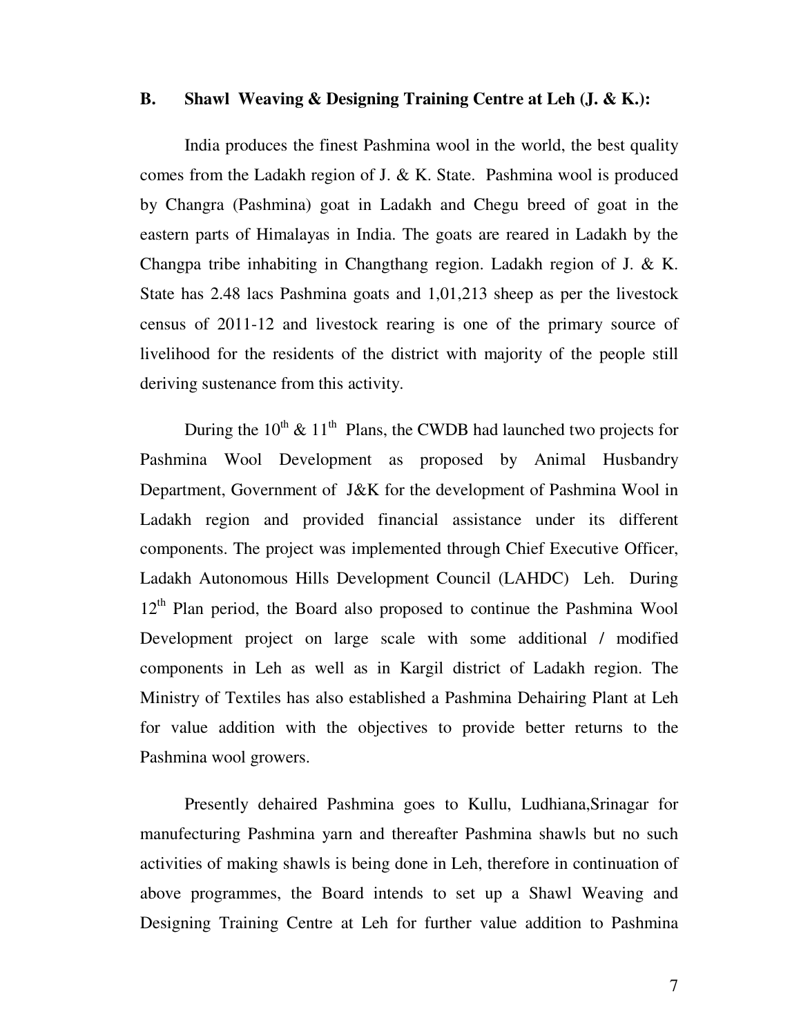**B. Shawl Weaving & Designing Training Centre at Leh (J. & K.):**

India produces the finest Pashmina wool in the world, the best quality comes from the Ladakh region of J. & K. State. Pashmina wool is produced by Changra (Pashmina) goat in Ladakh and Chegu breed of goat in the eastern parts of Himalayas in India. The goats are reared in Ladakh by the Changpa tribe inhabiting in Changthang region. Ladakh region of J. & K. State has 2.48 lacs Pashmina goats and 1,01,213 sheep as per the livestock census of 2011-12 and livestock rearing is one of the primary source of livelihood for the residents of the district with majority of the people still deriving sustenance from this activity.

During the 10$^{th}$ & 11$^{th}$ Plans, the CWDB had launched two projects for Pashmina Wool Development as proposed by Animal Husbandry Department, Government of J&K for the development of Pashmina Wool in Ladakh region and provided financial assistance under its different components. The project was implemented through Chief Executive Officer, Ladakh Autonomous Hills Development Council (LAHDC) Leh. During 12$^{th}$ Plan period, the Board also proposed to continue the Pashmina Wool Development project on large scale with some additional / modified components in Leh as well as in Kargil district of Ladakh region. The Ministry of Textiles has also established a Pashmina Dehairing Plant at Leh for value addition with the objectives to provide better returns to the Pashmina wool growers.

Presently dehaired Pashmina goes to Kullu, Ludhiana,Srinagar for manufecturing Pashmina yarn and thereafter Pashmina shawls but no such activities of making shawls is being done in Leh, therefore in continuation of above programmes, the Board intends to set up a Shawl Weaving and Designing Training Centre at Leh for further value addition to Pashmina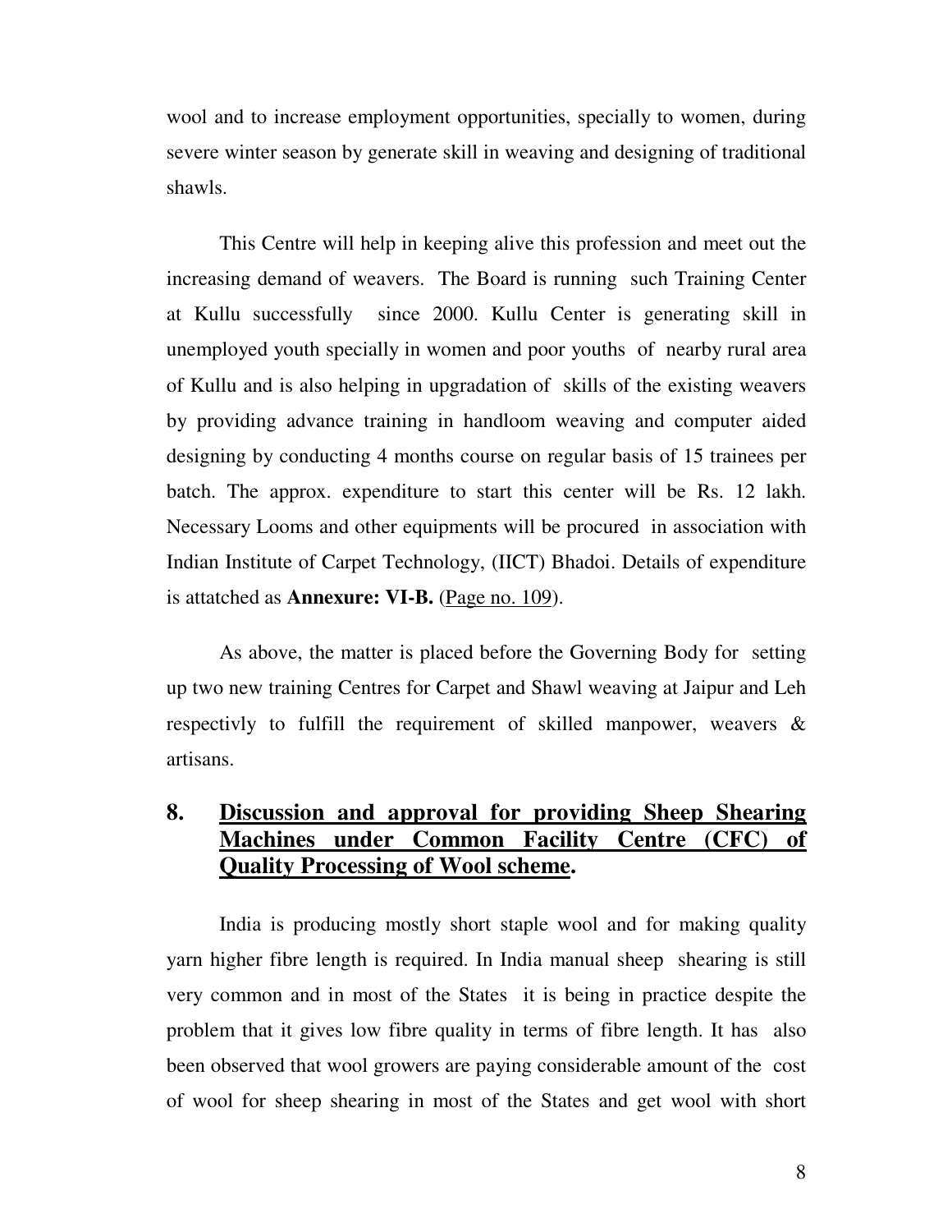wool and to increase employment opportunities, specially to women, during severe winter season by generate skill in weaving and designing of traditional shawls.

This Centre will help in keeping alive this profession and meet out the increasing demand of weavers. The Board is running such Training Center at Kullu successfully since 2000. Kullu Center is generating skill in unemployed youth specially in women and poor youths of nearby rural area of Kullu and is also helping in upgradation of skills of the existing weavers by providing advance training in handloom weaving and computer aided designing by conducting 4 months course on regular basis of 15 trainees per batch. The approx. expenditure to start this center will be Rs. 12 lakh. Necessary Looms and other equipments will be procured in association with Indian Institute of Carpet Technology, (IICT) Bhadoi. Details of expenditure is attatched as **Annexure: VI-B.** (Page no. 109).

As above, the matter is placed before the Governing Body for setting up two new training Centres for Carpet and Shawl weaving at Jaipur and Leh respectivly to fulfill the requirement of skilled manpower, weavers & artisans.

## 8. Discussion and approval for providing Sheep Shearing Machines under Common Facility Centre (CFC) of Quality Processing of Wool scheme.

India is producing mostly short staple wool and for making quality yarn higher fibre length is required. In India manual sheep shearing is still very common and in most of the States it is being in practice despite the problem that it gives low fibre quality in terms of fibre length. It has also been observed that wool growers are paying considerable amount of the cost of wool for sheep shearing in most of the States and get wool with short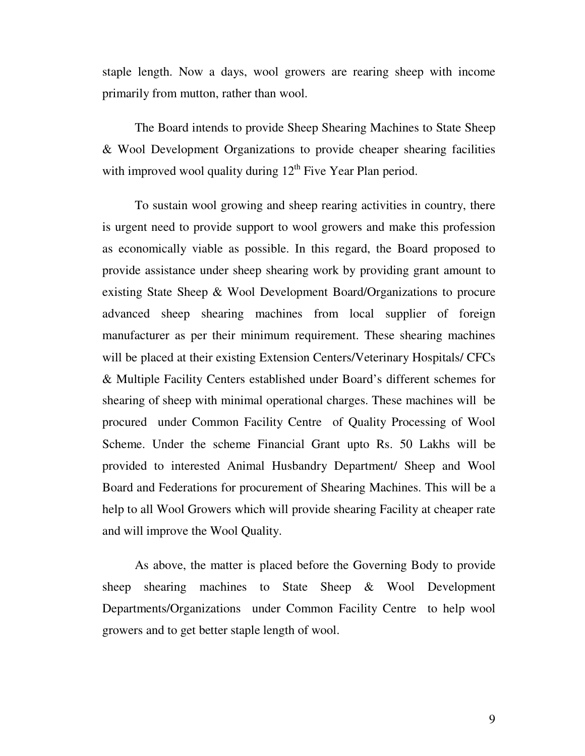staple length. Now a days, wool growers are rearing sheep with income primarily from mutton, rather than wool.

The Board intends to provide Sheep Shearing Machines to State Sheep & Wool Development Organizations to provide cheaper shearing facilities with improved wool quality during 12th Five Year Plan period.

To sustain wool growing and sheep rearing activities in country, there is urgent need to provide support to wool growers and make this profession as economically viable as possible. In this regard, the Board proposed to provide assistance under sheep shearing work by providing grant amount to existing State Sheep & Wool Development Board/Organizations to procure advanced sheep shearing machines from local supplier of foreign manufacturer as per their minimum requirement. These shearing machines will be placed at their existing Extension Centers/Veterinary Hospitals/ CFCs & Multiple Facility Centers established under Board's different schemes for shearing of sheep with minimal operational charges. These machines will be procured under Common Facility Centre of Quality Processing of Wool Scheme. Under the scheme Financial Grant upto Rs. 50 Lakhs will be provided to interested Animal Husbandry Department/ Sheep and Wool Board and Federations for procurement of Shearing Machines. This will be a help to all Wool Growers which will provide shearing Facility at cheaper rate and will improve the Wool Quality.

As above, the matter is placed before the Governing Body to provide sheep shearing machines to State Sheep & Wool Development Departments/Organizations under Common Facility Centre to help wool growers and to get better staple length of wool.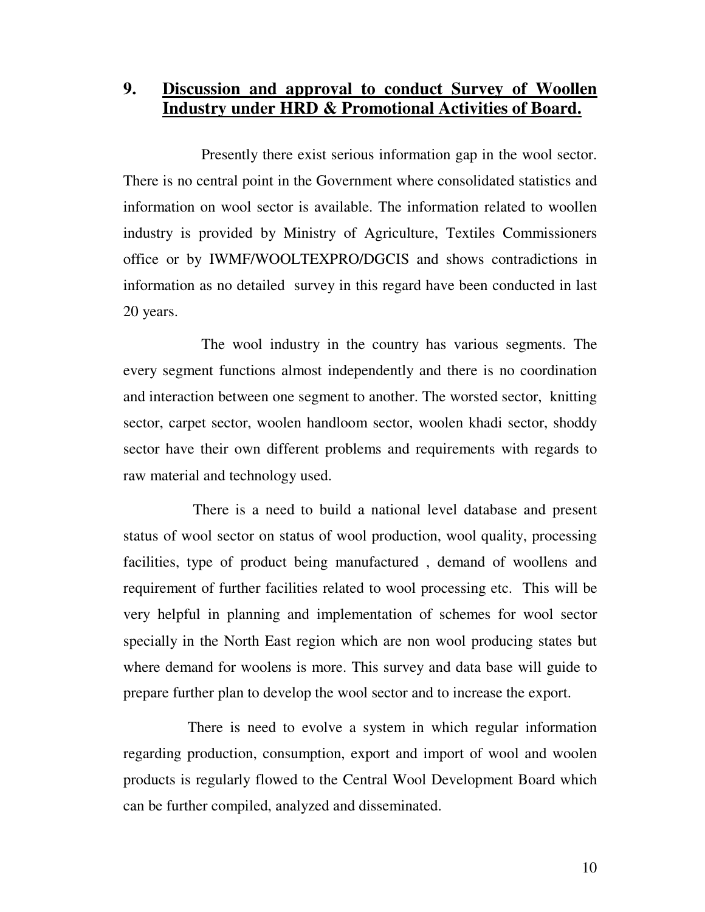## 9. Discussion and approval to conduct Survey of Woollen Industry under HRD & Promotional Activities of Board.

Presently there exist serious information gap in the wool sector. There is no central point in the Government where consolidated statistics and information on wool sector is available. The information related to woollen industry is provided by Ministry of Agriculture, Textiles Commissioners office or by IWMF/WOOLTEXPRO/DGCIS and shows contradictions in information as no detailed survey in this regard have been conducted in last 20 years.

The wool industry in the country has various segments. The every segment functions almost independently and there is no coordination and interaction between one segment to another. The worsted sector, knitting sector, carpet sector, woolen handloom sector, woolen khadi sector, shoddy sector have their own different problems and requirements with regards to raw material and technology used.

There is a need to build a national level database and present status of wool sector on status of wool production, wool quality, processing facilities, type of product being manufactured , demand of woollens and requirement of further facilities related to wool processing etc. This will be very helpful in planning and implementation of schemes for wool sector specially in the North East region which are non wool producing states but where demand for woolens is more. This survey and data base will guide to prepare further plan to develop the wool sector and to increase the export.

There is need to evolve a system in which regular information regarding production, consumption, export and import of wool and woolen products is regularly flowed to the Central Wool Development Board which can be further compiled, analyzed and disseminated.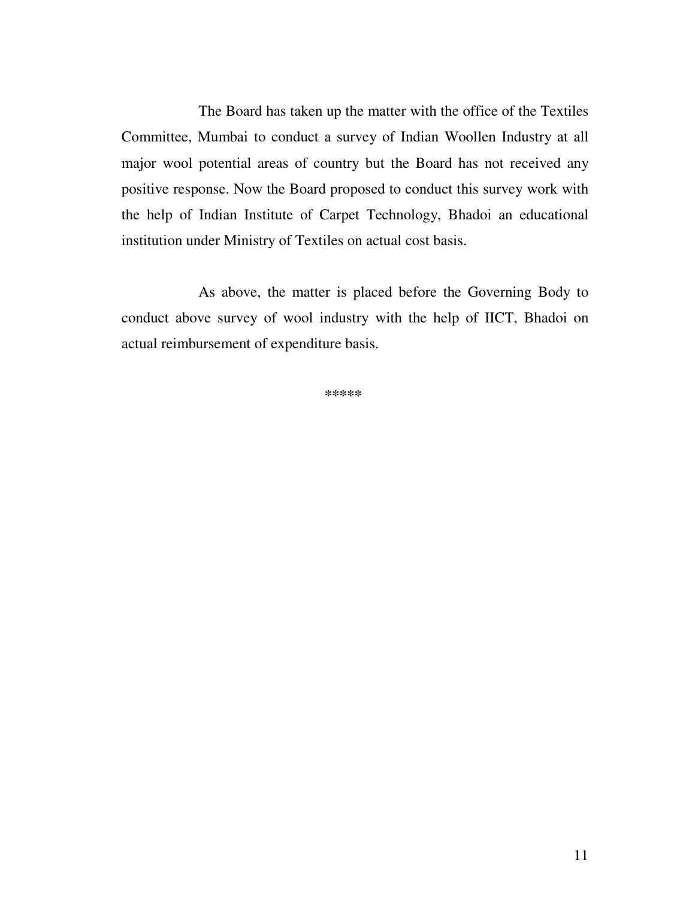The Board has taken up the matter with the office of the Textiles Committee, Mumbai to conduct a survey of Indian Woollen Industry at all major wool potential areas of country but the Board has not received any positive response. Now the Board proposed to conduct this survey work with the help of Indian Institute of Carpet Technology, Bhadoi an educational institution under Ministry of Textiles on actual cost basis.

As above, the matter is placed before the Governing Body to conduct above survey of wool industry with the help of IICT, Bhadoi on actual reimbursement of expenditure basis.

*****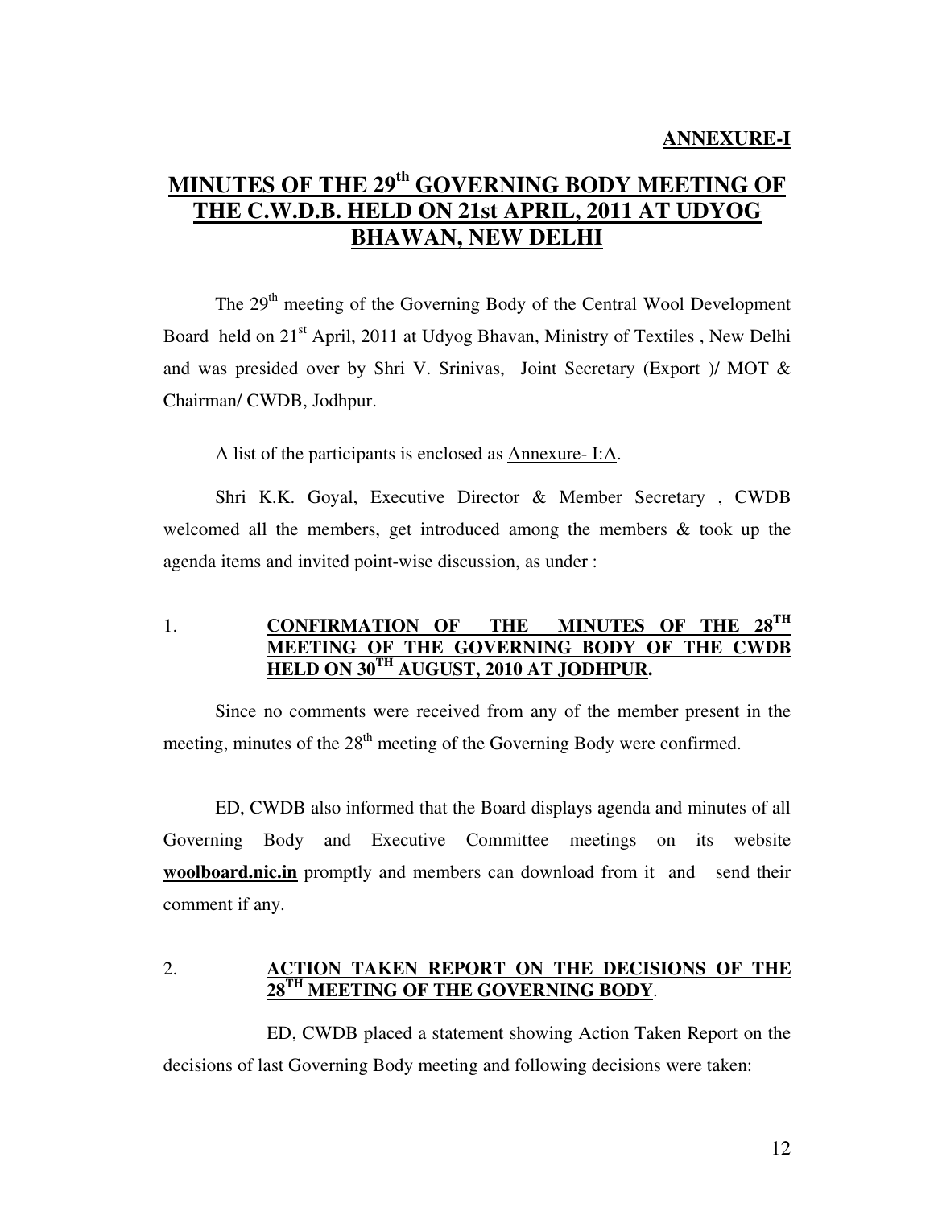**ANNEXURE-I**

# MINUTES OF THE 29th GOVERNING BODY MEETING OF THE C.W.D.B. HELD ON 21st APRIL, 2011 AT UDYOG BHAWAN, NEW DELHI

The 29th meeting of the Governing Body of the Central Wool Development Board held on 21st April, 2011 at Udyog Bhavan, Ministry of Textiles , New Delhi and was presided over by Shri V. Srinivas, Joint Secretary (Export )/ MOT & Chairman/ CWDB, Jodhpur.

A list of the participants is enclosed as Annexure- I:A.

Shri K.K. Goyal, Executive Director & Member Secretary , CWDB welcomed all the members, get introduced among the members & took up the agenda items and invited point-wise discussion, as under :

## 1. CONFIRMATION OF THE MINUTES OF THE 28TH MEETING OF THE GOVERNING BODY OF THE CWDB HELD ON 30TH AUGUST, 2010 AT JODHPUR.

Since no comments were received from any of the member present in the meeting, minutes of the 28th meeting of the Governing Body were confirmed.

ED, CWDB also informed that the Board displays agenda and minutes of all Governing Body and Executive Committee meetings on its website **woolboard.nic.in** promptly and members can download from it and send their comment if any.

## 2. ACTION TAKEN REPORT ON THE DECISIONS OF THE 28TH MEETING OF THE GOVERNING BODY.

ED, CWDB placed a statement showing Action Taken Report on the decisions of last Governing Body meeting and following decisions were taken: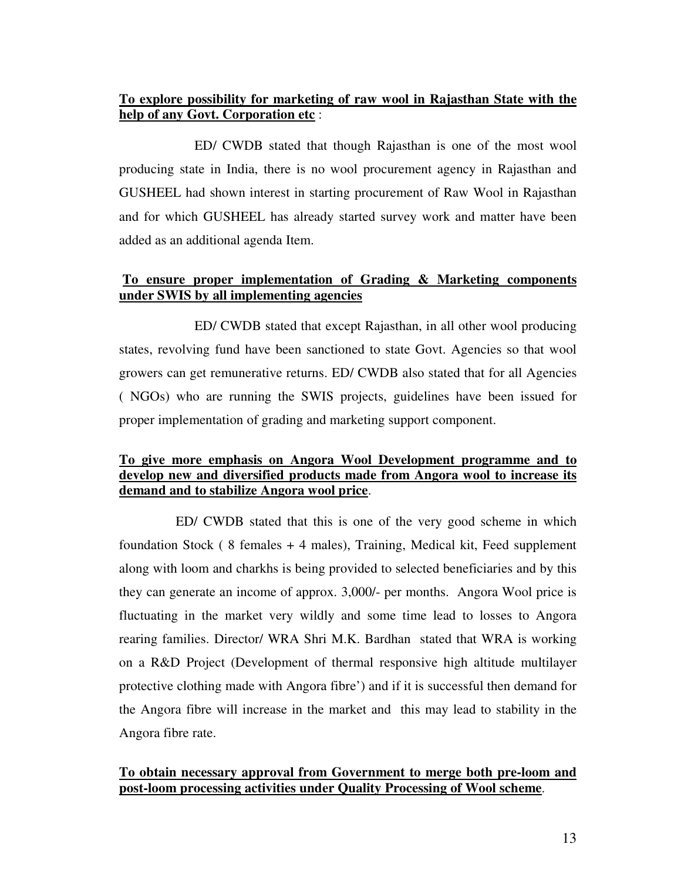**To explore possibility for marketing of raw wool in Rajasthan State with the help of any Govt. Corporation etc** :

ED/ CWDB stated that though Rajasthan is one of the most wool producing state in India, there is no wool procurement agency in Rajasthan and GUSHEEL had shown interest in starting procurement of Raw Wool in Rajasthan and for which GUSHEEL has already started survey work and matter have been added as an additional agenda Item.

**To ensure proper implementation of Grading & Marketing components under SWIS by all implementing agencies**

ED/ CWDB stated that except Rajasthan, in all other wool producing states, revolving fund have been sanctioned to state Govt. Agencies so that wool growers can get remunerative returns. ED/ CWDB also stated that for all Agencies ( NGOs) who are running the SWIS projects, guidelines have been issued for proper implementation of grading and marketing support component.

**To give more emphasis on Angora Wool Development programme and to develop new and diversified products made from Angora wool to increase its demand and to stabilize Angora wool price**.

ED/ CWDB stated that this is one of the very good scheme in which foundation Stock ( 8 females + 4 males), Training, Medical kit, Feed supplement along with loom and charkhs is being provided to selected beneficiaries and by this they can generate an income of approx. 3,000/- per months. Angora Wool price is fluctuating in the market very wildly and some time lead to losses to Angora rearing families. Director/ WRA Shri M.K. Bardhan stated that WRA is working on a R&D Project (Development of thermal responsive high altitude multilayer protective clothing made with Angora fibre') and if it is successful then demand for the Angora fibre will increase in the market and this may lead to stability in the Angora fibre rate.

**To obtain necessary approval from Government to merge both pre-loom and post-loom processing activities under Quality Processing of Wool scheme**.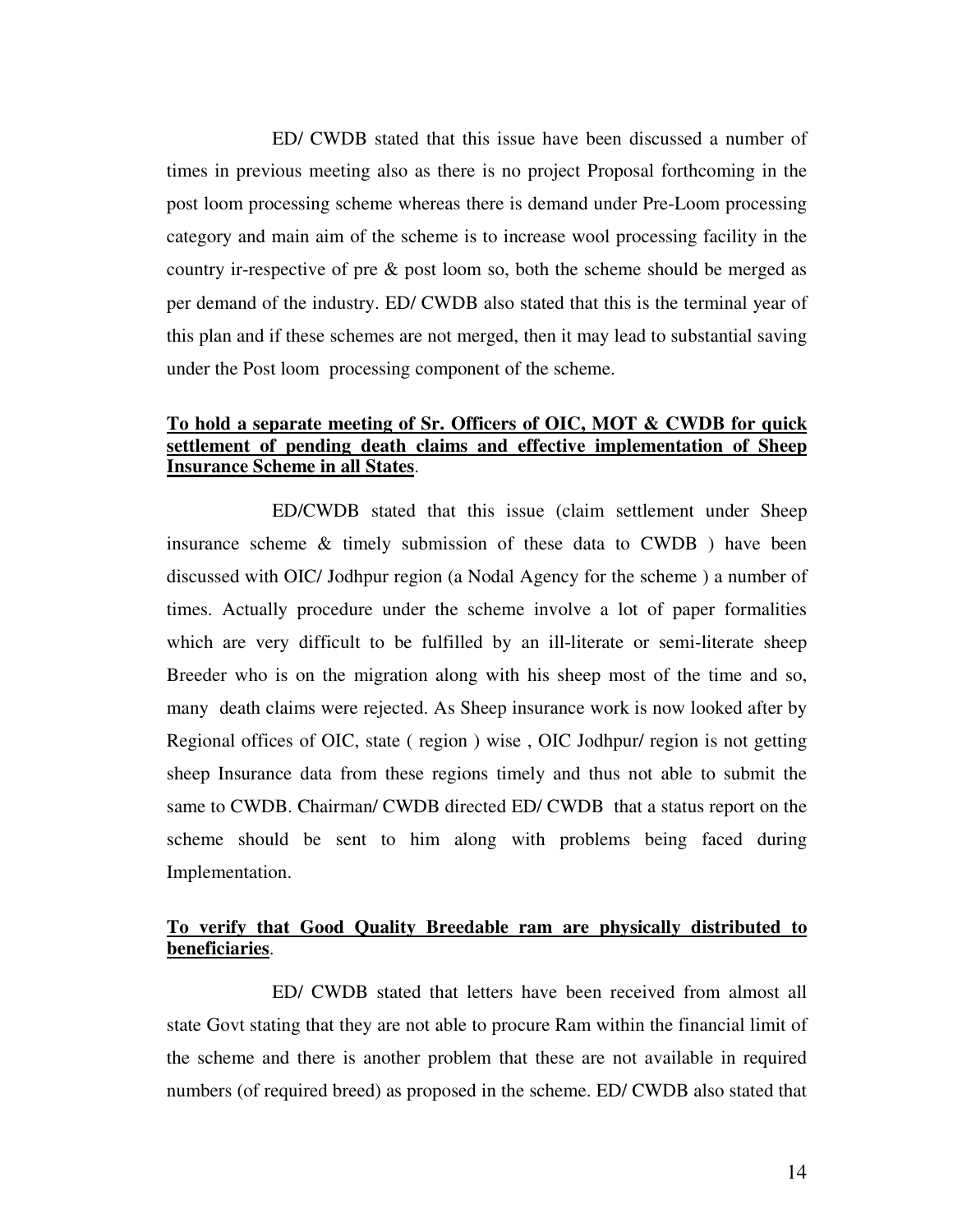ED/ CWDB stated that this issue have been discussed a number of times in previous meeting also as there is no project Proposal forthcoming in the post loom processing scheme whereas there is demand under Pre-Loom processing category and main aim of the scheme is to increase wool processing facility in the country ir-respective of pre & post loom so, both the scheme should be merged as per demand of the industry. ED/ CWDB also stated that this is the terminal year of this plan and if these schemes are not merged, then it may lead to substantial saving under the Post loom processing component of the scheme.

**<u>To hold a separate meeting of Sr. Officers of OIC, MOT & CWDB for quick settlement of pending death claims and effective implementation of Sheep Insurance Scheme in all States</u>**.

ED/CWDB stated that this issue (claim settlement under Sheep insurance scheme & timely submission of these data to CWDB ) have been discussed with OIC/ Jodhpur region (a Nodal Agency for the scheme ) a number of times. Actually procedure under the scheme involve a lot of paper formalities which are very difficult to be fulfilled by an ill-literate or semi-literate sheep Breeder who is on the migration along with his sheep most of the time and so, many death claims were rejected. As Sheep insurance work is now looked after by Regional offices of OIC, state ( region ) wise , OIC Jodhpur/ region is not getting sheep Insurance data from these regions timely and thus not able to submit the same to CWDB. Chairman/ CWDB directed ED/ CWDB that a status report on the scheme should be sent to him along with problems being faced during Implementation.

**<u>To verify that Good Quality Breedable ram are physically distributed to beneficiaries</u>**.

ED/ CWDB stated that letters have been received from almost all state Govt stating that they are not able to procure Ram within the financial limit of the scheme and there is another problem that these are not available in required numbers (of required breed) as proposed in the scheme. ED/ CWDB also stated that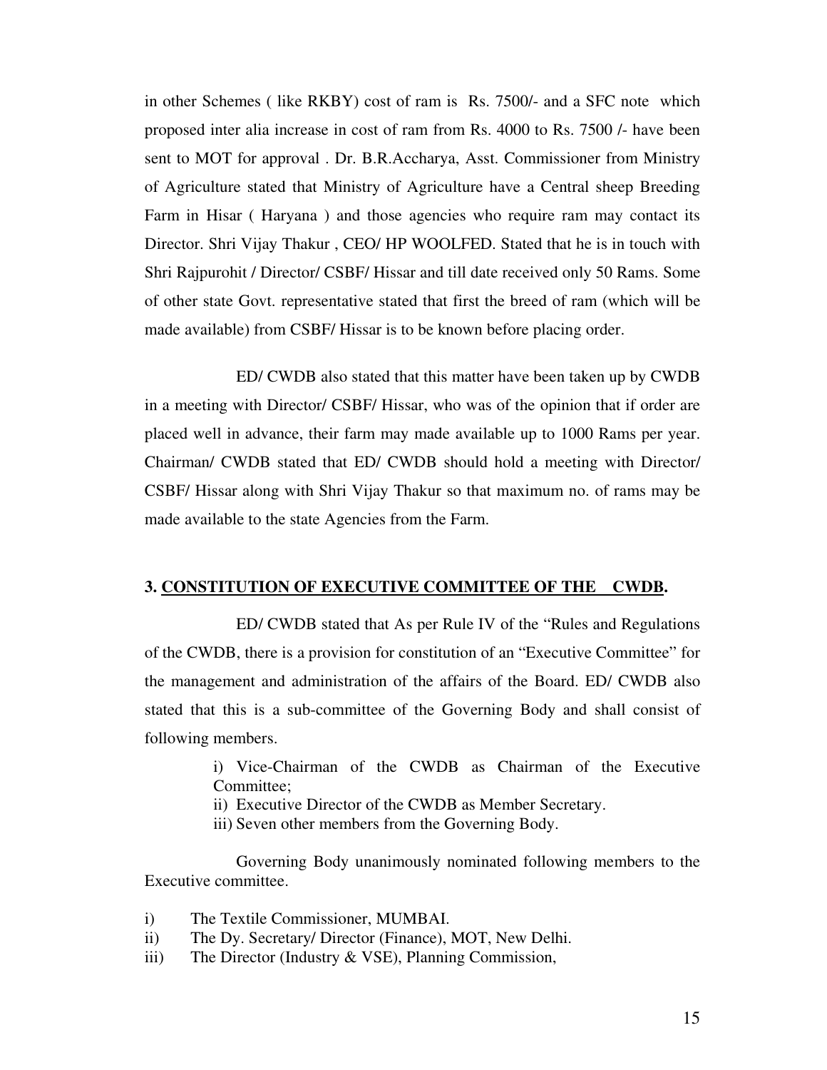in other Schemes ( like RKBY) cost of ram is Rs. 7500/- and a SFC note which proposed inter alia increase in cost of ram from Rs. 4000 to Rs. 7500 /- have been sent to MOT for approval . Dr. B.R.Accharya, Asst. Commissioner from Ministry of Agriculture stated that Ministry of Agriculture have a Central sheep Breeding Farm in Hisar ( Haryana ) and those agencies who require ram may contact its Director. Shri Vijay Thakur , CEO/ HP WOOLFED. Stated that he is in touch with Shri Rajpurohit / Director/ CSBF/ Hissar and till date received only 50 Rams. Some of other state Govt. representative stated that first the breed of ram (which will be made available) from CSBF/ Hissar is to be known before placing order.

ED/ CWDB also stated that this matter have been taken up by CWDB in a meeting with Director/ CSBF/ Hissar, who was of the opinion that if order are placed well in advance, their farm may made available up to 1000 Rams per year. Chairman/ CWDB stated that ED/ CWDB should hold a meeting with Director/ CSBF/ Hissar along with Shri Vijay Thakur so that maximum no. of rams may be made available to the state Agencies from the Farm.

### 3. <u>CONSTITUTION OF EXECUTIVE COMMITTEE OF THE CWDB</u>.

ED/ CWDB stated that As per Rule IV of the "Rules and Regulations of the CWDB, there is a provision for constitution of an "Executive Committee" for the management and administration of the affairs of the Board. ED/ CWDB also stated that this is a sub-committee of the Governing Body and shall consist of following members.

i) Vice-Chairman of the CWDB as Chairman of the Executive Committee;
ii) Executive Director of the CWDB as Member Secretary.
iii) Seven other members from the Governing Body.

Governing Body unanimously nominated following members to the Executive committee.

i) The Textile Commissioner, MUMBAI.
ii) The Dy. Secretary/ Director (Finance), MOT, New Delhi.
iii) The Director (Industry & VSE), Planning Commission,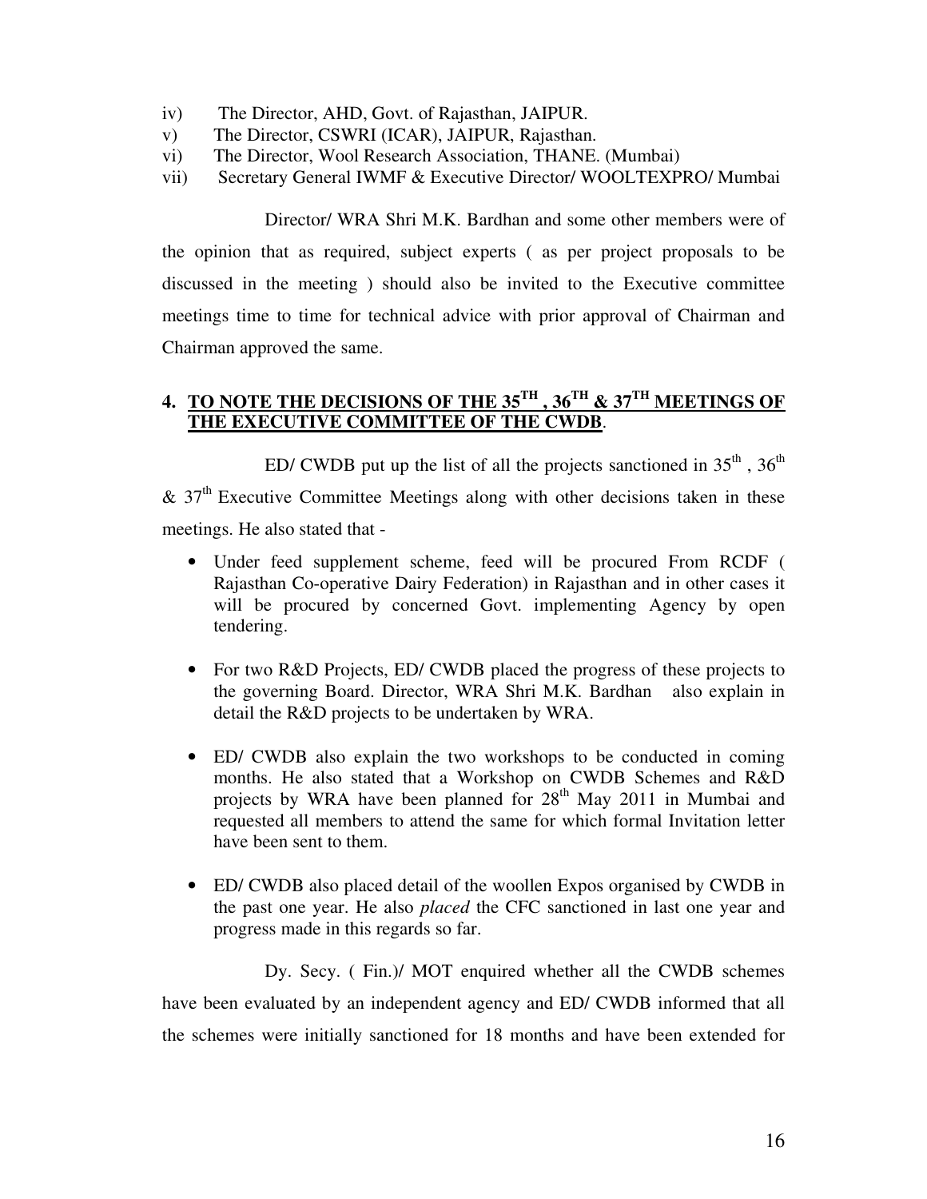iv) The Director, AHD, Govt. of Rajasthan, JAIPUR.
v) The Director, CSWRI (ICAR), JAIPUR, Rajasthan.
vi) The Director, Wool Research Association, THANE. (Mumbai)
vii) Secretary General IWMF & Executive Director/ WOOLTEXPRO/ Mumbai

Director/ WRA Shri M.K. Bardhan and some other members were of the opinion that as required, subject experts ( as per project proposals to be discussed in the meeting ) should also be invited to the Executive committee meetings time to time for technical advice with prior approval of Chairman and Chairman approved the same.

## 4. TO NOTE THE DECISIONS OF THE 35TH , 36TH & 37TH MEETINGS OF THE EXECUTIVE COMMITTEE OF THE CWDB.

ED/ CWDB put up the list of all the projects sanctioned in 35th , 36th & 37th Executive Committee Meetings along with other decisions taken in these meetings. He also stated that -

- Under feed supplement scheme, feed will be procured From RCDF ( Rajasthan Co-operative Dairy Federation) in Rajasthan and in other cases it will be procured by concerned Govt. implementing Agency by open tendering.

- For two R&D Projects, ED/ CWDB placed the progress of these projects to the governing Board. Director, WRA Shri M.K. Bardhan also explain in detail the R&D projects to be undertaken by WRA.

- ED/ CWDB also explain the two workshops to be conducted in coming months. He also stated that a Workshop on CWDB Schemes and R&D projects by WRA have been planned for 28th May 2011 in Mumbai and requested all members to attend the same for which formal Invitation letter have been sent to them.

- ED/ CWDB also placed detail of the woollen Expos organised by CWDB in the past one year. He also *placed* the CFC sanctioned in last one year and progress made in this regards so far.

Dy. Secy. ( Fin.)/ MOT enquired whether all the CWDB schemes have been evaluated by an independent agency and ED/ CWDB informed that all the schemes were initially sanctioned for 18 months and have been extended for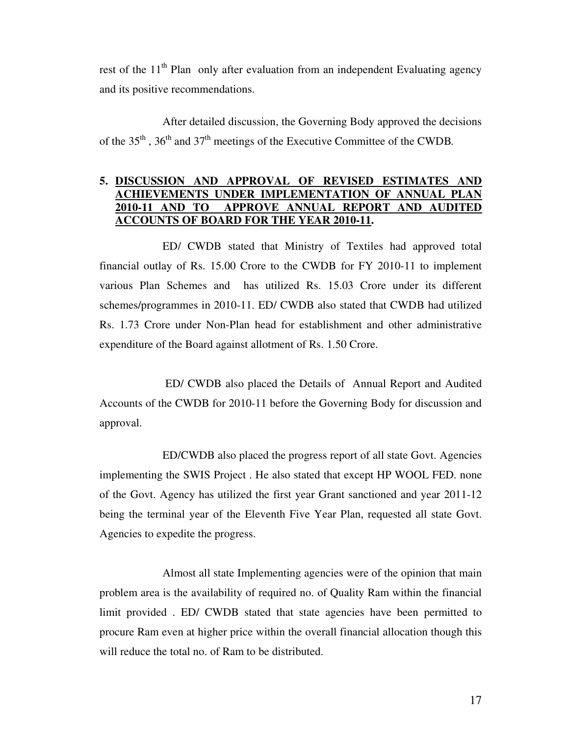rest of the 11th Plan only after evaluation from an independent Evaluating agency and its positive recommendations.

After detailed discussion, the Governing Body approved the decisions of the 35th , 36th and 37th meetings of the Executive Committee of the CWDB.

**5. <u>DISCUSSION AND APPROVAL OF REVISED ESTIMATES AND ACHIEVEMENTS UNDER IMPLEMENTATION OF ANNUAL PLAN 2010-11 AND TO APPROVE ANNUAL REPORT AND AUDITED ACCOUNTS OF BOARD FOR THE YEAR 2010-11</u>.**

ED/ CWDB stated that Ministry of Textiles had approved total financial outlay of Rs. 15.00 Crore to the CWDB for FY 2010-11 to implement various Plan Schemes and has utilized Rs. 15.03 Crore under its different schemes/programmes in 2010-11. ED/ CWDB also stated that CWDB had utilized Rs. 1.73 Crore under Non-Plan head for establishment and other administrative expenditure of the Board against allotment of Rs. 1.50 Crore.

ED/ CWDB also placed the Details of Annual Report and Audited Accounts of the CWDB for 2010-11 before the Governing Body for discussion and approval.

ED/CWDB also placed the progress report of all state Govt. Agencies implementing the SWIS Project . He also stated that except HP WOOL FED. none of the Govt. Agency has utilized the first year Grant sanctioned and year 2011-12 being the terminal year of the Eleventh Five Year Plan, requested all state Govt. Agencies to expedite the progress.

Almost all state Implementing agencies were of the opinion that main problem area is the availability of required no. of Quality Ram within the financial limit provided . ED/ CWDB stated that state agencies have been permitted to procure Ram even at higher price within the overall financial allocation though this will reduce the total no. of Ram to be distributed.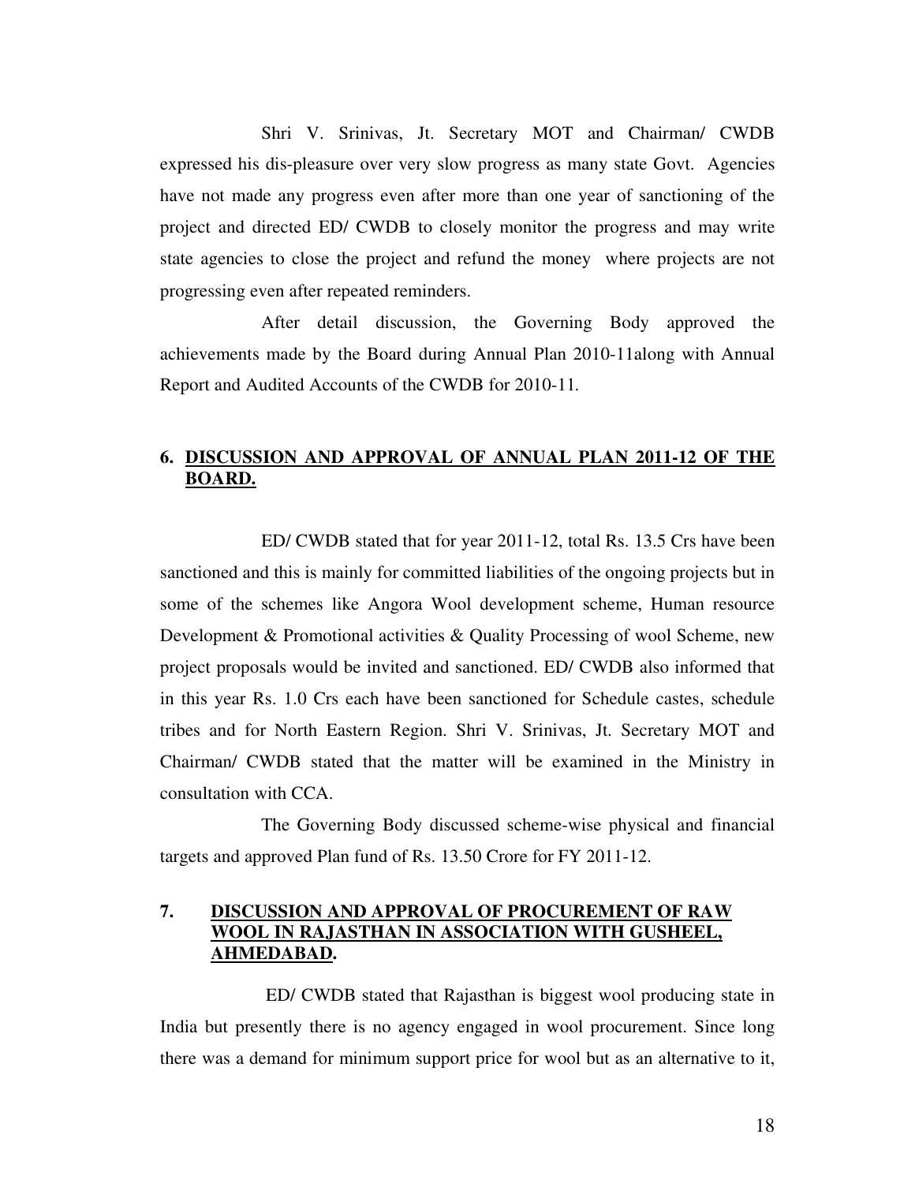Shri V. Srinivas, Jt. Secretary MOT and Chairman/ CWDB expressed his dis-pleasure over very slow progress as many state Govt. Agencies have not made any progress even after more than one year of sanctioning of the project and directed ED/ CWDB to closely monitor the progress and may write state agencies to close the project and refund the money where projects are not progressing even after repeated reminders.

After detail discussion, the Governing Body approved the achievements made by the Board during Annual Plan 2010-11along with Annual Report and Audited Accounts of the CWDB for 2010-11.

## 6. DISCUSSION AND APPROVAL OF ANNUAL PLAN 2011-12 OF THE BOARD.

ED/ CWDB stated that for year 2011-12, total Rs. 13.5 Crs have been sanctioned and this is mainly for committed liabilities of the ongoing projects but in some of the schemes like Angora Wool development scheme, Human resource Development & Promotional activities & Quality Processing of wool Scheme, new project proposals would be invited and sanctioned. ED/ CWDB also informed that in this year Rs. 1.0 Crs each have been sanctioned for Schedule castes, schedule tribes and for North Eastern Region. Shri V. Srinivas, Jt. Secretary MOT and Chairman/ CWDB stated that the matter will be examined in the Ministry in consultation with CCA.

The Governing Body discussed scheme-wise physical and financial targets and approved Plan fund of Rs. 13.50 Crore for FY 2011-12.

## 7. DISCUSSION AND APPROVAL OF PROCUREMENT OF RAW WOOL IN RAJASTHAN IN ASSOCIATION WITH GUSHEEL, AHMEDABAD.

ED/ CWDB stated that Rajasthan is biggest wool producing state in India but presently there is no agency engaged in wool procurement. Since long there was a demand for minimum support price for wool but as an alternative to it,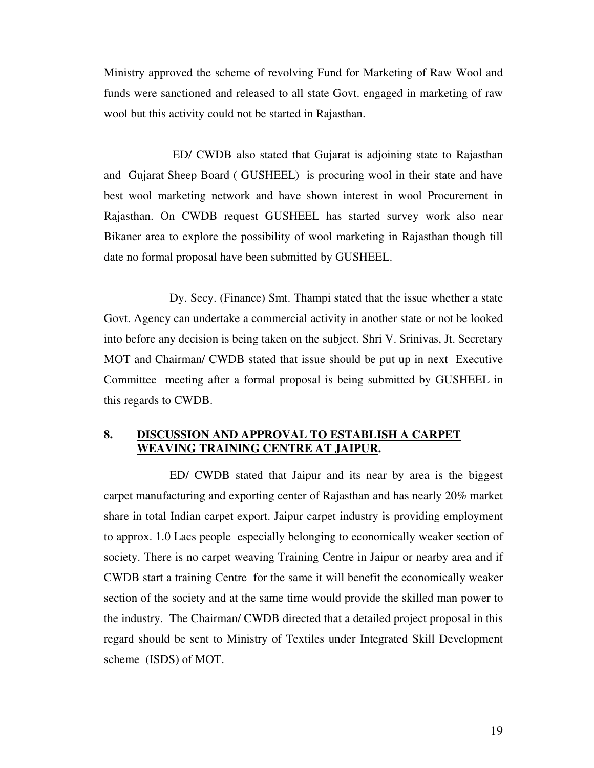Ministry approved the scheme of revolving Fund for Marketing of Raw Wool and funds were sanctioned and released to all state Govt. engaged in marketing of raw wool but this activity could not be started in Rajasthan.

ED/ CWDB also stated that Gujarat is adjoining state to Rajasthan and Gujarat Sheep Board ( GUSHEEL) is procuring wool in their state and have best wool marketing network and have shown interest in wool Procurement in Rajasthan. On CWDB request GUSHEEL has started survey work also near Bikaner area to explore the possibility of wool marketing in Rajasthan though till date no formal proposal have been submitted by GUSHEEL.

Dy. Secy. (Finance) Smt. Thampi stated that the issue whether a state Govt. Agency can undertake a commercial activity in another state or not be looked into before any decision is being taken on the subject. Shri V. Srinivas, Jt. Secretary MOT and Chairman/ CWDB stated that issue should be put up in next Executive Committee meeting after a formal proposal is being submitted by GUSHEEL in this regards to CWDB.

## 8. **DISCUSSION AND APPROVAL TO ESTABLISH A CARPET WEAVING TRAINING CENTRE AT JAIPUR.**

ED/ CWDB stated that Jaipur and its near by area is the biggest carpet manufacturing and exporting center of Rajasthan and has nearly 20% market share in total Indian carpet export. Jaipur carpet industry is providing employment to approx. 1.0 Lacs people especially belonging to economically weaker section of society. There is no carpet weaving Training Centre in Jaipur or nearby area and if CWDB start a training Centre for the same it will benefit the economically weaker section of the society and at the same time would provide the skilled man power to the industry. The Chairman/ CWDB directed that a detailed project proposal in this regard should be sent to Ministry of Textiles under Integrated Skill Development scheme (ISDS) of MOT.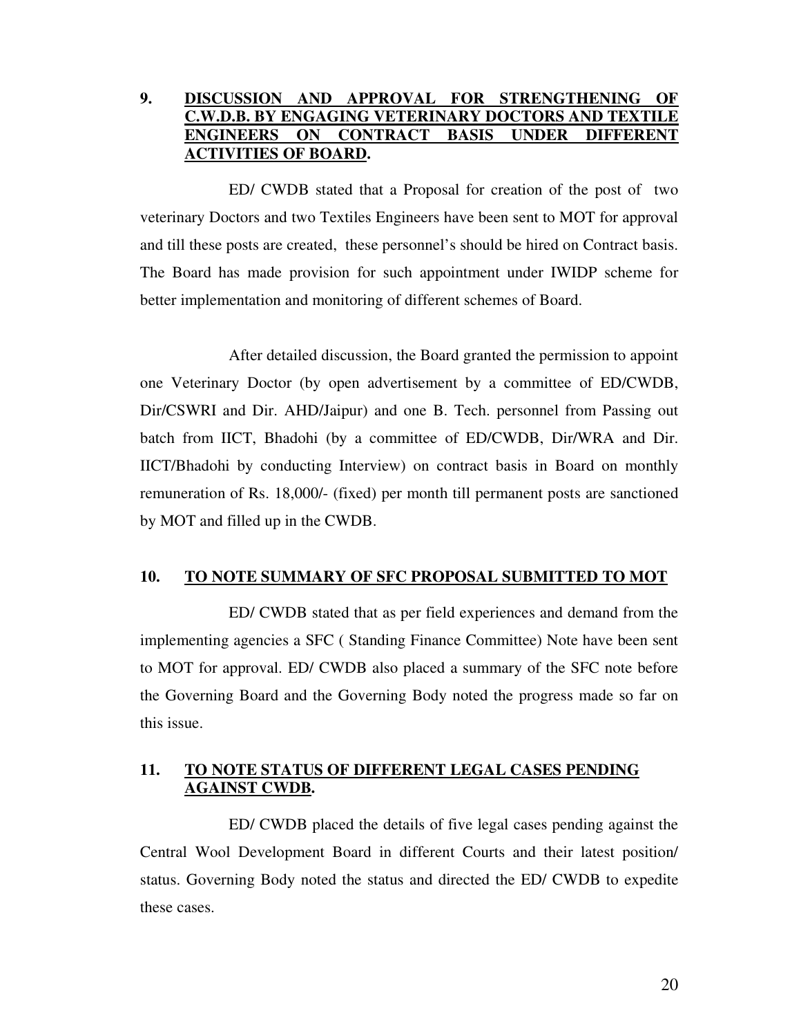## 9. DISCUSSION AND APPROVAL FOR STRENGTHENING OF C.W.D.B. BY ENGAGING VETERINARY DOCTORS AND TEXTILE ENGINEERS ON CONTRACT BASIS UNDER DIFFERENT ACTIVITIES OF BOARD.

ED/ CWDB stated that a Proposal for creation of the post of two veterinary Doctors and two Textiles Engineers have been sent to MOT for approval and till these posts are created, these personnel's should be hired on Contract basis. The Board has made provision for such appointment under IWIDP scheme for better implementation and monitoring of different schemes of Board.

After detailed discussion, the Board granted the permission to appoint one Veterinary Doctor (by open advertisement by a committee of ED/CWDB, Dir/CSWRI and Dir. AHD/Jaipur) and one B. Tech. personnel from Passing out batch from IICT, Bhadohi (by a committee of ED/CWDB, Dir/WRA and Dir. IICT/Bhadohi by conducting Interview) on contract basis in Board on monthly remuneration of Rs. 18,000/- (fixed) per month till permanent posts are sanctioned by MOT and filled up in the CWDB.

## 10. TO NOTE SUMMARY OF SFC PROPOSAL SUBMITTED TO MOT

ED/ CWDB stated that as per field experiences and demand from the implementing agencies a SFC ( Standing Finance Committee) Note have been sent to MOT for approval. ED/ CWDB also placed a summary of the SFC note before the Governing Board and the Governing Body noted the progress made so far on this issue.

## 11. TO NOTE STATUS OF DIFFERENT LEGAL CASES PENDING AGAINST CWDB.

ED/ CWDB placed the details of five legal cases pending against the Central Wool Development Board in different Courts and their latest position/ status. Governing Body noted the status and directed the ED/ CWDB to expedite these cases.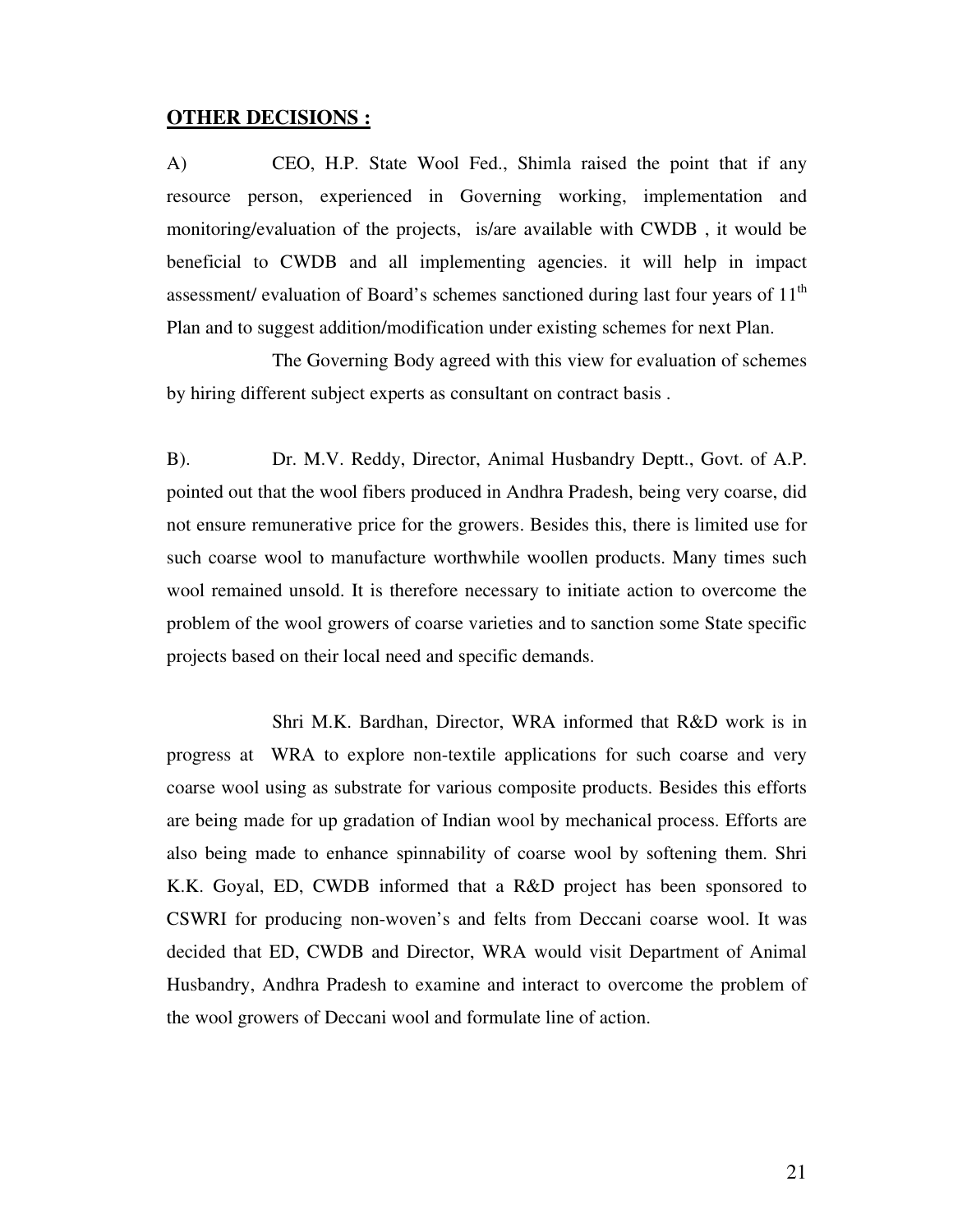**OTHER DECISIONS :**

A) CEO, H.P. State Wool Fed., Shimla raised the point that if any resource person, experienced in Governing working, implementation and monitoring/evaluation of the projects, is/are available with CWDB , it would be beneficial to CWDB and all implementing agencies. it will help in impact assessment/ evaluation of Board's schemes sanctioned during last four years of 11th Plan and to suggest addition/modification under existing schemes for next Plan.

The Governing Body agreed with this view for evaluation of schemes by hiring different subject experts as consultant on contract basis .

B). Dr. M.V. Reddy, Director, Animal Husbandry Deptt., Govt. of A.P. pointed out that the wool fibers produced in Andhra Pradesh, being very coarse, did not ensure remunerative price for the growers. Besides this, there is limited use for such coarse wool to manufacture worthwhile woollen products. Many times such wool remained unsold. It is therefore necessary to initiate action to overcome the problem of the wool growers of coarse varieties and to sanction some State specific projects based on their local need and specific demands.

Shri M.K. Bardhan, Director, WRA informed that R&D work is in progress at WRA to explore non-textile applications for such coarse and very coarse wool using as substrate for various composite products. Besides this efforts are being made for up gradation of Indian wool by mechanical process. Efforts are also being made to enhance spinnability of coarse wool by softening them. Shri K.K. Goyal, ED, CWDB informed that a R&D project has been sponsored to CSWRI for producing non-woven's and felts from Deccani coarse wool. It was decided that ED, CWDB and Director, WRA would visit Department of Animal Husbandry, Andhra Pradesh to examine and interact to overcome the problem of the wool growers of Deccani wool and formulate line of action.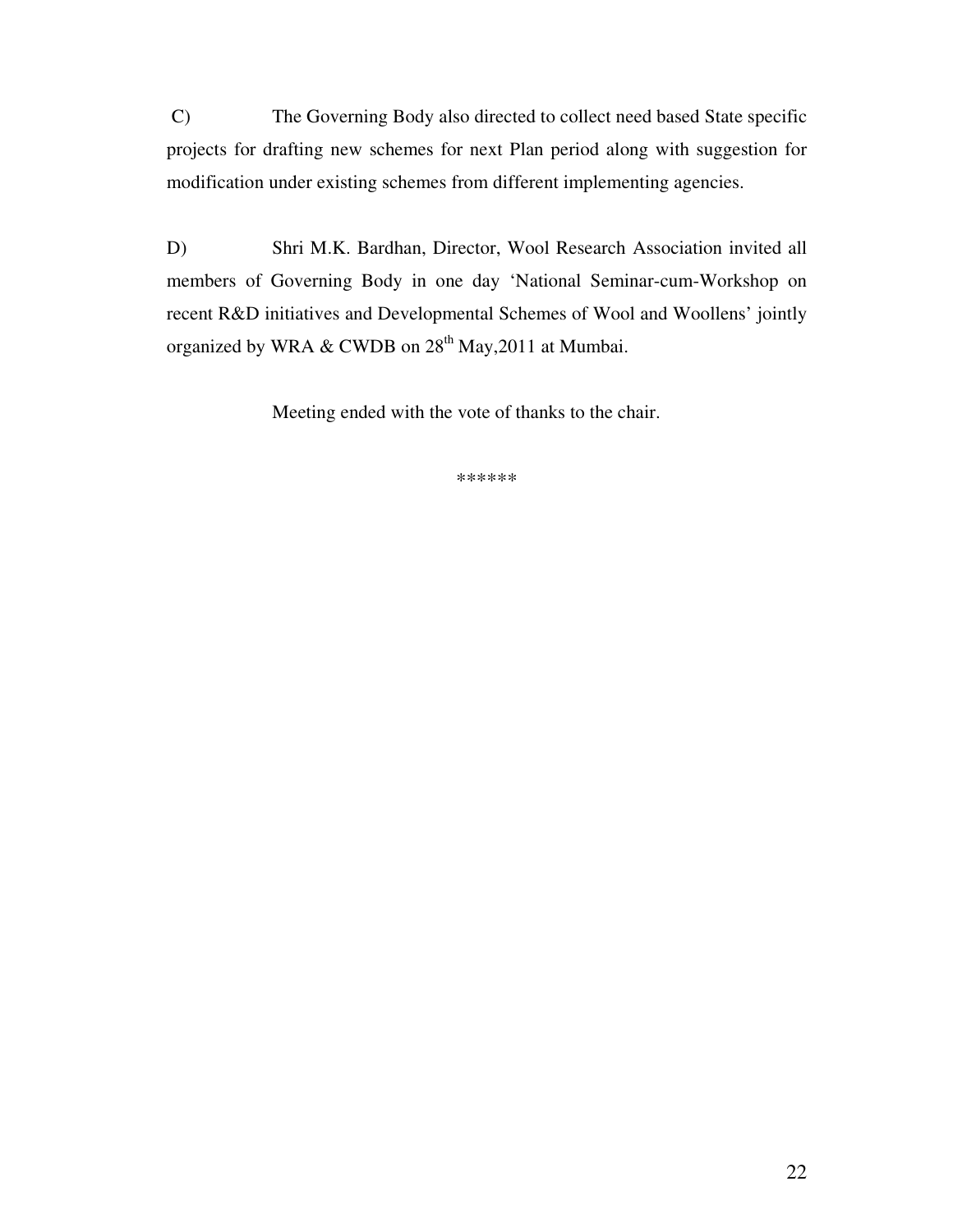C) The Governing Body also directed to collect need based State specific projects for drafting new schemes for next Plan period along with suggestion for modification under existing schemes from different implementing agencies.

D) Shri M.K. Bardhan, Director, Wool Research Association invited all members of Governing Body in one day 'National Seminar-cum-Workshop on recent R&D initiatives and Developmental Schemes of Wool and Woollens' jointly organized by WRA & CWDB on 28th May,2011 at Mumbai.

Meeting ended with the vote of thanks to the chair.

******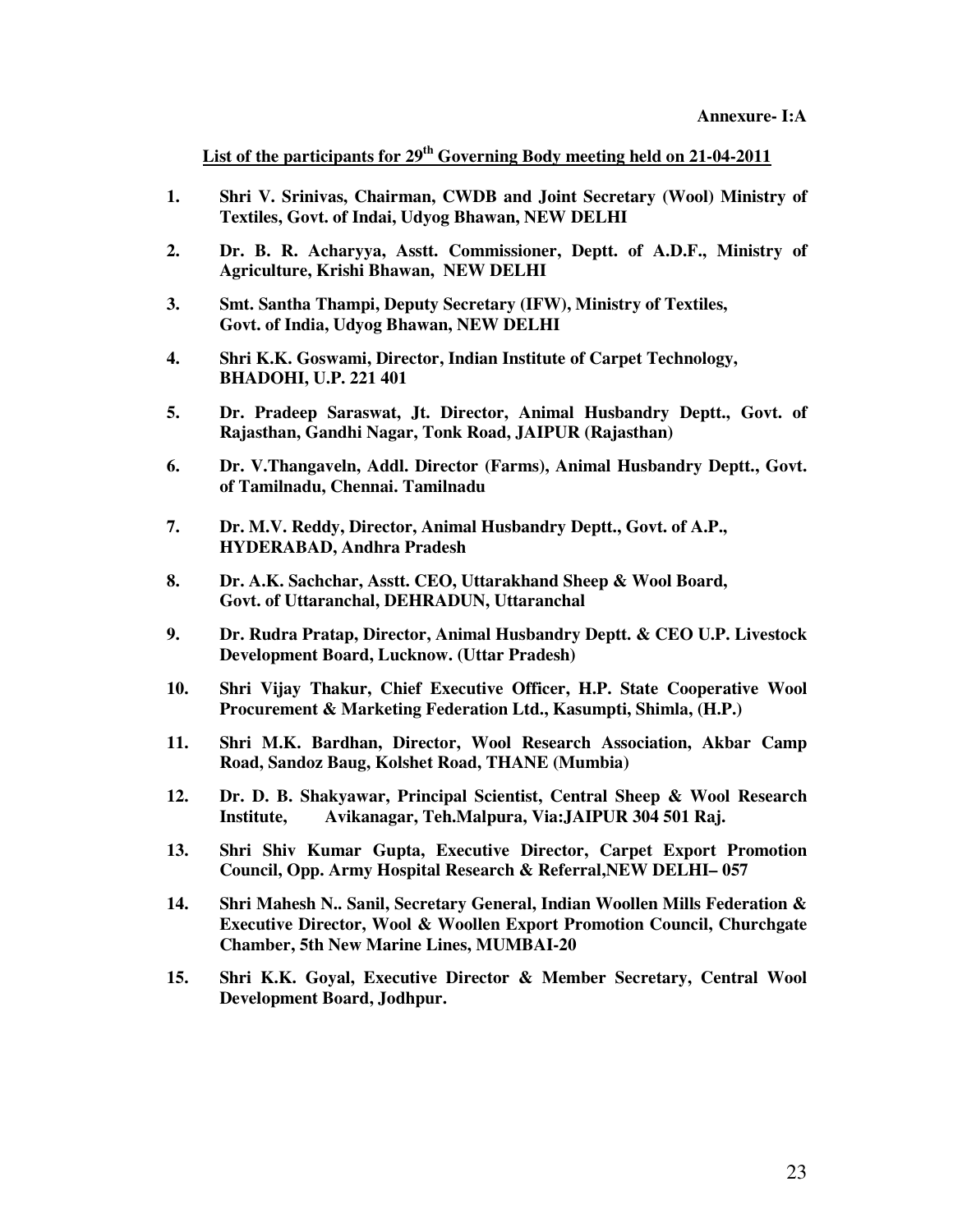**Annexure- I:A**

**List of the participants for 29th Governing Body meeting held on 21-04-2011**

1. **Shri V. Srinivas, Chairman, CWDB and Joint Secretary (Wool) Ministry of Textiles, Govt. of Indai, Udyog Bhawan, NEW DELHI**
2. **Dr. B. R. Acharyya, Asstt. Commissioner, Deptt. of A.D.F., Ministry of Agriculture, Krishi Bhawan, NEW DELHI**
3. **Smt. Santha Thampi, Deputy Secretary (IFW), Ministry of Textiles, Govt. of India, Udyog Bhawan, NEW DELHI**
4. **Shri K.K. Goswami, Director, Indian Institute of Carpet Technology, BHADOHI, U.P. 221 401**
5. **Dr. Pradeep Saraswat, Jt. Director, Animal Husbandry Deptt., Govt. of Rajasthan, Gandhi Nagar, Tonk Road, JAIPUR (Rajasthan)**
6. **Dr. V.Thangaveln, Addl. Director (Farms), Animal Husbandry Deptt., Govt. of Tamilnadu, Chennai. Tamilnadu**
7. **Dr. M.V. Reddy, Director, Animal Husbandry Deptt., Govt. of A.P., HYDERABAD, Andhra Pradesh**
8. **Dr. A.K. Sachchar, Asstt. CEO, Uttarakhand Sheep & Wool Board, Govt. of Uttaranchal, DEHRADUN, Uttaranchal**
9. **Dr. Rudra Pratap, Director, Animal Husbandry Deptt. & CEO U.P. Livestock Development Board, Lucknow. (Uttar Pradesh)**
10. **Shri Vijay Thakur, Chief Executive Officer, H.P. State Cooperative Wool Procurement & Marketing Federation Ltd., Kasumpti, Shimla, (H.P.)**
11. **Shri M.K. Bardhan, Director, Wool Research Association, Akbar Camp Road, Sandoz Baug, Kolshet Road, THANE (Mumbia)**
12. **Dr. D. B. Shakyawar, Principal Scientist, Central Sheep & Wool Research Institute, Avikanagar, Teh.Malpura, Via:JAIPUR 304 501 Raj.**
13. **Shri Shiv Kumar Gupta, Executive Director, Carpet Export Promotion Council, Opp. Army Hospital Research & Referral,NEW DELHI– 057**
14. **Shri Mahesh N.. Sanil, Secretary General, Indian Woollen Mills Federation & Executive Director, Wool & Woollen Export Promotion Council, Churchgate Chamber, 5th New Marine Lines, MUMBAI-20**
15. **Shri K.K. Goyal, Executive Director & Member Secretary, Central Wool Development Board, Jodhpur.**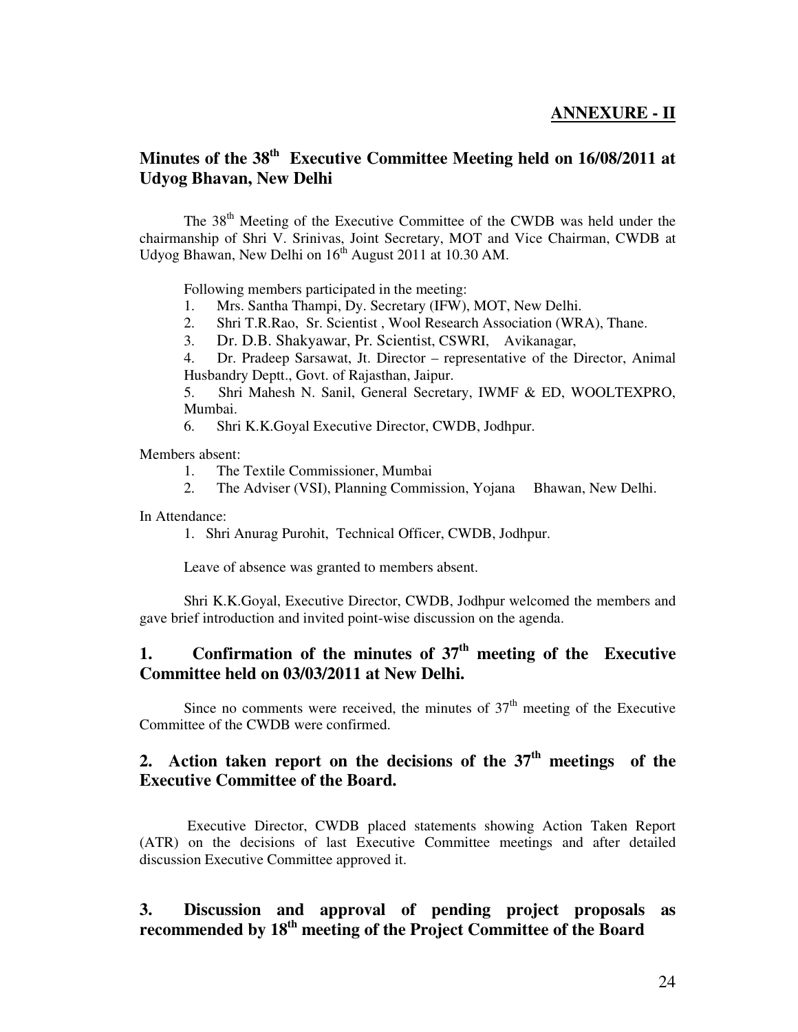**ANNEXURE - II**

## Minutes of the 38th Executive Committee Meeting held on 16/08/2011 at Udyog Bhavan, New Delhi

The 38th Meeting of the Executive Committee of the CWDB was held under the chairmanship of Shri V. Srinivas, Joint Secretary, MOT and Vice Chairman, CWDB at Udyog Bhawan, New Delhi on 16th August 2011 at 10.30 AM.

Following members participated in the meeting:

1. Mrs. Santha Thampi, Dy. Secretary (IFW), MOT, New Delhi.
2. Shri T.R.Rao, Sr. Scientist , Wool Research Association (WRA), Thane.
3. Dr. D.B. Shakyawar, Pr. Scientist, CSWRI, Avikanagar,
4. Dr. Pradeep Sarsawat, Jt. Director – representative of the Director, Animal Husbandry Deptt., Govt. of Rajasthan, Jaipur.
5. Shri Mahesh N. Sanil, General Secretary, IWMF & ED, WOOLTEXPRO, Mumbai.
6. Shri K.K.Goyal Executive Director, CWDB, Jodhpur.

Members absent:

1. The Textile Commissioner, Mumbai
2. The Adviser (VSI), Planning Commission, Yojana Bhawan, New Delhi.

In Attendance:

1. Shri Anurag Purohit, Technical Officer, CWDB, Jodhpur.

Leave of absence was granted to members absent.

Shri K.K.Goyal, Executive Director, CWDB, Jodhpur welcomed the members and gave brief introduction and invited point-wise discussion on the agenda.

### 1. Confirmation of the minutes of 37th meeting of the Executive Committee held on 03/03/2011 at New Delhi.

Since no comments were received, the minutes of 37th meeting of the Executive Committee of the CWDB were confirmed.

### 2. Action taken report on the decisions of the 37th meetings of the Executive Committee of the Board.

Executive Director, CWDB placed statements showing Action Taken Report (ATR) on the decisions of last Executive Committee meetings and after detailed discussion Executive Committee approved it.

### 3. Discussion and approval of pending project proposals as recommended by 18th meeting of the Project Committee of the Board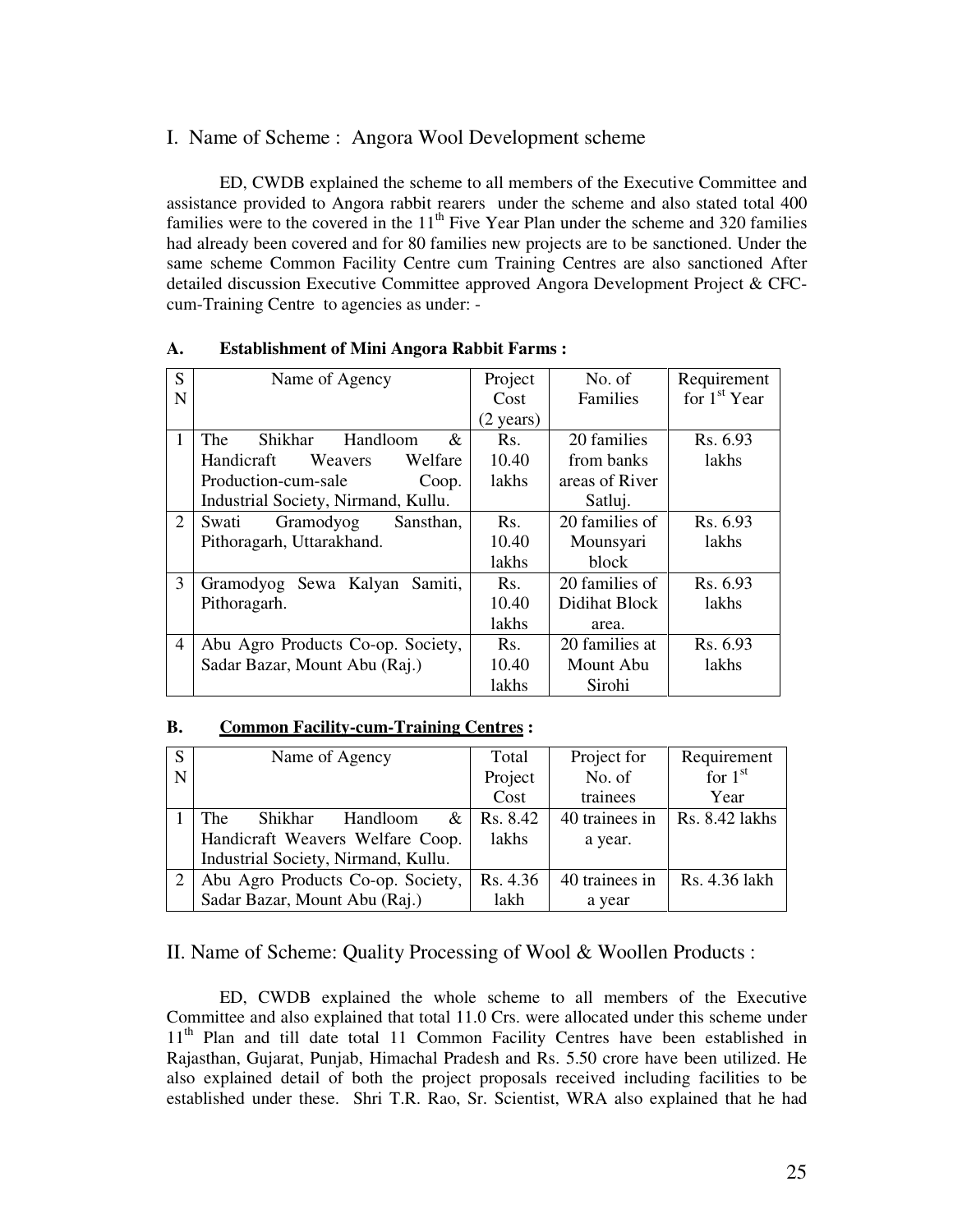## I. Name of Scheme : Angora Wool Development scheme

ED, CWDB explained the scheme to all members of the Executive Committee and assistance provided to Angora rabbit rearers under the scheme and also stated total 400 families were to the covered in the 11th Five Year Plan under the scheme and 320 families had already been covered and for 80 families new projects are to be sanctioned. Under the same scheme Common Facility Centre cum Training Centres are also sanctioned After detailed discussion Executive Committee approved Angora Development Project & CFC-cum-Training Centre to agencies as under: -

**A. Establishment of Mini Angora Rabbit Farms :**

| SN | Name of Agency | Project Cost (2 years) | No. of Families | Requirement for 1st Year |
|---|---|---|---|---|
| 1 | The Shikhar Handloom & Handicraft Weavers Welfare Production-cum-sale Coop. Industrial Society, Nirmand, Kullu. | Rs. 10.40 lakhs | 20 families from banks areas of River Satluj. | Rs. 6.93 lakhs |
| 2 | Swati Gramodyog Sansthan, Pithoragarh, Uttarakhand. | Rs. 10.40 lakhs | 20 families of Mounsyari block | Rs. 6.93 lakhs |
| 3 | Gramodyog Sewa Kalyan Samiti, Pithoragarh. | Rs. 10.40 lakhs | 20 families of Didihat Block area. | Rs. 6.93 lakhs |
| 4 | Abu Agro Products Co-op. Society, Sadar Bazar, Mount Abu (Raj.) | Rs. 10.40 lakhs | 20 families at Mount Abu Sirohi | Rs. 6.93 lakhs |

**B. <u>Common Facility-cum-Training Centres</u> :**

| SN | Name of Agency | Total Project Cost | Project for No. of trainees | Requirement for 1st Year |
|---|---|---|---|---|
| 1 | The Shikhar Handloom & Handicraft Weavers Welfare Coop. Industrial Society, Nirmand, Kullu. | Rs. 8.42 lakhs | 40 trainees in a year. | Rs. 8.42 lakhs |
| 2 | Abu Agro Products Co-op. Society, Sadar Bazar, Mount Abu (Raj.) | Rs. 4.36 lakh | 40 trainees in a year | Rs. 4.36 lakh |

## II. Name of Scheme: Quality Processing of Wool & Woollen Products :

ED, CWDB explained the whole scheme to all members of the Executive Committee and also explained that total 11.0 Crs. were allocated under this scheme under 11th Plan and till date total 11 Common Facility Centres have been established in Rajasthan, Gujarat, Punjab, Himachal Pradesh and Rs. 5.50 crore have been utilized. He also explained detail of both the project proposals received including facilities to be established under these. Shri T.R. Rao, Sr. Scientist, WRA also explained that he had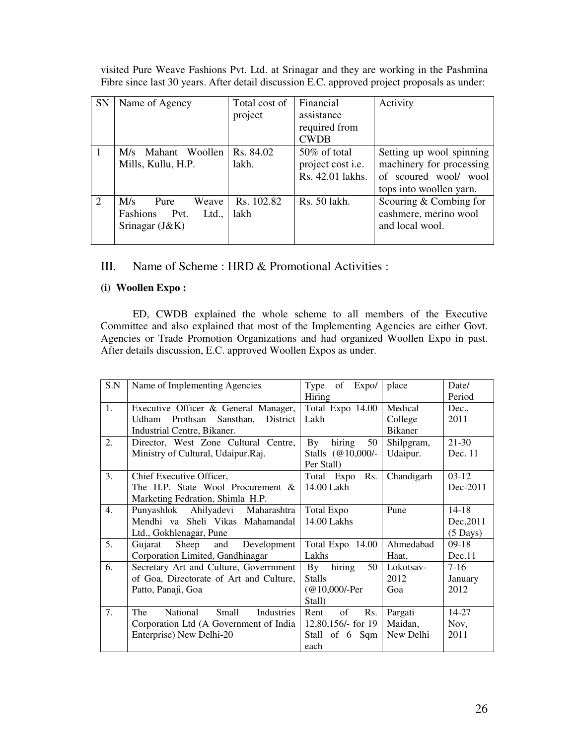visited Pure Weave Fashions Pvt. Ltd. at Srinagar and they are working in the Pashmina Fibre since last 30 years. After detail discussion E.C. approved project proposals as under:

| SN | Name of Agency | Total cost of project | Financial assistance required from CWDB | Activity |
|---|---|---|---|---|
| 1 | M/s Mahant Woollen Mills, Kullu, H.P. | Rs. 84.02 lakh. | 50% of total project cost i.e. Rs. 42.01 lakhs. | Setting up wool spinning machinery for processing of scoured wool/ wool tops into woollen yarn. |
| 2 | M/s Pure Weave Fashions Pvt. Ltd., Srinagar (J&K) | Rs. 102.82 lakh | Rs. 50 lakh. | Scouring & Combing for cashmere, merino wool and local wool. |

## III. Name of Scheme : HRD & Promotional Activities :

**(i) Woollen Expo :**

ED, CWDB explained the whole scheme to all members of the Executive Committee and also explained that most of the Implementing Agencies are either Govt. Agencies or Trade Promotion Organizations and had organized Woollen Expo in past. After details discussion, E.C. approved Woollen Expos as under.

| S.N | Name of Implementing Agencies | Type of Expo/ Hiring | place | Date/ Period |
|---|---|---|---|---|
| 1. | Executive Officer & General Manager, Udham Prothsan Sansthan, District Industrial Centre, Bikaner. | Total Expo 14.00 Lakh | Medical College Bikaner | Dec., 2011 |
| 2. | Director, West Zone Cultural Centre, Ministry of Cultural, Udaipur.Raj. | By hiring 50 Stalls (@10,000/- Per Stall) | Shilpgram, Udaipur. | 21-30 Dec. 11 |
| 3. | Chief Executive Officer, The H.P. State Wool Procurement & Marketing Fedration, Shimla H.P. | Total Expo Rs. 14.00 Lakh | Chandigarh | 03-12 Dec-2011 |
| 4. | Punyashlok Ahilyadevi Maharashtra Mendhi va Sheli Vikas Mahamandal Ltd., Gokhlenagar, Pune | Total Expo 14.00 Lakhs | Pune | 14-18 Dec,2011 (5 Days) |
| 5. | Gujarat Sheep and Development Corporation Limited, Gandhinagar | Total Expo 14.00 Lakhs | Ahmedabad Haat, | 09-18 Dec.11 |
| 6. | Secretary Art and Culture, Goverrnment of Goa, Directorate of Art and Culture, Patto, Panaji, Goa | By hiring 50 Stalls (@10,000/-Per Stall) | Lokotsav-2012 Goa | 7-16 January 2012 |
| 7. | The National Small Industries Corporation Ltd (A Government of India Enterprise) New Delhi-20 | Rent of Rs. 12,80,156/- for 19 Stall of 6 Sqm each | Pargati Maidan, New Delhi | 14-27 Nov, 2011 |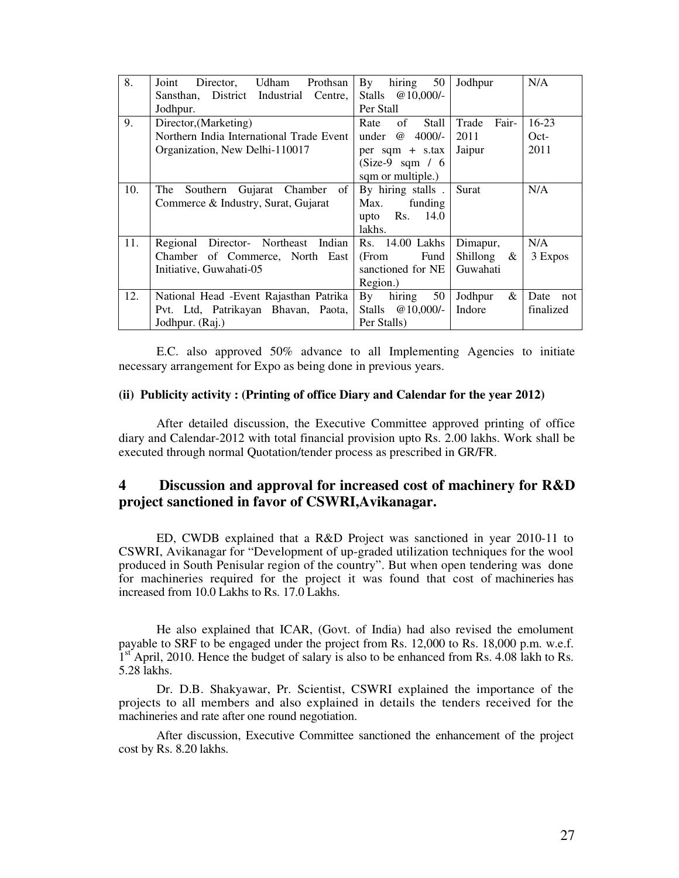| | | | | |
|---|---|---|---|---|
| 8. | Joint Director, Udham Prothsan Sansthan, District Industrial Centre, Jodhpur. | By hiring 50 Stalls @10,000/- Per Stall | Jodhpur | N/A |
| 9. | Director,(Marketing) Northern India International Trade Event Organization, New Delhi-110017 | Rate of Stall under @ 4000/- per sqm + s.tax (Size-9 sqm / 6 sqm or multiple.) | Trade Fair-2011 Jaipur | 16-23 Oct-2011 |
| 10. | The Southern Gujarat Chamber of Commerce & Industry, Surat, Gujarat | By hiring stalls . Max. funding upto Rs. 14.0 lakhs. | Surat | N/A |
| 11. | Regional Director- Northeast Indian Chamber of Commerce, North East Initiative, Guwahati-05 | Rs. 14.00 Lakhs (From Fund sanctioned for NE Region.) | Dimapur, Shillong & Guwahati | N/A 3 Expos |
| 12. | National Head -Event Rajasthan Patrika Pvt. Ltd, Patrikayan Bhavan, Paota, Jodhpur. (Raj.) | By hiring 50 Stalls @10,000/- Per Stalls) | Jodhpur & Indore | Date not finalized |

E.C. also approved 50% advance to all Implementing Agencies to initiate necessary arrangement for Expo as being done in previous years.

**(ii) Publicity activity : (Printing of office Diary and Calendar for the year 2012)**

After detailed discussion, the Executive Committee approved printing of office diary and Calendar-2012 with total financial provision upto Rs. 2.00 lakhs. Work shall be executed through normal Quotation/tender process as prescribed in GR/FR.

## 4 Discussion and approval for increased cost of machinery for R&D project sanctioned in favor of CSWRI,Avikanagar.

ED, CWDB explained that a R&D Project was sanctioned in year 2010-11 to CSWRI, Avikanagar for "Development of up-graded utilization techniques for the wool produced in South Penisular region of the country". But when open tendering was done for machineries required for the project it was found that cost of machineries has increased from 10.0 Lakhs to Rs. 17.0 Lakhs.

He also explained that ICAR, (Govt. of India) had also revised the emolument payable to SRF to be engaged under the project from Rs. 12,000 to Rs. 18,000 p.m. w.e.f. 1st April, 2010. Hence the budget of salary is also to be enhanced from Rs. 4.08 lakh to Rs. 5.28 lakhs.

Dr. D.B. Shakyawar, Pr. Scientist, CSWRI explained the importance of the projects to all members and also explained in details the tenders received for the machineries and rate after one round negotiation.

After discussion, Executive Committee sanctioned the enhancement of the project cost by Rs. 8.20 lakhs.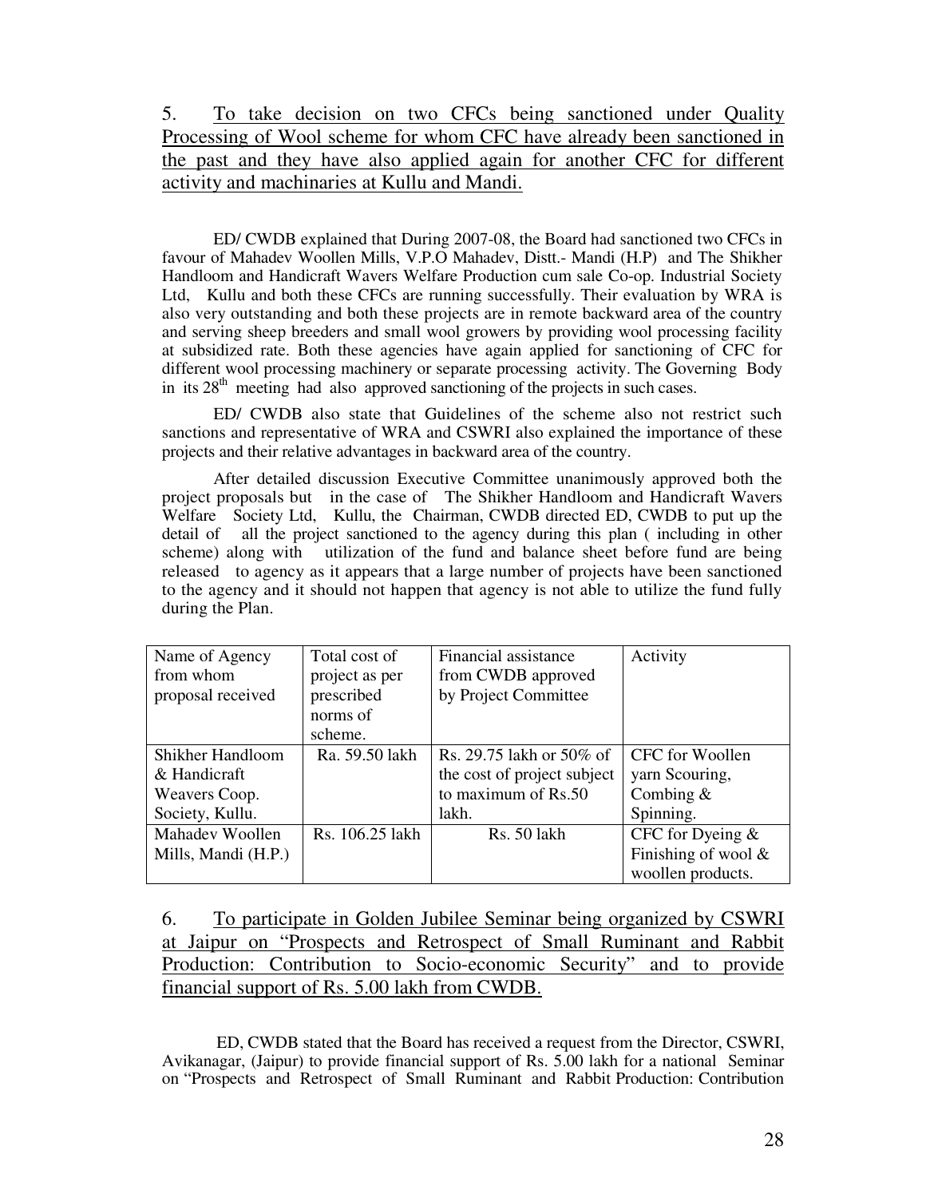5. To take decision on two CFCs being sanctioned under Quality Processing of Wool scheme for whom CFC have already been sanctioned in the past and they have also applied again for another CFC for different activity and machinaries at Kullu and Mandi.

ED/ CWDB explained that During 2007-08, the Board had sanctioned two CFCs in favour of Mahadev Woollen Mills, V.P.O Mahadev, Distt.- Mandi (H.P) and The Shikher Handloom and Handicraft Wavers Welfare Production cum sale Co-op. Industrial Society Ltd, Kullu and both these CFCs are running successfully. Their evaluation by WRA is also very outstanding and both these projects are in remote backward area of the country and serving sheep breeders and small wool growers by providing wool processing facility at subsidized rate. Both these agencies have again applied for sanctioning of CFC for different wool processing machinery or separate processing activity. The Governing Body in its 28th meeting had also approved sanctioning of the projects in such cases.

ED/ CWDB also state that Guidelines of the scheme also not restrict such sanctions and representative of WRA and CSWRI also explained the importance of these projects and their relative advantages in backward area of the country.

After detailed discussion Executive Committee unanimously approved both the project proposals but in the case of The Shikher Handloom and Handicraft Wavers Welfare Society Ltd, Kullu, the Chairman, CWDB directed ED, CWDB to put up the detail of all the project sanctioned to the agency during this plan ( including in other scheme) along with utilization of the fund and balance sheet before fund are being released to agency as it appears that a large number of projects have been sanctioned to the agency and it should not happen that agency is not able to utilize the fund fully during the Plan.

| Name of Agency from whom proposal received | Total cost of project as per prescribed norms of scheme. | Financial assistance from CWDB approved by Project Committee | Activity |
|---|---|---|---|
| Shikher Handloom & Handicraft Weavers Coop. Society, Kullu. | Ra. 59.50 lakh | Rs. 29.75 lakh or 50% of the cost of project subject to maximum of Rs.50 lakh. | CFC for Woollen yarn Scouring, Combing & Spinning. |
| Mahadev Woollen Mills, Mandi (H.P.) | Rs. 106.25 lakh | Rs. 50 lakh | CFC for Dyeing & Finishing of wool & woollen products. |

6. To participate in Golden Jubilee Seminar being organized by CSWRI at Jaipur on "Prospects and Retrospect of Small Ruminant and Rabbit Production: Contribution to Socio-economic Security" and to provide financial support of Rs. 5.00 lakh from CWDB.

ED, CWDB stated that the Board has received a request from the Director, CSWRI, Avikanagar, (Jaipur) to provide financial support of Rs. 5.00 lakh for a national Seminar on "Prospects and Retrospect of Small Ruminant and Rabbit Production: Contribution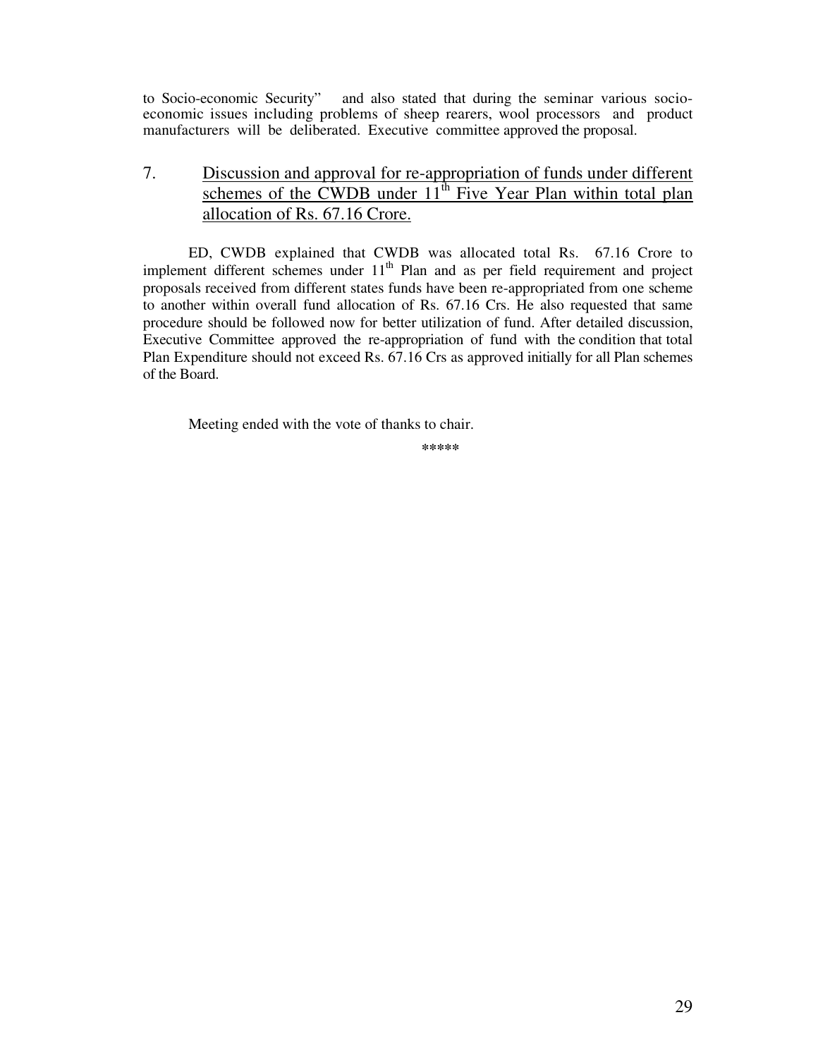to Socio-economic Security" and also stated that during the seminar various socio-economic issues including problems of sheep rearers, wool processors and product manufacturers will be deliberated. Executive committee approved the proposal.

## 7. Discussion and approval for re-appropriation of funds under different schemes of the CWDB under 11th Five Year Plan within total plan allocation of Rs. 67.16 Crore.

ED, CWDB explained that CWDB was allocated total Rs. 67.16 Crore to implement different schemes under 11th Plan and as per field requirement and project proposals received from different states funds have been re-appropriated from one scheme to another within overall fund allocation of Rs. 67.16 Crs. He also requested that same procedure should be followed now for better utilization of fund. After detailed discussion, Executive Committee approved the re-appropriation of fund with the condition that total Plan Expenditure should not exceed Rs. 67.16 Crs as approved initially for all Plan schemes of the Board.

Meeting ended with the vote of thanks to chair.

*****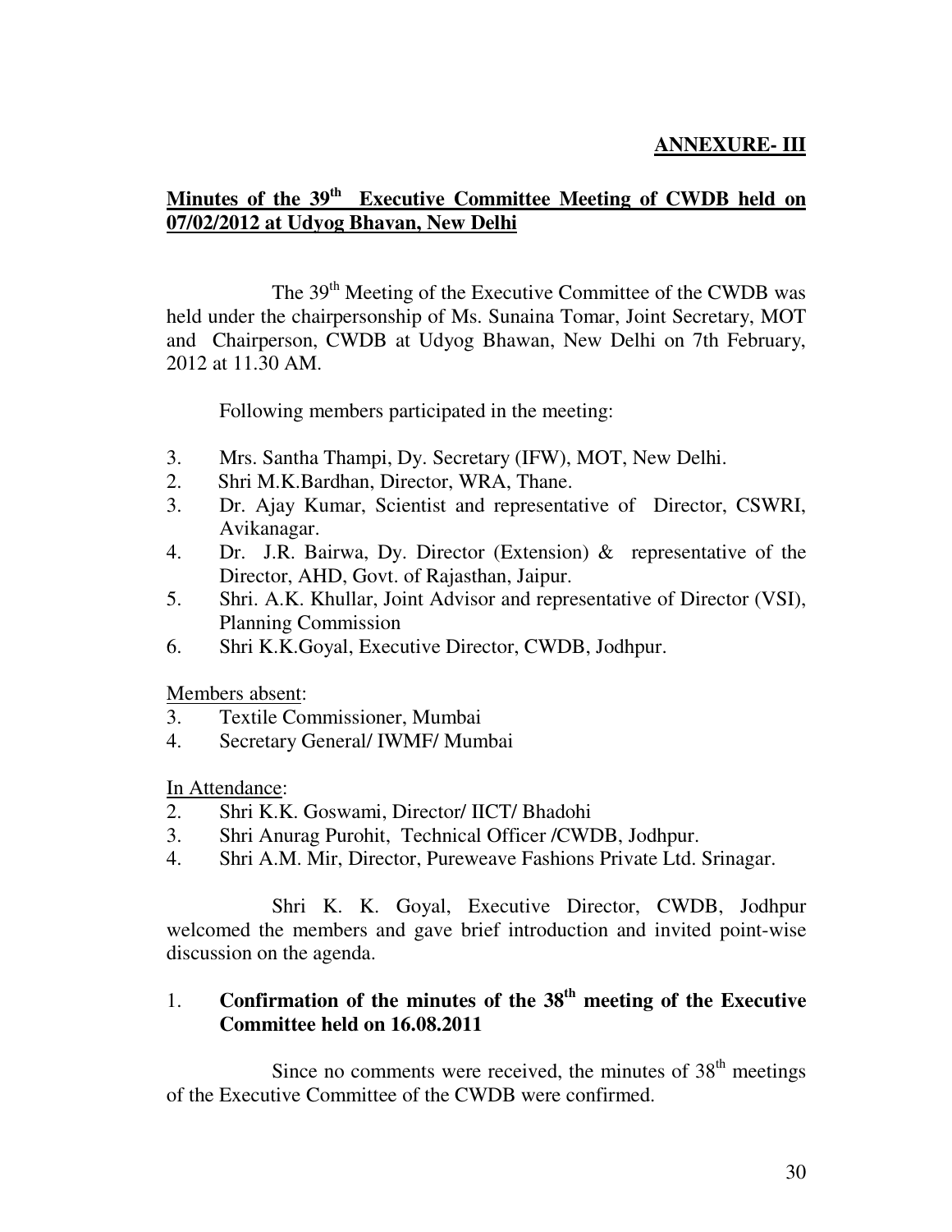**ANNEXURE- III**

## Minutes of the 39th Executive Committee Meeting of CWDB held on 07/02/2012 at Udyog Bhavan, New Delhi

The 39th Meeting of the Executive Committee of the CWDB was held under the chairpersonship of Ms. Sunaina Tomar, Joint Secretary, MOT and Chairperson, CWDB at Udyog Bhawan, New Delhi on 7th February, 2012 at 11.30 AM.

Following members participated in the meeting:

3. Mrs. Santha Thampi, Dy. Secretary (IFW), MOT, New Delhi.
2. Shri M.K.Bardhan, Director, WRA, Thane.
3. Dr. Ajay Kumar, Scientist and representative of Director, CSWRI, Avikanagar.
4. Dr. J.R. Bairwa, Dy. Director (Extension) & representative of the Director, AHD, Govt. of Rajasthan, Jaipur.
5. Shri. A.K. Khullar, Joint Advisor and representative of Director (VSI), Planning Commission
6. Shri K.K.Goyal, Executive Director, CWDB, Jodhpur.

Members absent:

3. Textile Commissioner, Mumbai
4. Secretary General/ IWMF/ Mumbai

In Attendance:

2. Shri K.K. Goswami, Director/ IICT/ Bhadohi
3. Shri Anurag Purohit, Technical Officer /CWDB, Jodhpur.
4. Shri A.M. Mir, Director, Pureweave Fashions Private Ltd. Srinagar.

Shri K. K. Goyal, Executive Director, CWDB, Jodhpur welcomed the members and gave brief introduction and invited point-wise discussion on the agenda.

### 1. Confirmation of the minutes of the 38th meeting of the Executive Committee held on 16.08.2011

Since no comments were received, the minutes of 38th meetings of the Executive Committee of the CWDB were confirmed.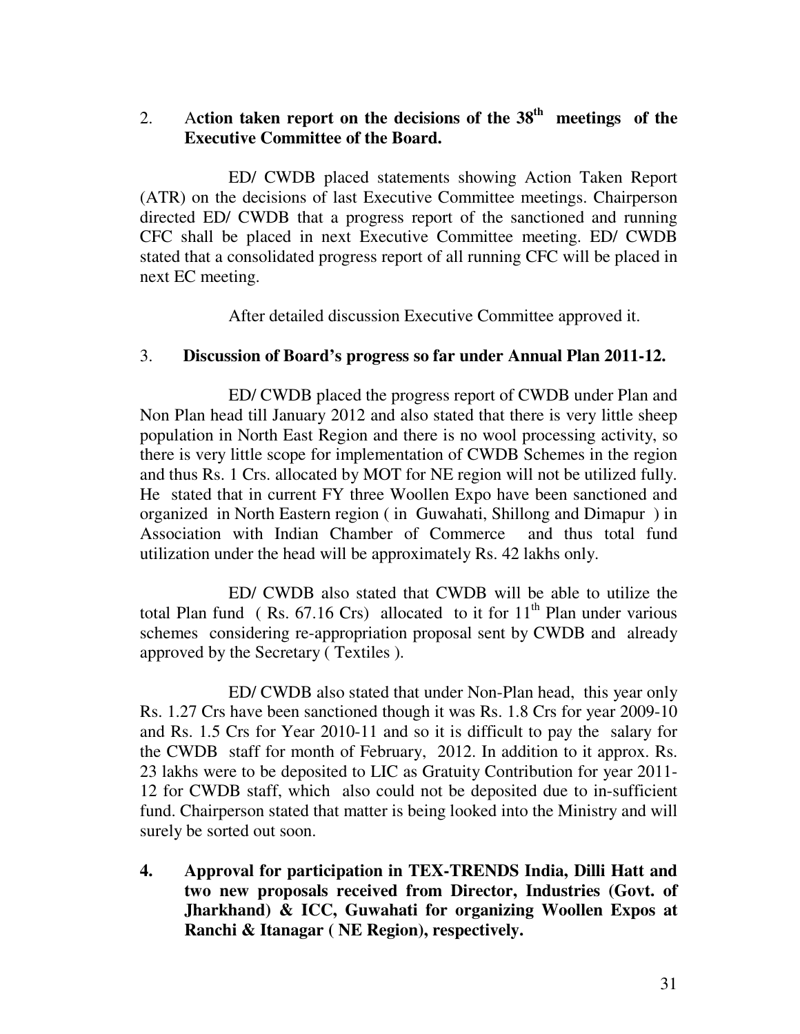2. **Action taken report on the decisions of the 38th meetings of the Executive Committee of the Board.**

ED/ CWDB placed statements showing Action Taken Report (ATR) on the decisions of last Executive Committee meetings. Chairperson directed ED/ CWDB that a progress report of the sanctioned and running CFC shall be placed in next Executive Committee meeting. ED/ CWDB stated that a consolidated progress report of all running CFC will be placed in next EC meeting.

After detailed discussion Executive Committee approved it.

3. **Discussion of Board's progress so far under Annual Plan 2011-12.**

ED/ CWDB placed the progress report of CWDB under Plan and Non Plan head till January 2012 and also stated that there is very little sheep population in North East Region and there is no wool processing activity, so there is very little scope for implementation of CWDB Schemes in the region and thus Rs. 1 Crs. allocated by MOT for NE region will not be utilized fully. He stated that in current FY three Woollen Expo have been sanctioned and organized in North Eastern region ( in Guwahati, Shillong and Dimapur ) in Association with Indian Chamber of Commerce and thus total fund utilization under the head will be approximately Rs. 42 lakhs only.

ED/ CWDB also stated that CWDB will be able to utilize the total Plan fund ( Rs. 67.16 Crs) allocated to it for 11th Plan under various schemes considering re-appropriation proposal sent by CWDB and already approved by the Secretary ( Textiles ).

ED/ CWDB also stated that under Non-Plan head, this year only Rs. 1.27 Crs have been sanctioned though it was Rs. 1.8 Crs for year 2009-10 and Rs. 1.5 Crs for Year 2010-11 and so it is difficult to pay the salary for the CWDB staff for month of February, 2012. In addition to it approx. Rs. 23 lakhs were to be deposited to LIC as Gratuity Contribution for year 2011-12 for CWDB staff, which also could not be deposited due to in-sufficient fund. Chairperson stated that matter is being looked into the Ministry and will surely be sorted out soon.

4. **Approval for participation in TEX-TRENDS India, Dilli Hatt and two new proposals received from Director, Industries (Govt. of Jharkhand) & ICC, Guwahati for organizing Woollen Expos at Ranchi & Itanagar ( NE Region), respectively.**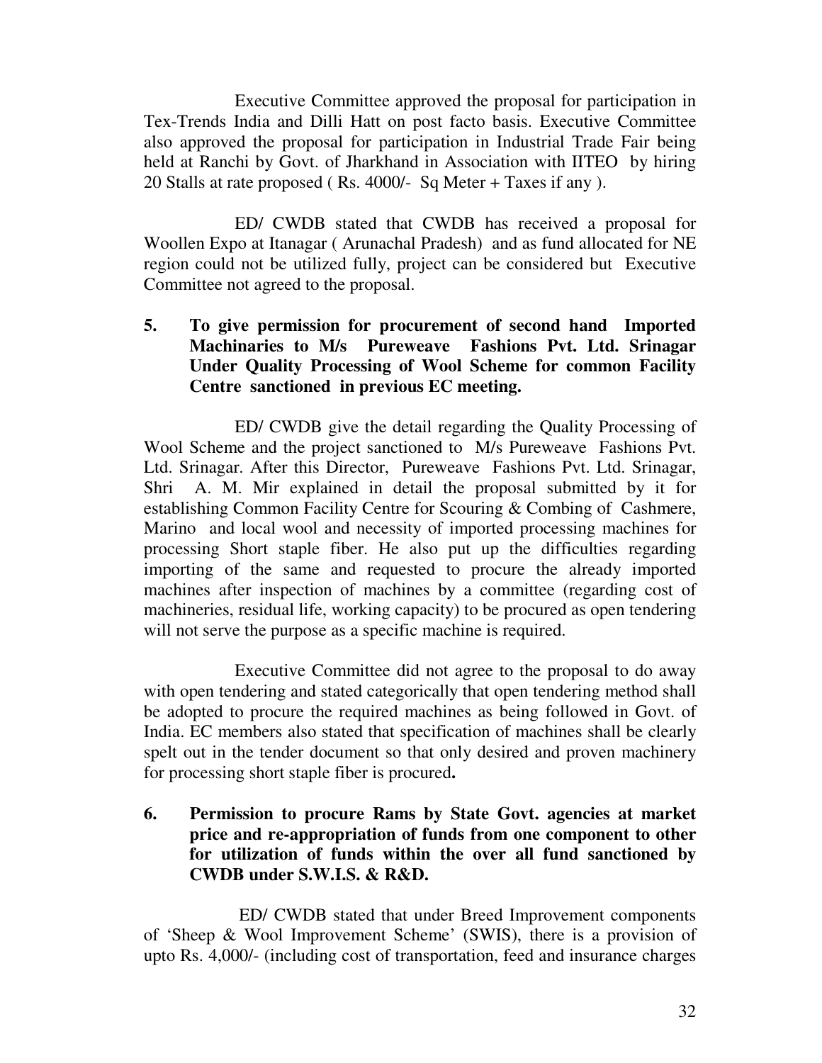Executive Committee approved the proposal for participation in Tex-Trends India and Dilli Hatt on post facto basis. Executive Committee also approved the proposal for participation in Industrial Trade Fair being held at Ranchi by Govt. of Jharkhand in Association with IITEO by hiring 20 Stalls at rate proposed ( Rs. 4000/- Sq Meter + Taxes if any ).

ED/ CWDB stated that CWDB has received a proposal for Woollen Expo at Itanagar ( Arunachal Pradesh) and as fund allocated for NE region could not be utilized fully, project can be considered but Executive Committee not agreed to the proposal.

**5. To give permission for procurement of second hand Imported Machinaries to M/s Pureweave Fashions Pvt. Ltd. Srinagar Under Quality Processing of Wool Scheme for common Facility Centre sanctioned in previous EC meeting.**

ED/ CWDB give the detail regarding the Quality Processing of Wool Scheme and the project sanctioned to M/s Pureweave Fashions Pvt. Ltd. Srinagar. After this Director, Pureweave Fashions Pvt. Ltd. Srinagar, Shri A. M. Mir explained in detail the proposal submitted by it for establishing Common Facility Centre for Scouring & Combing of Cashmere, Marino and local wool and necessity of imported processing machines for processing Short staple fiber. He also put up the difficulties regarding importing of the same and requested to procure the already imported machines after inspection of machines by a committee (regarding cost of machineries, residual life, working capacity) to be procured as open tendering will not serve the purpose as a specific machine is required.

Executive Committee did not agree to the proposal to do away with open tendering and stated categorically that open tendering method shall be adopted to procure the required machines as being followed in Govt. of India. EC members also stated that specification of machines shall be clearly spelt out in the tender document so that only desired and proven machinery for processing short staple fiber is procured.

**6. Permission to procure Rams by State Govt. agencies at market price and re-appropriation of funds from one component to other for utilization of funds within the over all fund sanctioned by CWDB under S.W.I.S. & R&D.**

ED/ CWDB stated that under Breed Improvement components of 'Sheep & Wool Improvement Scheme' (SWIS), there is a provision of upto Rs. 4,000/- (including cost of transportation, feed and insurance charges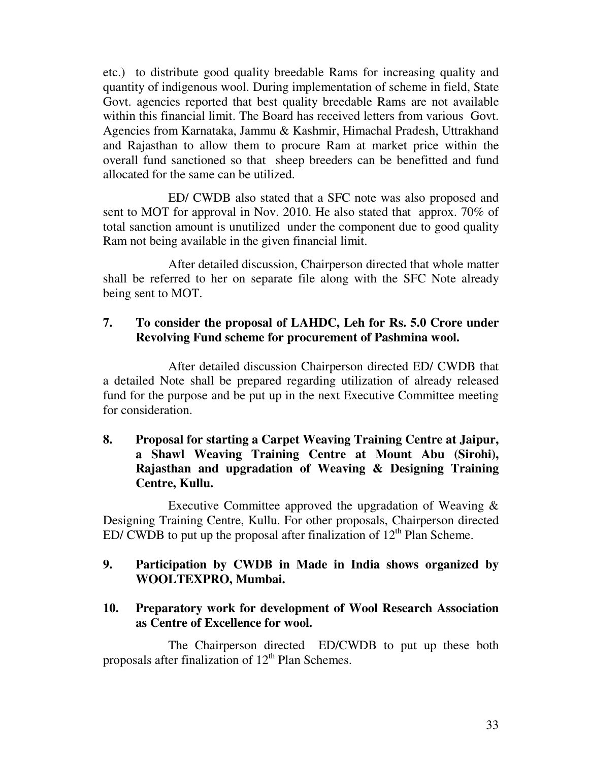etc.) to distribute good quality breedable Rams for increasing quality and quantity of indigenous wool. During implementation of scheme in field, State Govt. agencies reported that best quality breedable Rams are not available within this financial limit. The Board has received letters from various Govt. Agencies from Karnataka, Jammu & Kashmir, Himachal Pradesh, Uttrakhand and Rajasthan to allow them to procure Ram at market price within the overall fund sanctioned so that sheep breeders can be benefitted and fund allocated for the same can be utilized.

ED/ CWDB also stated that a SFC note was also proposed and sent to MOT for approval in Nov. 2010. He also stated that approx. 70% of total sanction amount is unutilized under the component due to good quality Ram not being available in the given financial limit.

After detailed discussion, Chairperson directed that whole matter shall be referred to her on separate file along with the SFC Note already being sent to MOT.

**7. To consider the proposal of LAHDC, Leh for Rs. 5.0 Crore under Revolving Fund scheme for procurement of Pashmina wool.**

After detailed discussion Chairperson directed ED/ CWDB that a detailed Note shall be prepared regarding utilization of already released fund for the purpose and be put up in the next Executive Committee meeting for consideration.

**8. Proposal for starting a Carpet Weaving Training Centre at Jaipur, a Shawl Weaving Training Centre at Mount Abu (Sirohi), Rajasthan and upgradation of Weaving & Designing Training Centre, Kullu.**

Executive Committee approved the upgradation of Weaving & Designing Training Centre, Kullu. For other proposals, Chairperson directed ED/ CWDB to put up the proposal after finalization of 12th Plan Scheme.

**9. Participation by CWDB in Made in India shows organized by WOOLTEXPRO, Mumbai.**

**10. Preparatory work for development of Wool Research Association as Centre of Excellence for wool.**

The Chairperson directed ED/CWDB to put up these both proposals after finalization of 12th Plan Schemes.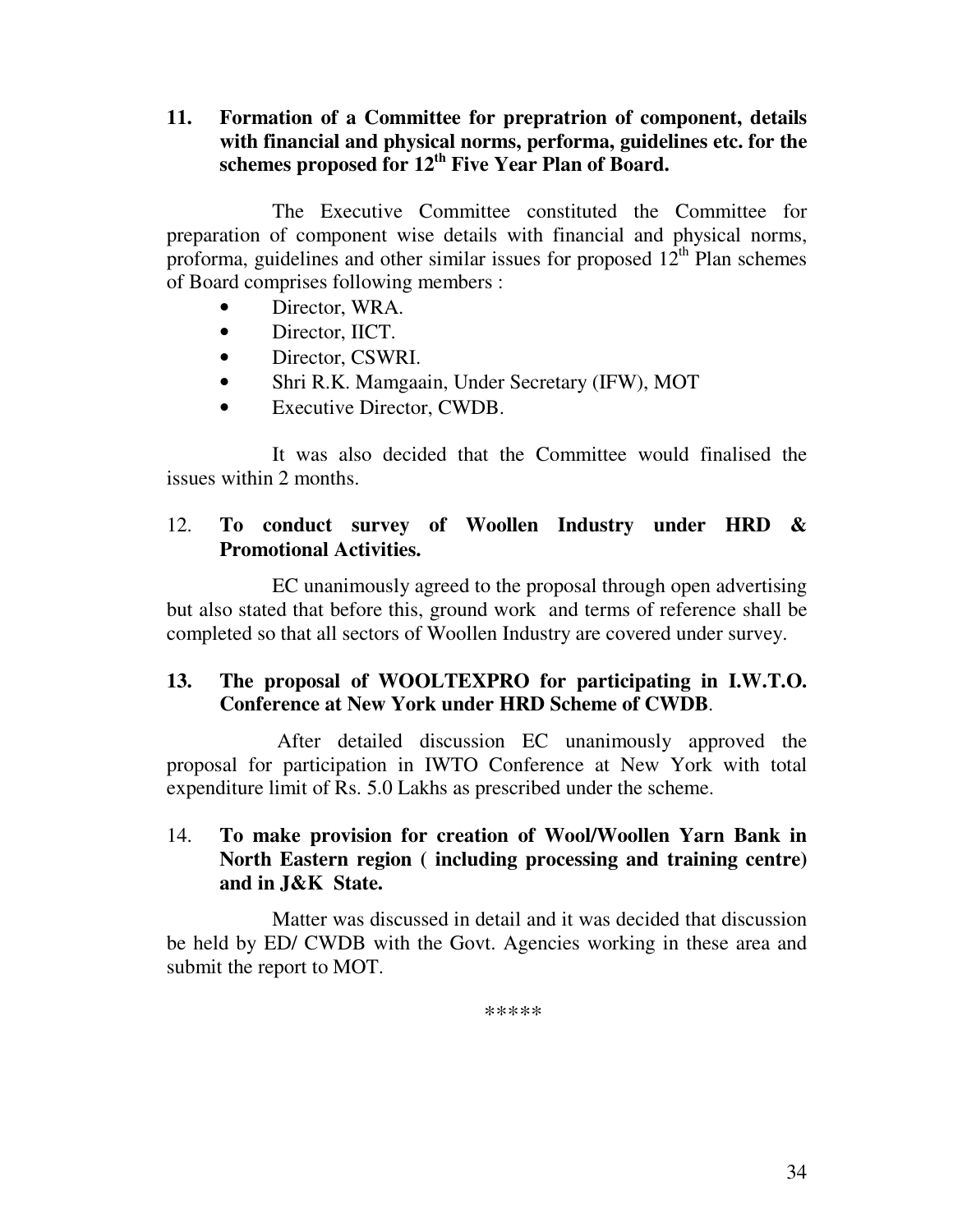**11. Formation of a Committee for prepratrion of component, details with financial and physical norms, performa, guidelines etc. for the schemes proposed for 12th Five Year Plan of Board.**

The Executive Committee constituted the Committee for preparation of component wise details with financial and physical norms, proforma, guidelines and other similar issues for proposed 12th Plan schemes of Board comprises following members :

- Director, WRA.
- Director, IICT.
- Director, CSWRI.
- Shri R.K. Mamgaain, Under Secretary (IFW), MOT
- Executive Director, CWDB.

It was also decided that the Committee would finalised the issues within 2 months.

12. **To conduct survey of Woollen Industry under HRD & Promotional Activities.**

EC unanimously agreed to the proposal through open advertising but also stated that before this, ground work and terms of reference shall be completed so that all sectors of Woollen Industry are covered under survey.

**13. The proposal of WOOLTEXPRO for participating in I.W.T.O. Conference at New York under HRD Scheme of CWDB**.

After detailed discussion EC unanimously approved the proposal for participation in IWTO Conference at New York with total expenditure limit of Rs. 5.0 Lakhs as prescribed under the scheme.

14. **To make provision for creation of Wool/Woollen Yarn Bank in North Eastern region ( including processing and training centre) and in J&K State.**

Matter was discussed in detail and it was decided that discussion be held by ED/ CWDB with the Govt. Agencies working in these area and submit the report to MOT.

*****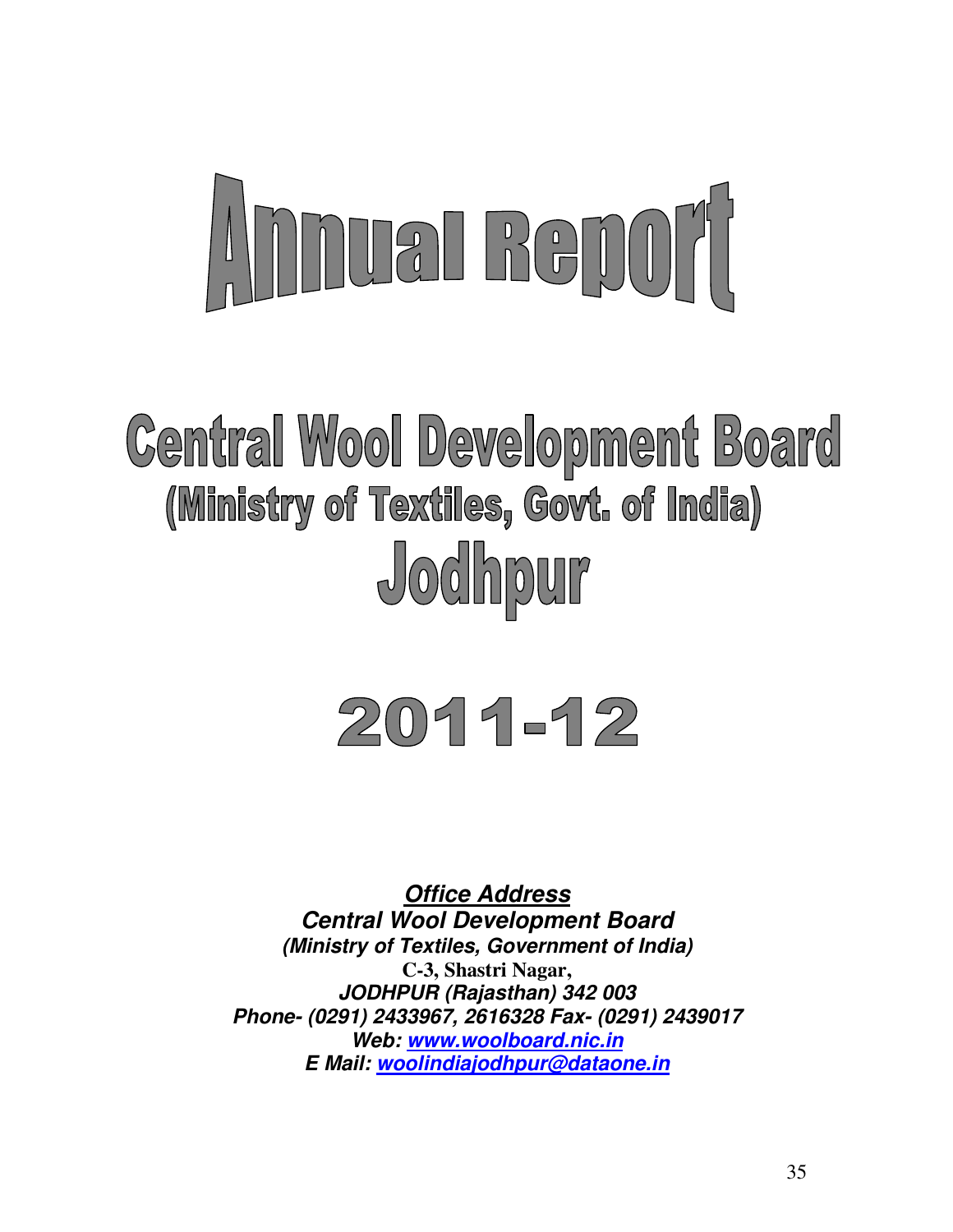# Annual Report

# Central Wool Development Board

## (Ministry of Textiles, Govt. of India)

## Jodhpur

# 2011-12

***Office Address***

***Central Wool Development Board***

***(Ministry of Textiles, Government of India)***

**C-3, Shastri Nagar,**

***JODHPUR (Rajasthan) 342 003***

***Phone- (0291) 2433967, 2616328 Fax- (0291) 2439017***

***Web: www.woolboard.nic.in***

***E Mail: woolindiajodhpur@dataone.in***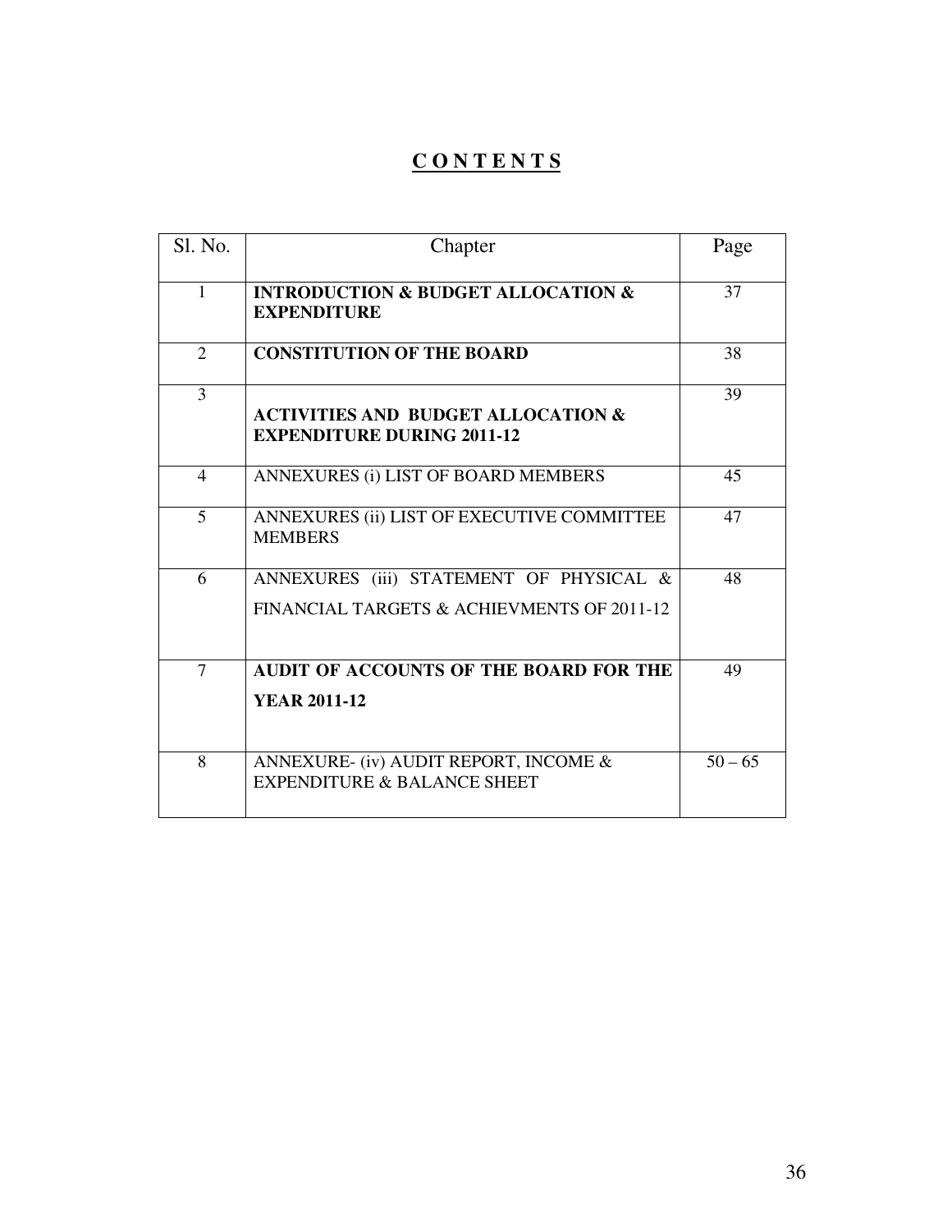# C O N T E N T S

| Sl. No. | Chapter | Page |
|---|---|---|
| 1 | **INTRODUCTION & BUDGET ALLOCATION & EXPENDITURE** | 37 |
| 2 | **CONSTITUTION OF THE BOARD** | 38 |
| 3 | **ACTIVITIES AND BUDGET ALLOCATION & EXPENDITURE DURING 2011-12** | 39 |
| 4 | ANNEXURES (i) LIST OF BOARD MEMBERS | 45 |
| 5 | ANNEXURES (ii) LIST OF EXECUTIVE COMMITTEE MEMBERS | 47 |
| 6 | ANNEXURES (iii) STATEMENT OF PHYSICAL & FINANCIAL TARGETS & ACHIEVMENTS OF 2011-12 | 48 |
| 7 | **AUDIT OF ACCOUNTS OF THE BOARD FOR THE YEAR 2011-12** | 49 |
| 8 | ANNEXURE- (iv) AUDIT REPORT, INCOME & EXPENDITURE & BALANCE SHEET | 50 – 65 |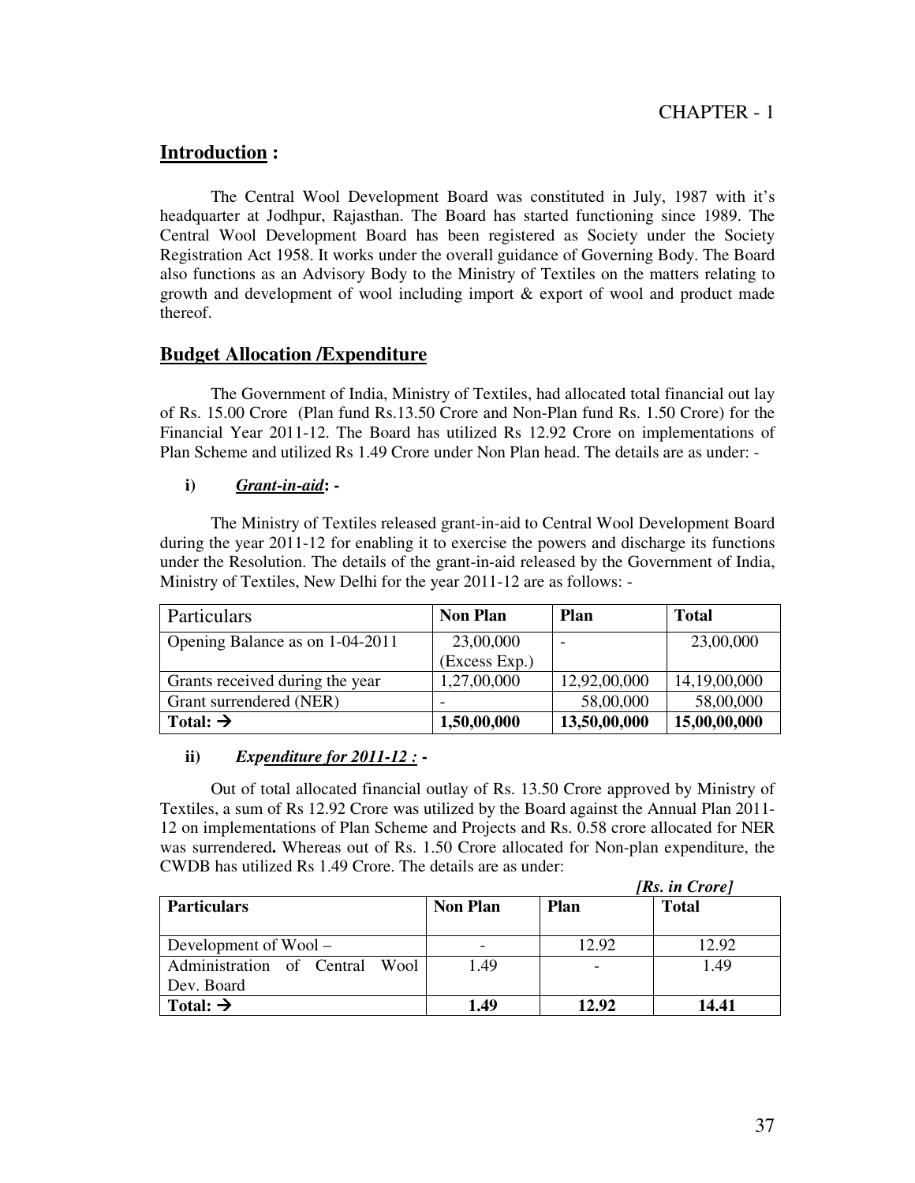CHAPTER - 1

## Introduction :

The Central Wool Development Board was constituted in July, 1987 with it's headquarter at Jodhpur, Rajasthan. The Board has started functioning since 1989. The Central Wool Development Board has been registered as Society under the Society Registration Act 1958. It works under the overall guidance of Governing Body. The Board also functions as an Advisory Body to the Ministry of Textiles on the matters relating to growth and development of wool including import & export of wool and product made thereof.

## Budget Allocation /Expenditure

The Government of India, Ministry of Textiles, had allocated total financial out lay of Rs. 15.00 Crore (Plan fund Rs.13.50 Crore and Non-Plan fund Rs. 1.50 Crore) for the Financial Year 2011-12. The Board has utilized Rs 12.92 Crore on implementations of Plan Scheme and utilized Rs 1.49 Crore under Non Plan head. The details are as under: -

**i) *Grant-in-aid*: -**

The Ministry of Textiles released grant-in-aid to Central Wool Development Board during the year 2011-12 for enabling it to exercise the powers and discharge its functions under the Resolution. The details of the grant-in-aid released by the Government of India, Ministry of Textiles, New Delhi for the year 2011-12 are as follows: -

| Particulars | Non Plan | Plan | Total |
|---|---|---|---|
| Opening Balance as on 1-04-2011 | 23,00,000 (Excess Exp.) | - | 23,00,000 |
| Grants received during the year | 1,27,00,000 | 12,92,00,000 | 14,19,00,000 |
| Grant surrendered (NER) | - | 58,00,000 | 58,00,000 |
| **Total: →** | **1,50,00,000** | **13,50,00,000** | **15,00,00,000** |

**ii) *Expenditure for 2011-12 :* -**

Out of total allocated financial outlay of Rs. 13.50 Crore approved by Ministry of Textiles, a sum of Rs 12.92 Crore was utilized by the Board against the Annual Plan 2011-12 on implementations of Plan Scheme and Projects and Rs. 0.58 crore allocated for NER was surrendered**.** Whereas out of Rs. 1.50 Crore allocated for Non-plan expenditure, the CWDB has utilized Rs 1.49 Crore. The details are as under:

***[Rs. in Crore]***

| Particulars | Non Plan | Plan | Total |
|---|---|---|---|
| Development of Wool – | - | 12.92 | 12.92 |
| Administration of Central Wool Dev. Board | 1.49 | - | 1.49 |
| **Total: →** | **1.49** | **12.92** | **14.41** |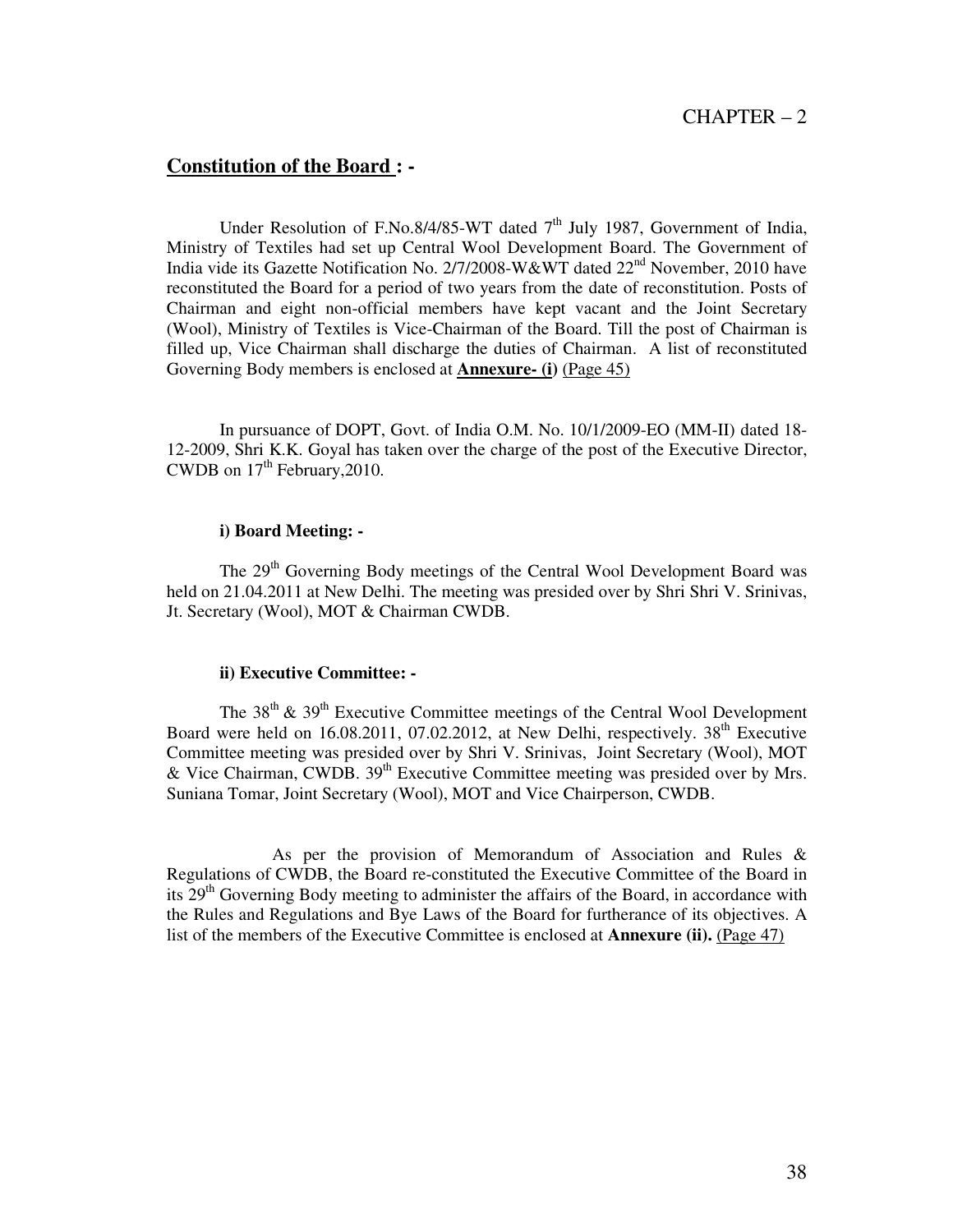# CHAPTER – 2

## Constitution of the Board : -

Under Resolution of F.No.8/4/85-WT dated 7th July 1987, Government of India, Ministry of Textiles had set up Central Wool Development Board. The Government of India vide its Gazette Notification No. 2/7/2008-W&WT dated 22nd November, 2010 have reconstituted the Board for a period of two years from the date of reconstitution. Posts of Chairman and eight non-official members have kept vacant and the Joint Secretary (Wool), Ministry of Textiles is Vice-Chairman of the Board. Till the post of Chairman is filled up, Vice Chairman shall discharge the duties of Chairman. A list of reconstituted Governing Body members is enclosed at **Annexure- (i)** (Page 45)

In pursuance of DOPT, Govt. of India O.M. No. 10/1/2009-EO (MM-II) dated 18-12-2009, Shri K.K. Goyal has taken over the charge of the post of the Executive Director, CWDB on 17th February,2010.

### i) Board Meeting: -

The 29th Governing Body meetings of the Central Wool Development Board was held on 21.04.2011 at New Delhi. The meeting was presided over by Shri Shri V. Srinivas, Jt. Secretary (Wool), MOT & Chairman CWDB.

### ii) Executive Committee: -

The 38th & 39th Executive Committee meetings of the Central Wool Development Board were held on 16.08.2011, 07.02.2012, at New Delhi, respectively. 38th Executive Committee meeting was presided over by Shri V. Srinivas, Joint Secretary (Wool), MOT & Vice Chairman, CWDB. 39th Executive Committee meeting was presided over by Mrs. Suniana Tomar, Joint Secretary (Wool), MOT and Vice Chairperson, CWDB.

As per the provision of Memorandum of Association and Rules & Regulations of CWDB, the Board re-constituted the Executive Committee of the Board in its 29th Governing Body meeting to administer the affairs of the Board, in accordance with the Rules and Regulations and Bye Laws of the Board for furtherance of its objectives. A list of the members of the Executive Committee is enclosed at **Annexure (ii).** (Page 47)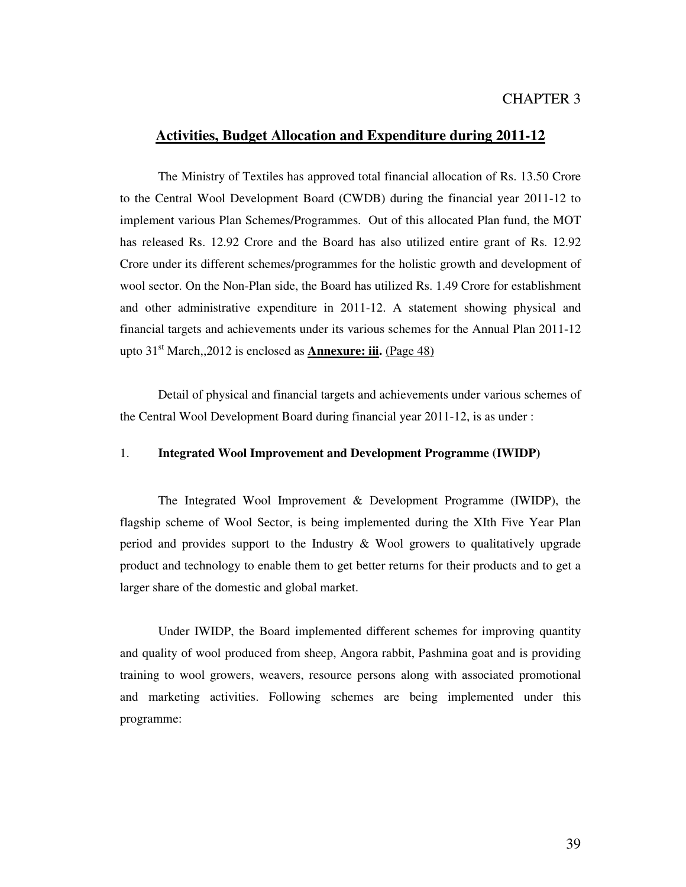CHAPTER 3

## Activities, Budget Allocation and Expenditure during 2011-12

The Ministry of Textiles has approved total financial allocation of Rs. 13.50 Crore to the Central Wool Development Board (CWDB) during the financial year 2011-12 to implement various Plan Schemes/Programmes. Out of this allocated Plan fund, the MOT has released Rs. 12.92 Crore and the Board has also utilized entire grant of Rs. 12.92 Crore under its different schemes/programmes for the holistic growth and development of wool sector. On the Non-Plan side, the Board has utilized Rs. 1.49 Crore for establishment and other administrative expenditure in 2011-12. A statement showing physical and financial targets and achievements under its various schemes for the Annual Plan 2011-12 upto 31st March,,2012 is enclosed as **Annexure: iii.** (Page 48)

Detail of physical and financial targets and achievements under various schemes of the Central Wool Development Board during financial year 2011-12, is as under :

1. **Integrated Wool Improvement and Development Programme (IWIDP)**

The Integrated Wool Improvement & Development Programme (IWIDP), the flagship scheme of Wool Sector, is being implemented during the XIth Five Year Plan period and provides support to the Industry & Wool growers to qualitatively upgrade product and technology to enable them to get better returns for their products and to get a larger share of the domestic and global market.

Under IWIDP, the Board implemented different schemes for improving quantity and quality of wool produced from sheep, Angora rabbit, Pashmina goat and is providing training to wool growers, weavers, resource persons along with associated promotional and marketing activities. Following schemes are being implemented under this programme: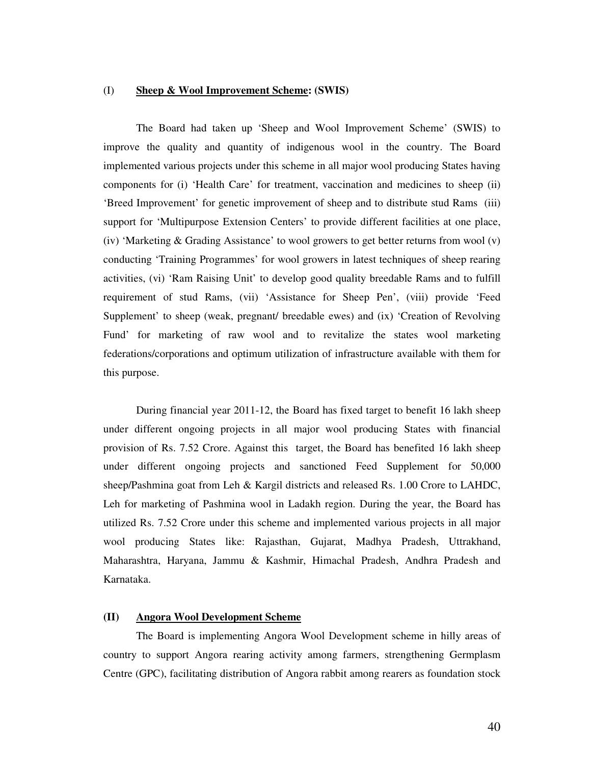## (I) **Sheep & Wool Improvement Scheme: (SWIS)**

The Board had taken up 'Sheep and Wool Improvement Scheme' (SWIS) to improve the quality and quantity of indigenous wool in the country. The Board implemented various projects under this scheme in all major wool producing States having components for (i) 'Health Care' for treatment, vaccination and medicines to sheep (ii) 'Breed Improvement' for genetic improvement of sheep and to distribute stud Rams (iii) support for 'Multipurpose Extension Centers' to provide different facilities at one place, (iv) 'Marketing & Grading Assistance' to wool growers to get better returns from wool (v) conducting 'Training Programmes' for wool growers in latest techniques of sheep rearing activities, (vi) 'Ram Raising Unit' to develop good quality breedable Rams and to fulfill requirement of stud Rams, (vii) 'Assistance for Sheep Pen', (viii) provide 'Feed Supplement' to sheep (weak, pregnant/ breedable ewes) and (ix) 'Creation of Revolving Fund' for marketing of raw wool and to revitalize the states wool marketing federations/corporations and optimum utilization of infrastructure available with them for this purpose.

During financial year 2011-12, the Board has fixed target to benefit 16 lakh sheep under different ongoing projects in all major wool producing States with financial provision of Rs. 7.52 Crore. Against this target, the Board has benefited 16 lakh sheep under different ongoing projects and sanctioned Feed Supplement for 50,000 sheep/Pashmina goat from Leh & Kargil districts and released Rs. 1.00 Crore to LAHDC, Leh for marketing of Pashmina wool in Ladakh region. During the year, the Board has utilized Rs. 7.52 Crore under this scheme and implemented various projects in all major wool producing States like: Rajasthan, Gujarat, Madhya Pradesh, Uttrakhand, Maharashtra, Haryana, Jammu & Kashmir, Himachal Pradesh, Andhra Pradesh and Karnataka.

## **(II) Angora Wool Development Scheme**

The Board is implementing Angora Wool Development scheme in hilly areas of country to support Angora rearing activity among farmers, strengthening Germplasm Centre (GPC), facilitating distribution of Angora rabbit among rearers as foundation stock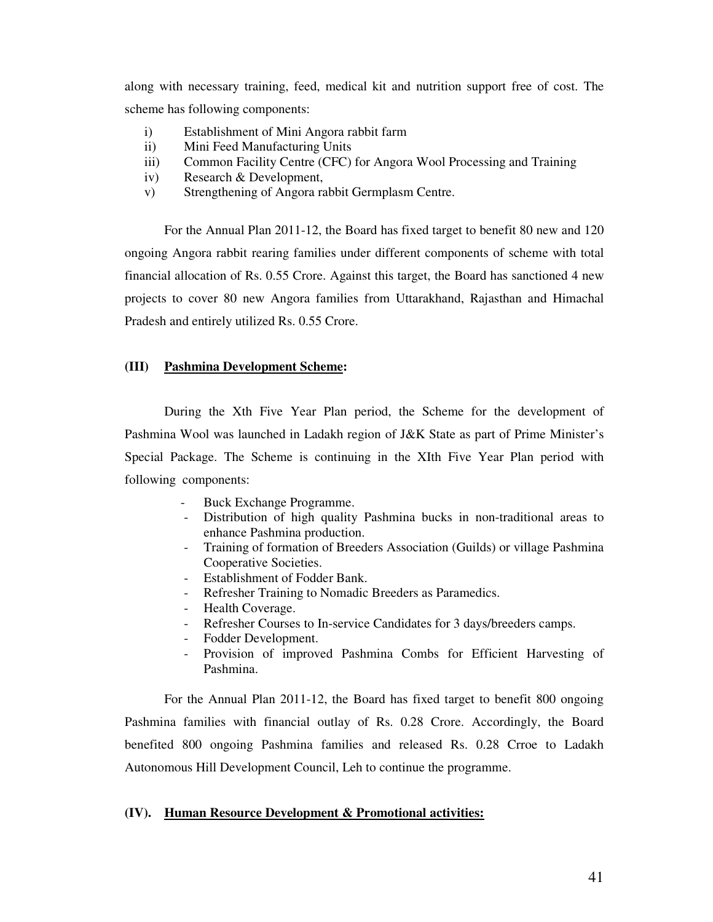along with necessary training, feed, medical kit and nutrition support free of cost. The scheme has following components:

i) Establishment of Mini Angora rabbit farm
ii) Mini Feed Manufacturing Units
iii) Common Facility Centre (CFC) for Angora Wool Processing and Training
iv) Research & Development,
v) Strengthening of Angora rabbit Germplasm Centre.

For the Annual Plan 2011-12, the Board has fixed target to benefit 80 new and 120 ongoing Angora rabbit rearing families under different components of scheme with total financial allocation of Rs. 0.55 Crore. Against this target, the Board has sanctioned 4 new projects to cover 80 new Angora families from Uttarakhand, Rajasthan and Himachal Pradesh and entirely utilized Rs. 0.55 Crore.

**(III) <u>Pashmina Development Scheme</u>:**

During the Xth Five Year Plan period, the Scheme for the development of Pashmina Wool was launched in Ladakh region of J&K State as part of Prime Minister's Special Package. The Scheme is continuing in the XIth Five Year Plan period with following components:

- Buck Exchange Programme.
- Distribution of high quality Pashmina bucks in non-traditional areas to enhance Pashmina production.
- Training of formation of Breeders Association (Guilds) or village Pashmina Cooperative Societies.
- Establishment of Fodder Bank.
- Refresher Training to Nomadic Breeders as Paramedics.
- Health Coverage.
- Refresher Courses to In-service Candidates for 3 days/breeders camps.
- Fodder Development.
- Provision of improved Pashmina Combs for Efficient Harvesting of Pashmina.

For the Annual Plan 2011-12, the Board has fixed target to benefit 800 ongoing Pashmina families with financial outlay of Rs. 0.28 Crore. Accordingly, the Board benefited 800 ongoing Pashmina families and released Rs. 0.28 Crroe to Ladakh Autonomous Hill Development Council, Leh to continue the programme.

**(IV). <u>Human Resource Development & Promotional activities:</u>**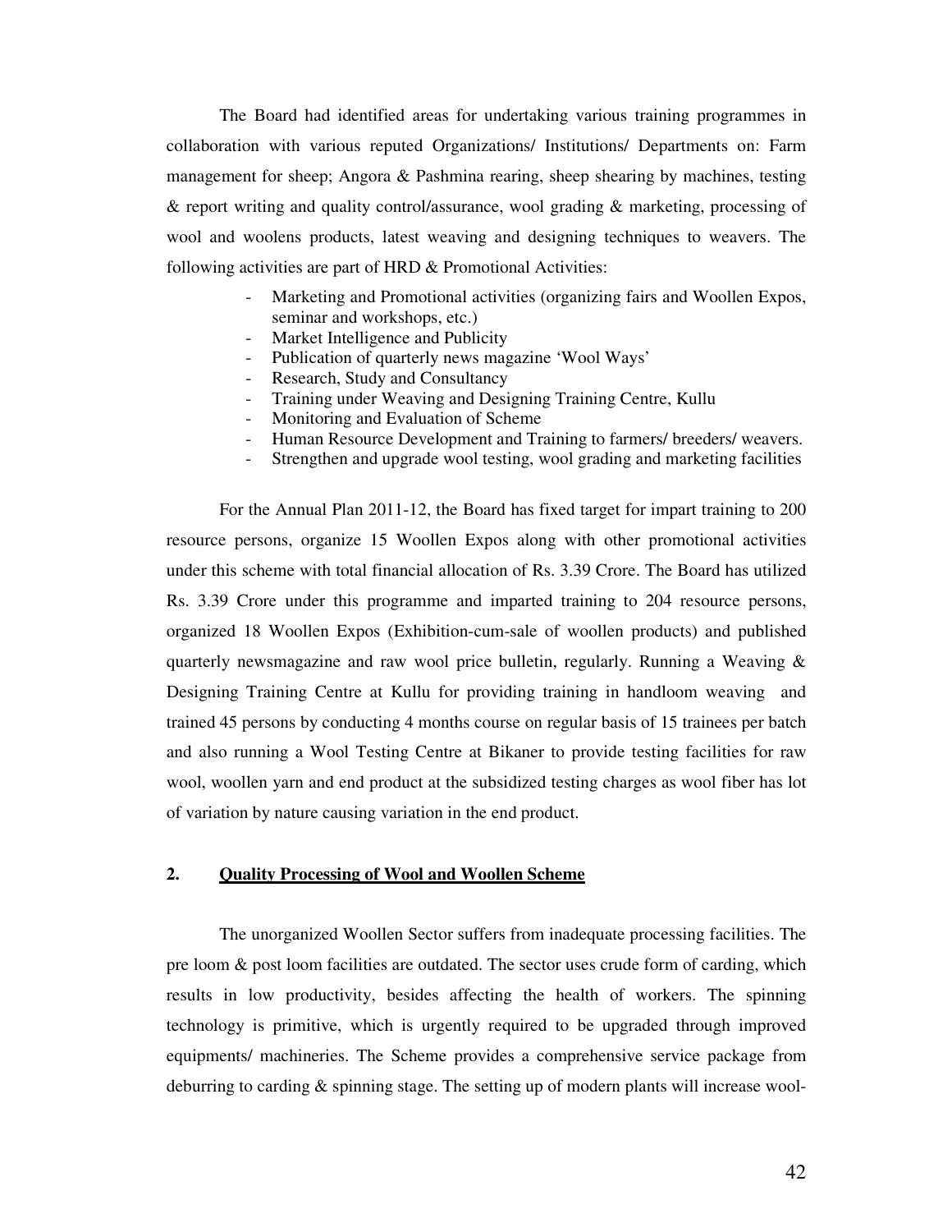The Board had identified areas for undertaking various training programmes in collaboration with various reputed Organizations/ Institutions/ Departments on: Farm management for sheep; Angora & Pashmina rearing, sheep shearing by machines, testing & report writing and quality control/assurance, wool grading & marketing, processing of wool and woolens products, latest weaving and designing techniques to weavers. The following activities are part of HRD & Promotional Activities:

- Marketing and Promotional activities (organizing fairs and Woollen Expos, seminar and workshops, etc.)
- Market Intelligence and Publicity
- Publication of quarterly news magazine 'Wool Ways'
- Research, Study and Consultancy
- Training under Weaving and Designing Training Centre, Kullu
- Monitoring and Evaluation of Scheme
- Human Resource Development and Training to farmers/ breeders/ weavers.
- Strengthen and upgrade wool testing, wool grading and marketing facilities

For the Annual Plan 2011-12, the Board has fixed target for impart training to 200 resource persons, organize 15 Woollen Expos along with other promotional activities under this scheme with total financial allocation of Rs. 3.39 Crore. The Board has utilized Rs. 3.39 Crore under this programme and imparted training to 204 resource persons, organized 18 Woollen Expos (Exhibition-cum-sale of woollen products) and published quarterly newsmagazine and raw wool price bulletin, regularly. Running a Weaving & Designing Training Centre at Kullu for providing training in handloom weaving and trained 45 persons by conducting 4 months course on regular basis of 15 trainees per batch and also running a Wool Testing Centre at Bikaner to provide testing facilities for raw wool, woollen yarn and end product at the subsidized testing charges as wool fiber has lot of variation by nature causing variation in the end product.

## 2. Quality Processing of Wool and Woollen Scheme

The unorganized Woollen Sector suffers from inadequate processing facilities. The pre loom & post loom facilities are outdated. The sector uses crude form of carding, which results in low productivity, besides affecting the health of workers. The spinning technology is primitive, which is urgently required to be upgraded through improved equipments/ machineries. The Scheme provides a comprehensive service package from deburring to carding & spinning stage. The setting up of modern plants will increase wool-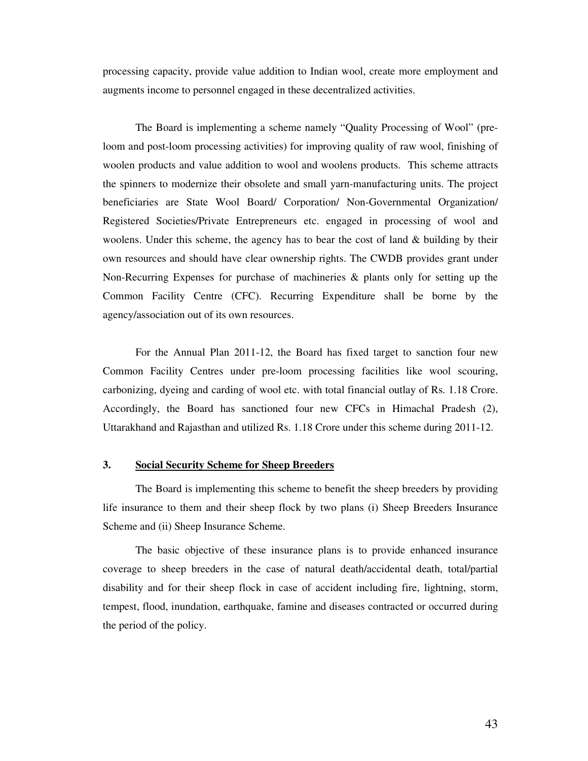processing capacity, provide value addition to Indian wool, create more employment and augments income to personnel engaged in these decentralized activities.

The Board is implementing a scheme namely "Quality Processing of Wool" (pre-loom and post-loom processing activities) for improving quality of raw wool, finishing of woolen products and value addition to wool and woolens products. This scheme attracts the spinners to modernize their obsolete and small yarn-manufacturing units. The project beneficiaries are State Wool Board/ Corporation/ Non-Governmental Organization/ Registered Societies/Private Entrepreneurs etc. engaged in processing of wool and woolens. Under this scheme, the agency has to bear the cost of land & building by their own resources and should have clear ownership rights. The CWDB provides grant under Non-Recurring Expenses for purchase of machineries & plants only for setting up the Common Facility Centre (CFC). Recurring Expenditure shall be borne by the agency/association out of its own resources.

For the Annual Plan 2011-12, the Board has fixed target to sanction four new Common Facility Centres under pre-loom processing facilities like wool scouring, carbonizing, dyeing and carding of wool etc. with total financial outlay of Rs. 1.18 Crore. Accordingly, the Board has sanctioned four new CFCs in Himachal Pradesh (2), Uttarakhand and Rajasthan and utilized Rs. 1.18 Crore under this scheme during 2011-12.

### 3. Social Security Scheme for Sheep Breeders

The Board is implementing this scheme to benefit the sheep breeders by providing life insurance to them and their sheep flock by two plans (i) Sheep Breeders Insurance Scheme and (ii) Sheep Insurance Scheme.

The basic objective of these insurance plans is to provide enhanced insurance coverage to sheep breeders in the case of natural death/accidental death, total/partial disability and for their sheep flock in case of accident including fire, lightning, storm, tempest, flood, inundation, earthquake, famine and diseases contracted or occurred during the period of the policy.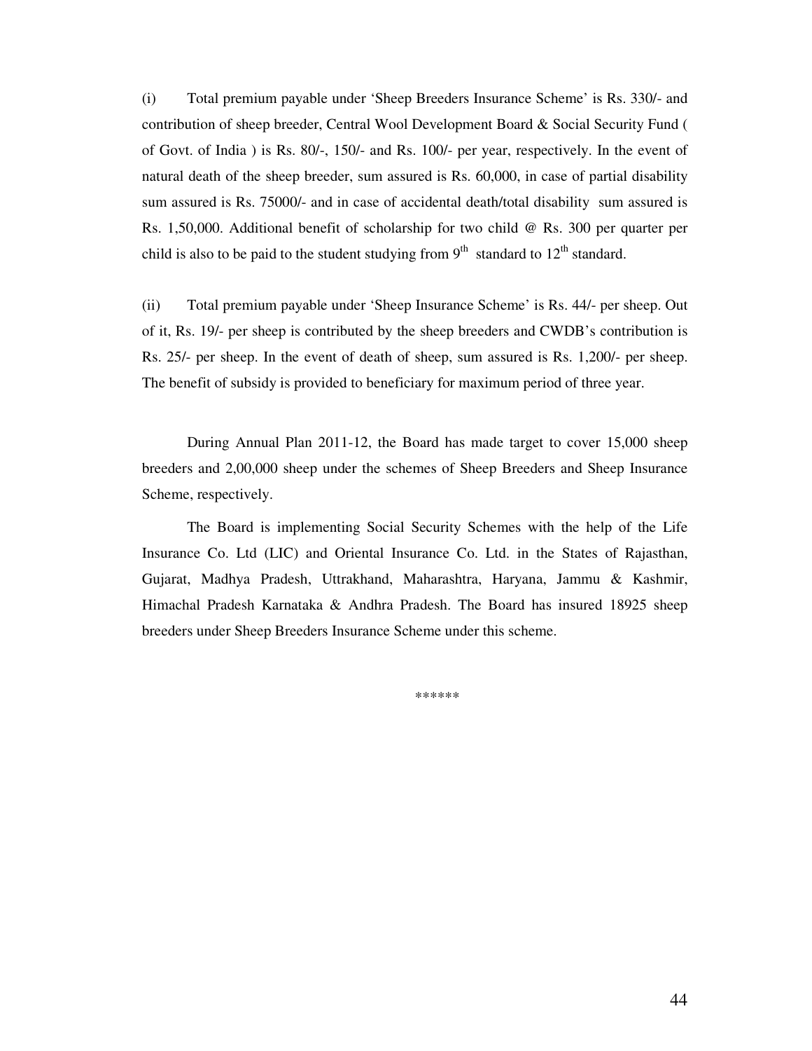(i) Total premium payable under 'Sheep Breeders Insurance Scheme' is Rs. 330/- and contribution of sheep breeder, Central Wool Development Board & Social Security Fund ( of Govt. of India ) is Rs. 80/-, 150/- and Rs. 100/- per year, respectively. In the event of natural death of the sheep breeder, sum assured is Rs. 60,000, in case of partial disability sum assured is Rs. 75000/- and in case of accidental death/total disability sum assured is Rs. 1,50,000. Additional benefit of scholarship for two child @ Rs. 300 per quarter per child is also to be paid to the student studying from 9th standard to 12th standard.

(ii) Total premium payable under 'Sheep Insurance Scheme' is Rs. 44/- per sheep. Out of it, Rs. 19/- per sheep is contributed by the sheep breeders and CWDB's contribution is Rs. 25/- per sheep. In the event of death of sheep, sum assured is Rs. 1,200/- per sheep. The benefit of subsidy is provided to beneficiary for maximum period of three year.

During Annual Plan 2011-12, the Board has made target to cover 15,000 sheep breeders and 2,00,000 sheep under the schemes of Sheep Breeders and Sheep Insurance Scheme, respectively.

The Board is implementing Social Security Schemes with the help of the Life Insurance Co. Ltd (LIC) and Oriental Insurance Co. Ltd. in the States of Rajasthan, Gujarat, Madhya Pradesh, Uttrakhand, Maharashtra, Haryana, Jammu & Kashmir, Himachal Pradesh Karnataka & Andhra Pradesh. The Board has insured 18925 sheep breeders under Sheep Breeders Insurance Scheme under this scheme.

******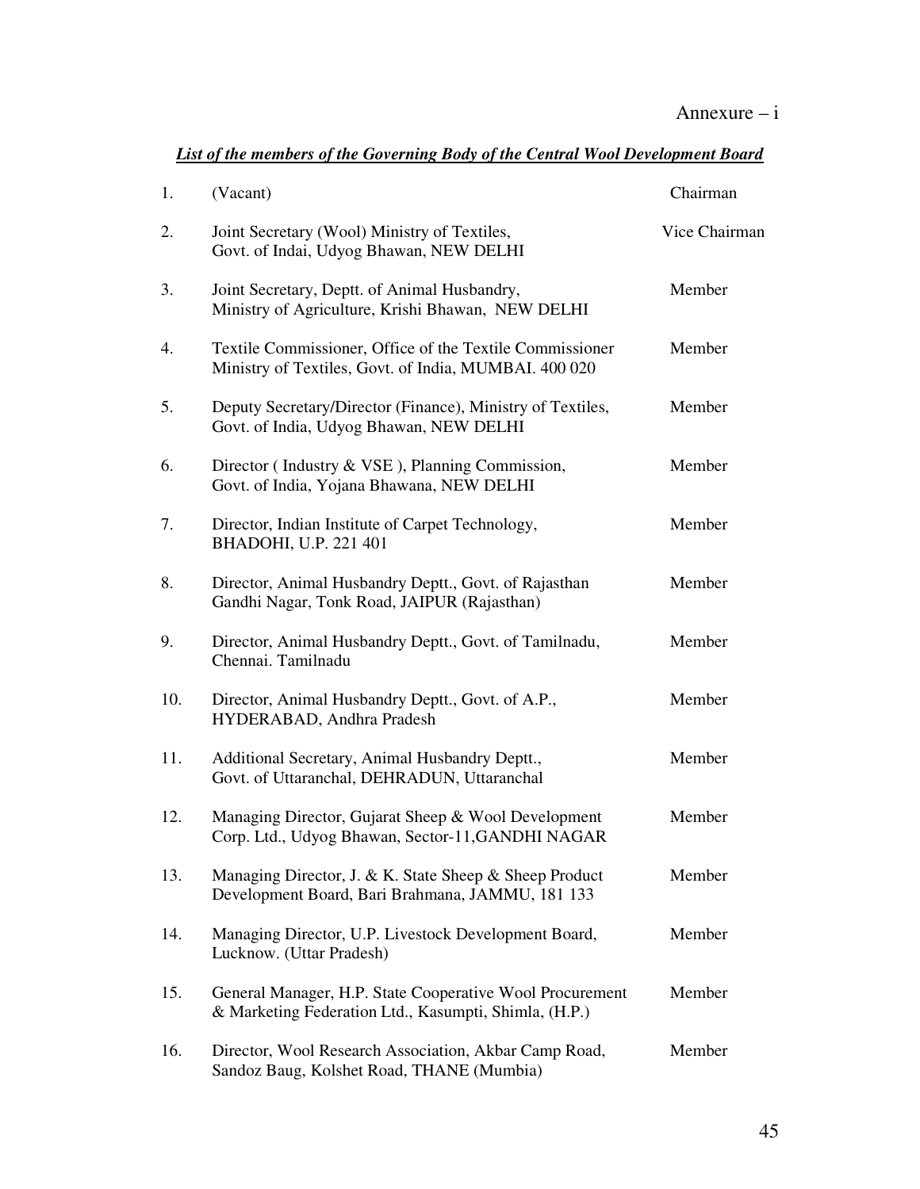Annexure – i

***List of the members of the Governing Body of the Central Wool Development Board***

| | | |
|---|---|---|
| 1. | (Vacant) | Chairman |
| 2. | Joint Secretary (Wool) Ministry of Textiles, Govt. of Indai, Udyog Bhawan, NEW DELHI | Vice Chairman |
| 3. | Joint Secretary, Deptt. of Animal Husbandry, Ministry of Agriculture, Krishi Bhawan, NEW DELHI | Member |
| 4. | Textile Commissioner, Office of the Textile Commissioner Ministry of Textiles, Govt. of India, MUMBAI. 400 020 | Member |
| 5. | Deputy Secretary/Director (Finance), Ministry of Textiles, Govt. of India, Udyog Bhawan, NEW DELHI | Member |
| 6. | Director ( Industry & VSE ), Planning Commission, Govt. of India, Yojana Bhawana, NEW DELHI | Member |
| 7. | Director, Indian Institute of Carpet Technology, BHADOHI, U.P. 221 401 | Member |
| 8. | Director, Animal Husbandry Deptt., Govt. of Rajasthan Gandhi Nagar, Tonk Road, JAIPUR (Rajasthan) | Member |
| 9. | Director, Animal Husbandry Deptt., Govt. of Tamilnadu, Chennai. Tamilnadu | Member |
| 10. | Director, Animal Husbandry Deptt., Govt. of A.P., HYDERABAD, Andhra Pradesh | Member |
| 11. | Additional Secretary, Animal Husbandry Deptt., Govt. of Uttaranchal, DEHRADUN, Uttaranchal | Member |
| 12. | Managing Director, Gujarat Sheep & Wool Development Corp. Ltd., Udyog Bhawan, Sector-11,GANDHI NAGAR | Member |
| 13. | Managing Director, J. & K. State Sheep & Sheep Product Development Board, Bari Brahmana, JAMMU, 181 133 | Member |
| 14. | Managing Director, U.P. Livestock Development Board, Lucknow. (Uttar Pradesh) | Member |
| 15. | General Manager, H.P. State Cooperative Wool Procurement & Marketing Federation Ltd., Kasumpti, Shimla, (H.P.) | Member |
| 16. | Director, Wool Research Association, Akbar Camp Road, Sandoz Baug, Kolshet Road, THANE (Mumbia) | Member |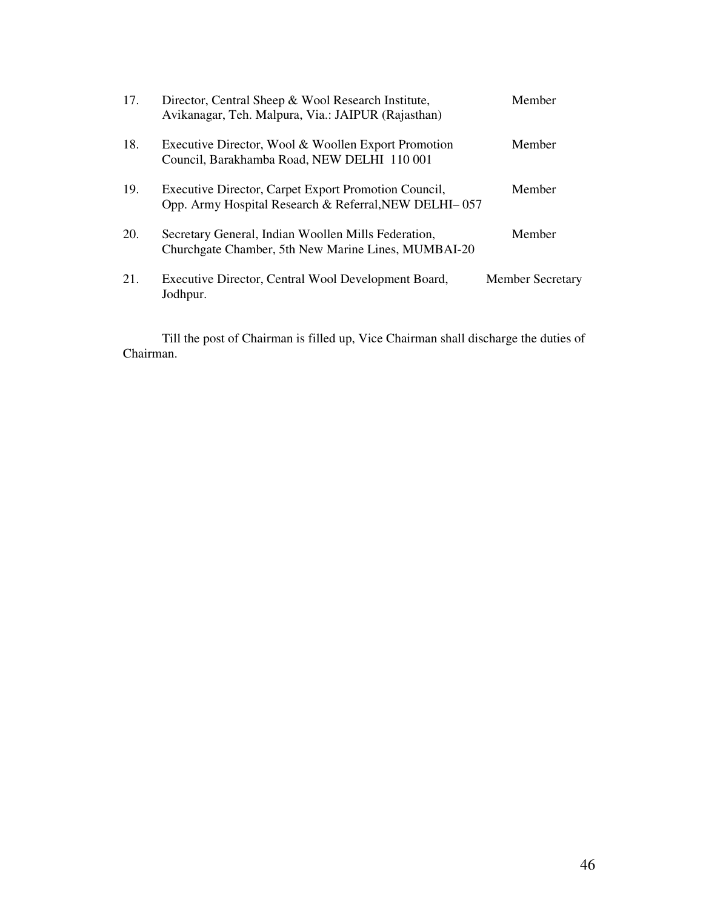| | | |
|---|---|---|
| 17. | Director, Central Sheep & Wool Research Institute, Avikanagar, Teh. Malpura, Via.: JAIPUR (Rajasthan) | Member |
| 18. | Executive Director, Wool & Woollen Export Promotion Council, Barakhamba Road, NEW DELHI 110 001 | Member |
| 19. | Executive Director, Carpet Export Promotion Council, Opp. Army Hospital Research & Referral,NEW DELHI– 057 | Member |
| 20. | Secretary General, Indian Woollen Mills Federation, Churchgate Chamber, 5th New Marine Lines, MUMBAI-20 | Member |
| 21. | Executive Director, Central Wool Development Board, Jodhpur. | Member Secretary |

Till the post of Chairman is filled up, Vice Chairman shall discharge the duties of Chairman.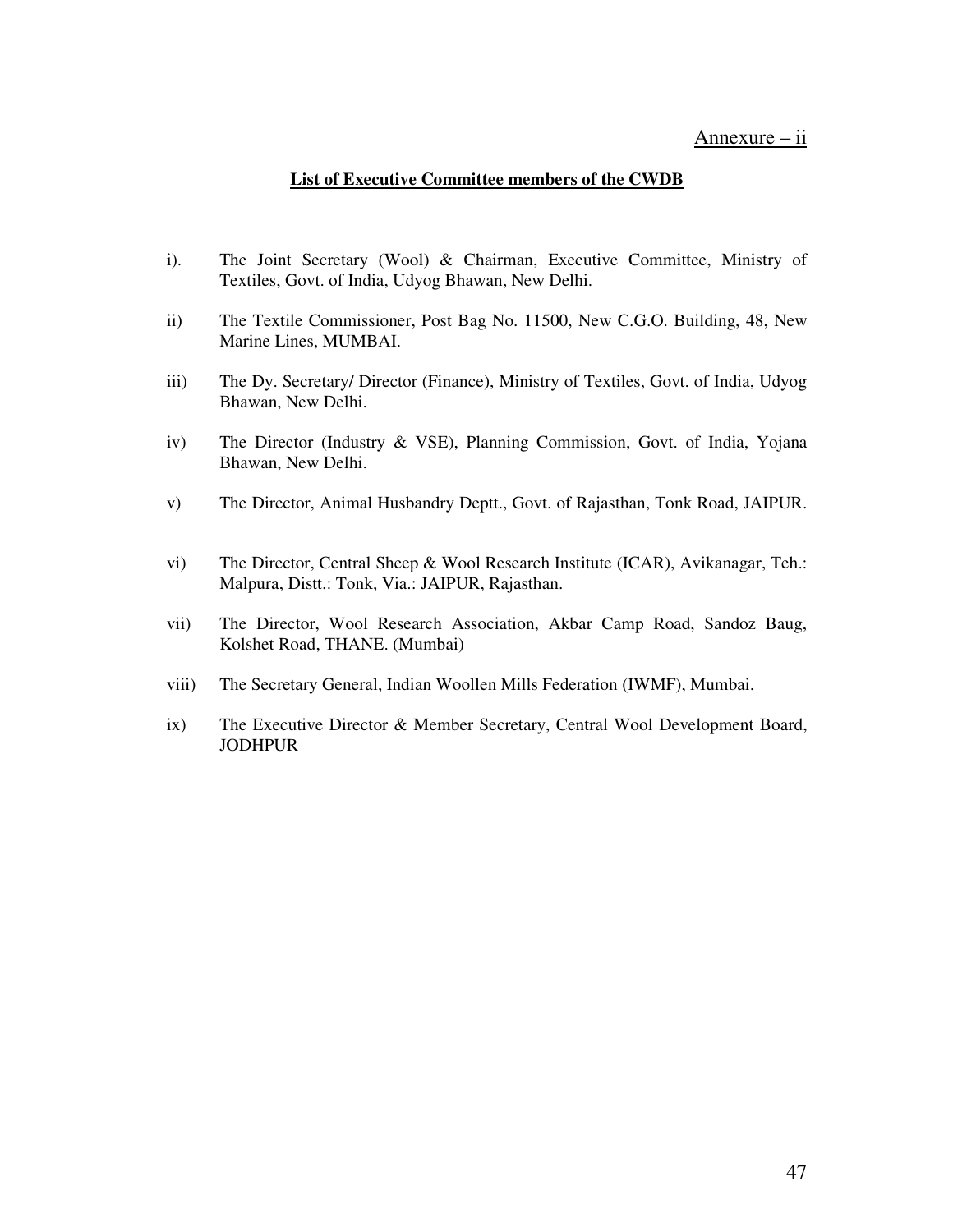Annexure – ii

## List of Executive Committee members of the CWDB

i). The Joint Secretary (Wool) & Chairman, Executive Committee, Ministry of Textiles, Govt. of India, Udyog Bhawan, New Delhi.

ii) The Textile Commissioner, Post Bag No. 11500, New C.G.O. Building, 48, New Marine Lines, MUMBAI.

iii) The Dy. Secretary/ Director (Finance), Ministry of Textiles, Govt. of India, Udyog Bhawan, New Delhi.

iv) The Director (Industry & VSE), Planning Commission, Govt. of India, Yojana Bhawan, New Delhi.

v) The Director, Animal Husbandry Deptt., Govt. of Rajasthan, Tonk Road, JAIPUR.

vi) The Director, Central Sheep & Wool Research Institute (ICAR), Avikanagar, Teh.: Malpura, Distt.: Tonk, Via.: JAIPUR, Rajasthan.

vii) The Director, Wool Research Association, Akbar Camp Road, Sandoz Baug, Kolshet Road, THANE. (Mumbai)

viii) The Secretary General, Indian Woollen Mills Federation (IWMF), Mumbai.

ix) The Executive Director & Member Secretary, Central Wool Development Board, JODHPUR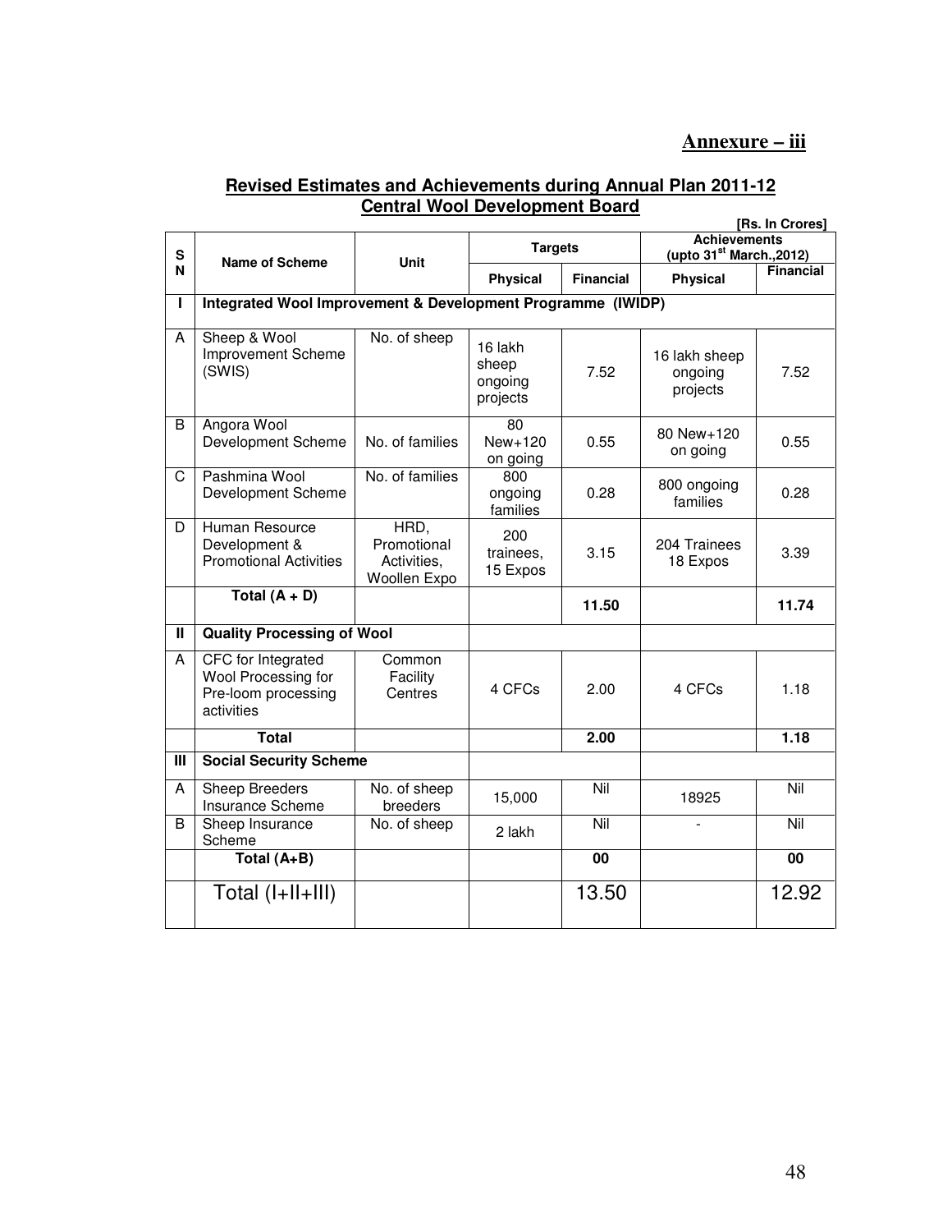**Annexure – iii**

**Revised Estimates and Achievements during Annual Plan 2011-12**
**Central Wool Development Board**

[Rs. In Crores]

| SN | Name of Scheme | Unit | Targets | | Achievements (upto 31st March.,2012) | |
|---|---|---|---|---|---|---|
| | | | Physical | Financial | Physical | Financial |
| I | Integrated Wool Improvement & Development Programme (IWIDP) | | | | | |
| A | Sheep & Wool Improvement Scheme (SWIS) | No. of sheep | 16 lakh sheep ongoing projects | 7.52 | 16 lakh sheep ongoing projects | 7.52 |
| B | Angora Wool Development Scheme | No. of families | 80 New+120 on going | 0.55 | 80 New+120 on going | 0.55 |
| C | Pashmina Wool Development Scheme | No. of families | 800 ongoing families | 0.28 | 800 ongoing families | 0.28 |
| D | Human Resource Development & Promotional Activities | HRD, Promotional Activities, Woollen Expo | 200 trainees, 15 Expos | 3.15 | 204 Trainees 18 Expos | 3.39 |
| | **Total (A + D)** | | | **11.50** | | **11.74** |
| II | **Quality Processing of Wool** | | | | | |
| A | CFC for Integrated Wool Processing for Pre-loom processing activities | Common Facility Centres | 4 CFCs | 2.00 | 4 CFCs | 1.18 |
| | **Total** | | | **2.00** | | **1.18** |
| III | **Social Security Scheme** | | | | | |
| A | Sheep Breeders Insurance Scheme | No. of sheep breeders | 15,000 | Nil | 18925 | Nil |
| B | Sheep Insurance Scheme | No. of sheep | 2 lakh | Nil | - | Nil |
| | **Total (A+B)** | | | **00** | | **00** |
| | Total (I+II+III) | | | 13.50 | | 12.92 |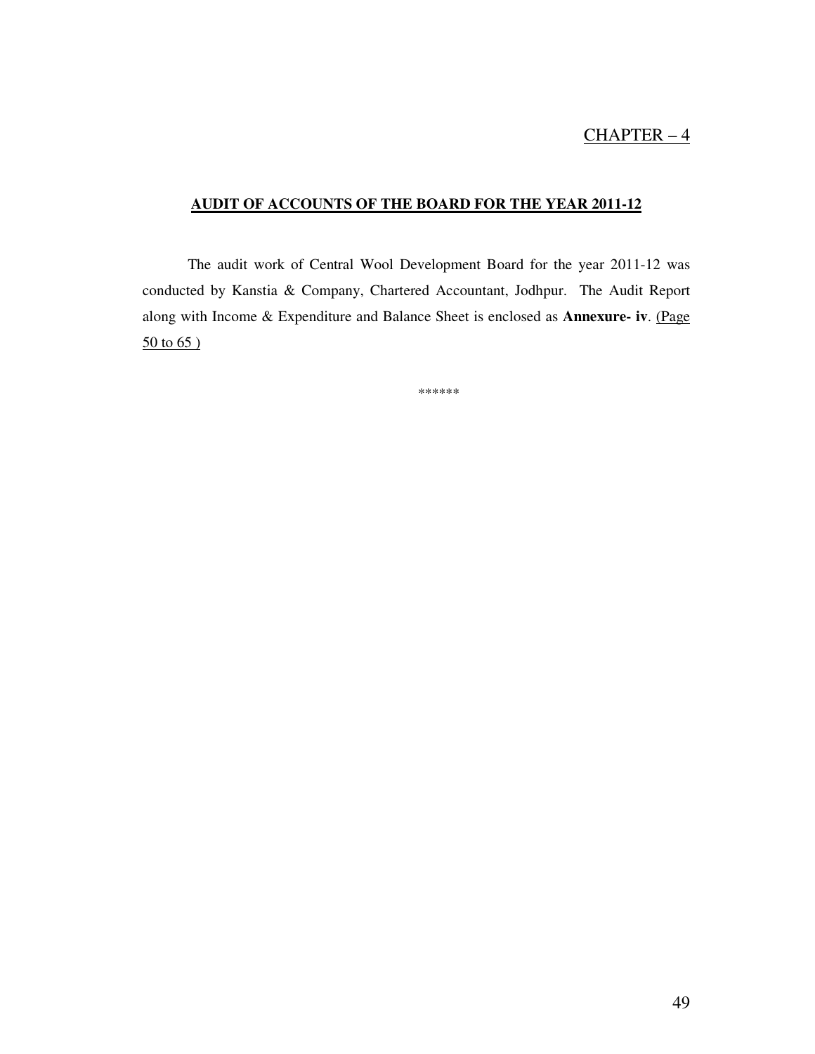CHAPTER – 4

## AUDIT OF ACCOUNTS OF THE BOARD FOR THE YEAR 2011-12

The audit work of Central Wool Development Board for the year 2011-12 was conducted by Kanstia & Company, Chartered Accountant, Jodhpur. The Audit Report along with Income & Expenditure and Balance Sheet is enclosed as **Annexure- iv**. (Page 50 to 65 )

******